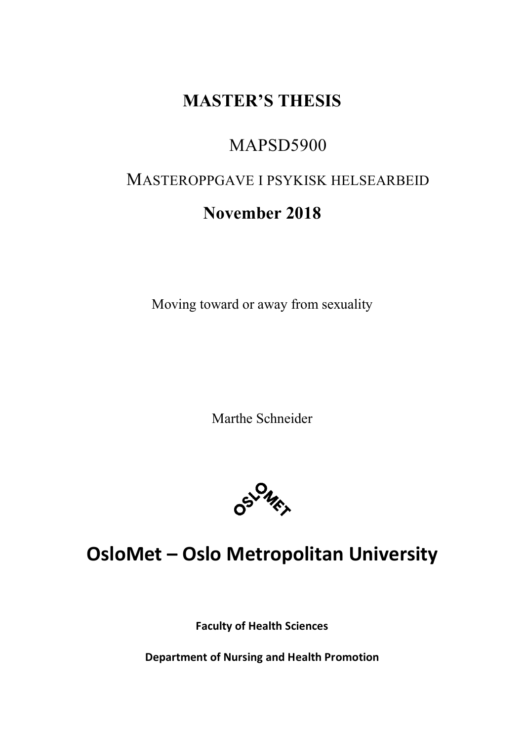# MASTER'S THESIS

MAPSD5900

MASTEROPPGAVE I PSYKISK HELSEARBEID

**November 2018**

Moving toward or away from sexuality

Marthe Schneider

OSLOMET

# OsloMet – Oslo Metropolitan University

**Faculty of Health Sciences**

**Department of Nursing and Health Promotion**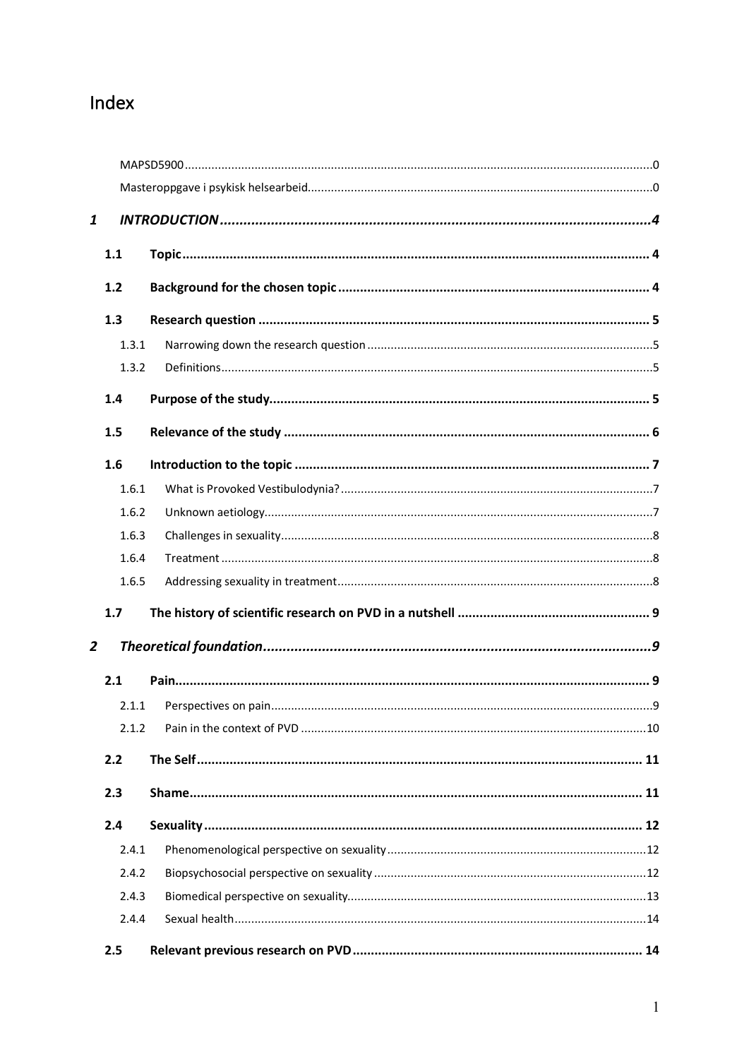# Index

MAPSD5900 ....... 0

Masteroppgave i psykisk helsearbeid ....... 0

**1 INTRODUCTION ....... 4**

**1.1 Topic ....... 4**

**1.2 Background for the chosen topic ....... 4**

**1.3 Research question ....... 5**

1.3.1 Narrowing down the research question ....... 5

1.3.2 Definitions ....... 5

**1.4 Purpose of the study ....... 5**

**1.5 Relevance of the study ....... 6**

**1.6 Introduction to the topic ....... 7**

1.6.1 What is Provoked Vestibulodynia? ....... 7

1.6.2 Unknown aetiology ....... 7

1.6.3 Challenges in sexuality ....... 8

1.6.4 Treatment ....... 8

1.6.5 Addressing sexuality in treatment ....... 8

**1.7 The history of scientific research on PVD in a nutshell ....... 9**

***2 Theoretical foundation ....... 9***

**2.1 Pain ....... 9**

2.1.1 Perspectives on pain ....... 9

2.1.2 Pain in the context of PVD ....... 10

**2.2 The Self ....... 11**

**2.3 Shame ....... 11**

**2.4 Sexuality ....... 12**

2.4.1 Phenomenological perspective on sexuality ....... 12

2.4.2 Biopsychosocial perspective on sexuality ....... 12

2.4.3 Biomedical perspective on sexuality ....... 13

2.4.4 Sexual health ....... 14

**2.5 Relevant previous research on PVD ....... 14**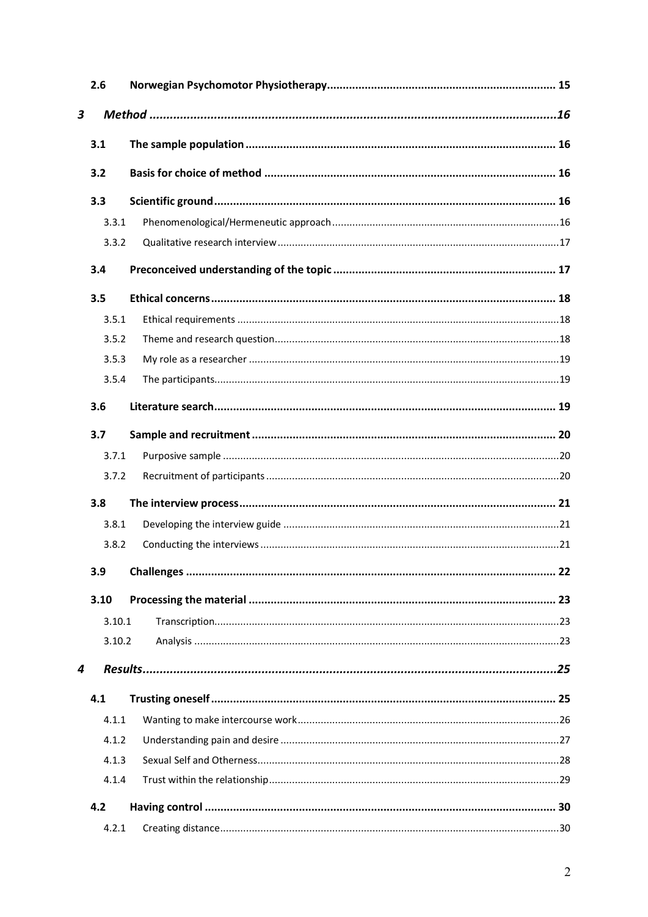| | | |
|---|---|---|
| **2.6** | **Norwegian Psychomotor Physiotherapy** | **15** |
| ***3*** | ***Method*** | ***16*** |
| **3.1** | **The sample population** | **16** |
| **3.2** | **Basis for choice of method** | **16** |
| **3.3** | **Scientific ground** | **16** |
| 3.3.1 | Phenomenological/Hermeneutic approach | 16 |
| 3.3.2 | Qualitative research interview | 17 |
| **3.4** | **Preconceived understanding of the topic** | **17** |
| **3.5** | **Ethical concerns** | **18** |
| 3.5.1 | Ethical requirements | 18 |
| 3.5.2 | Theme and research question | 18 |
| 3.5.3 | My role as a researcher | 19 |
| 3.5.4 | The participants | 19 |
| **3.6** | **Literature search** | **19** |
| **3.7** | **Sample and recruitment** | **20** |
| 3.7.1 | Purposive sample | 20 |
| 3.7.2 | Recruitment of participants | 20 |
| **3.8** | **The interview process** | **21** |
| 3.8.1 | Developing the interview guide | 21 |
| 3.8.2 | Conducting the interviews | 21 |
| **3.9** | **Challenges** | **22** |
| **3.10** | **Processing the material** | **23** |
| 3.10.1 | Transcription | 23 |
| 3.10.2 | Analysis | 23 |
| ***4*** | ***Results*** | ***25*** |
| **4.1** | **Trusting oneself** | **25** |
| 4.1.1 | Wanting to make intercourse work | 26 |
| 4.1.2 | Understanding pain and desire | 27 |
| 4.1.3 | Sexual Self and Otherness | 28 |
| 4.1.4 | Trust within the relationship | 29 |
| **4.2** | **Having control** | **30** |
| 4.2.1 | Creating distance | 30 |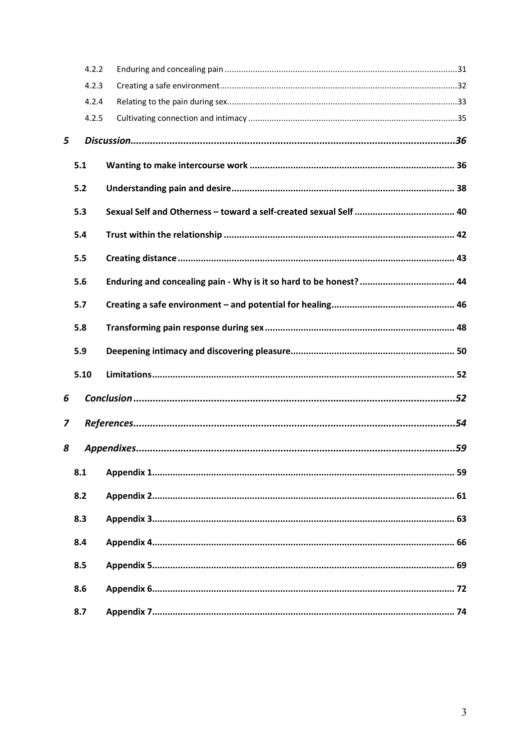4.2.2 Enduring and concealing pain ..... 31

4.2.3 Creating a safe environment ..... 32

4.2.4 Relating to the pain during sex ..... 33

4.2.5 Cultivating connection and intimacy ..... 35

***5 Discussion ..... 36***

**5.1 Wanting to make intercourse work ..... 36**

**5.2 Understanding pain and desire ..... 38**

**5.3 Sexual Self and Otherness – toward a self-created sexual Self ..... 40**

**5.4 Trust within the relationship ..... 42**

**5.5 Creating distance ..... 43**

**5.6 Enduring and concealing pain - Why is it so hard to be honest? ..... 44**

**5.7 Creating a safe environment – and potential for healing ..... 46**

**5.8 Transforming pain response during sex ..... 48**

**5.9 Deepening intimacy and discovering pleasure ..... 50**

**5.10 Limitations ..... 52**

***6 Conclusion ..... 52***

***7 References ..... 54***

***8 Appendixes ..... 59***

**8.1 Appendix 1 ..... 59**

**8.2 Appendix 2 ..... 61**

**8.3 Appendix 3 ..... 63**

**8.4 Appendix 4 ..... 66**

**8.5 Appendix 5 ..... 69**

**8.6 Appendix 6 ..... 72**

**8.7 Appendix 7 ..... 74**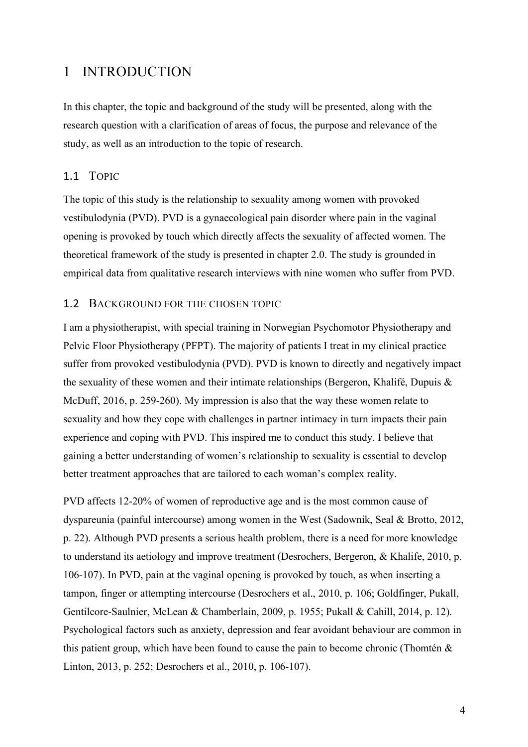# 1 INTRODUCTION

In this chapter, the topic and background of the study will be presented, along with the research question with a clarification of areas of focus, the purpose and relevance of the study, as well as an introduction to the topic of research.

## 1.1 TOPIC

The topic of this study is the relationship to sexuality among women with provoked vestibulodynia (PVD). PVD is a gynaecological pain disorder where pain in the vaginal opening is provoked by touch which directly affects the sexuality of affected women. The theoretical framework of the study is presented in chapter 2.0. The study is grounded in empirical data from qualitative research interviews with nine women who suffer from PVD.

## 1.2 BACKGROUND FOR THE CHOSEN TOPIC

I am a physiotherapist, with special training in Norwegian Psychomotor Physiotherapy and Pelvic Floor Physiotherapy (PFPT). The majority of patients I treat in my clinical practice suffer from provoked vestibulodynia (PVD). PVD is known to directly and negatively impact the sexuality of these women and their intimate relationships (Bergeron, Khalifé, Dupuis & McDuff, 2016, p. 259-260). My impression is also that the way these women relate to sexuality and how they cope with challenges in partner intimacy in turn impacts their pain experience and coping with PVD. This inspired me to conduct this study. I believe that gaining a better understanding of women's relationship to sexuality is essential to develop better treatment approaches that are tailored to each woman's complex reality.

PVD affects 12-20% of women of reproductive age and is the most common cause of dyspareunia (painful intercourse) among women in the West (Sadownik, Seal & Brotto, 2012, p. 22). Although PVD presents a serious health problem, there is a need for more knowledge to understand its aetiology and improve treatment (Desrochers, Bergeron, & Khalife, 2010, p. 106-107). In PVD, pain at the vaginal opening is provoked by touch, as when inserting a tampon, finger or attempting intercourse (Desrochers et al., 2010, p. 106; Goldfinger, Pukall, Gentilcore-Saulnier, McLean & Chamberlain, 2009, p. 1955; Pukall & Cahill, 2014, p. 12). Psychological factors such as anxiety, depression and fear avoidant behaviour are common in this patient group, which have been found to cause the pain to become chronic (Thomtén & Linton, 2013, p. 252; Desrochers et al., 2010, p. 106-107).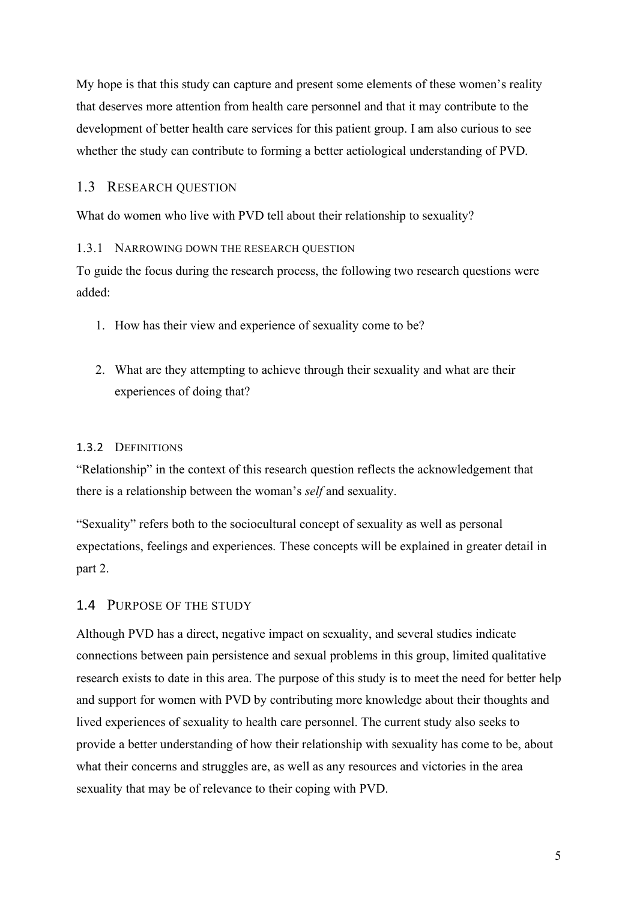My hope is that this study can capture and present some elements of these women's reality that deserves more attention from health care personnel and that it may contribute to the development of better health care services for this patient group. I am also curious to see whether the study can contribute to forming a better aetiological understanding of PVD.

## 1.3 Research question

What do women who live with PVD tell about their relationship to sexuality?

### 1.3.1 Narrowing down the research question

To guide the focus during the research process, the following two research questions were added:

1. How has their view and experience of sexuality come to be?

2. What are they attempting to achieve through their sexuality and what are their experiences of doing that?

### 1.3.2 Definitions

"Relationship" in the context of this research question reflects the acknowledgement that there is a relationship between the woman's *self* and sexuality.

"Sexuality" refers both to the sociocultural concept of sexuality as well as personal expectations, feelings and experiences. These concepts will be explained in greater detail in part 2.

## 1.4 Purpose of the study

Although PVD has a direct, negative impact on sexuality, and several studies indicate connections between pain persistence and sexual problems in this group, limited qualitative research exists to date in this area. The purpose of this study is to meet the need for better help and support for women with PVD by contributing more knowledge about their thoughts and lived experiences of sexuality to health care personnel. The current study also seeks to provide a better understanding of how their relationship with sexuality has come to be, about what their concerns and struggles are, as well as any resources and victories in the area sexuality that may be of relevance to their coping with PVD.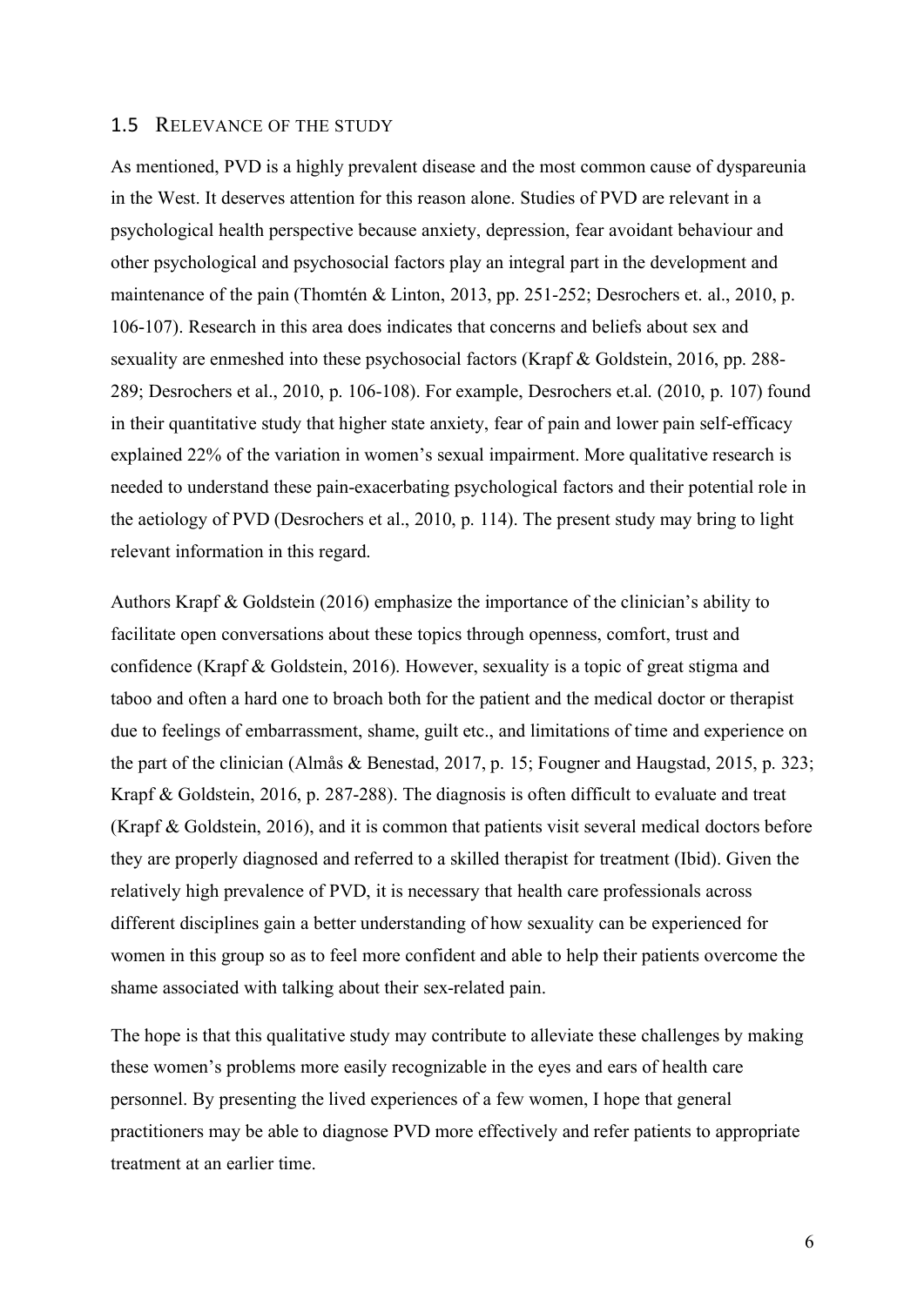## 1.5 Relevance of the study

As mentioned, PVD is a highly prevalent disease and the most common cause of dyspareunia in the West. It deserves attention for this reason alone. Studies of PVD are relevant in a psychological health perspective because anxiety, depression, fear avoidant behaviour and other psychological and psychosocial factors play an integral part in the development and maintenance of the pain (Thomtén & Linton, 2013, pp. 251-252; Desrochers et. al., 2010, p. 106-107). Research in this area does indicates that concerns and beliefs about sex and sexuality are enmeshed into these psychosocial factors (Krapf & Goldstein, 2016, pp. 288-289; Desrochers et al., 2010, p. 106-108). For example, Desrochers et.al. (2010, p. 107) found in their quantitative study that higher state anxiety, fear of pain and lower pain self-efficacy explained 22% of the variation in women's sexual impairment. More qualitative research is needed to understand these pain-exacerbating psychological factors and their potential role in the aetiology of PVD (Desrochers et al., 2010, p. 114). The present study may bring to light relevant information in this regard.

Authors Krapf & Goldstein (2016) emphasize the importance of the clinician's ability to facilitate open conversations about these topics through openness, comfort, trust and confidence (Krapf & Goldstein, 2016). However, sexuality is a topic of great stigma and taboo and often a hard one to broach both for the patient and the medical doctor or therapist due to feelings of embarrassment, shame, guilt etc., and limitations of time and experience on the part of the clinician (Almås & Benestad, 2017, p. 15; Fougner and Haugstad, 2015, p. 323; Krapf & Goldstein, 2016, p. 287-288). The diagnosis is often difficult to evaluate and treat (Krapf & Goldstein, 2016), and it is common that patients visit several medical doctors before they are properly diagnosed and referred to a skilled therapist for treatment (Ibid). Given the relatively high prevalence of PVD, it is necessary that health care professionals across different disciplines gain a better understanding of how sexuality can be experienced for women in this group so as to feel more confident and able to help their patients overcome the shame associated with talking about their sex-related pain.

The hope is that this qualitative study may contribute to alleviate these challenges by making these women's problems more easily recognizable in the eyes and ears of health care personnel. By presenting the lived experiences of a few women, I hope that general practitioners may be able to diagnose PVD more effectively and refer patients to appropriate treatment at an earlier time.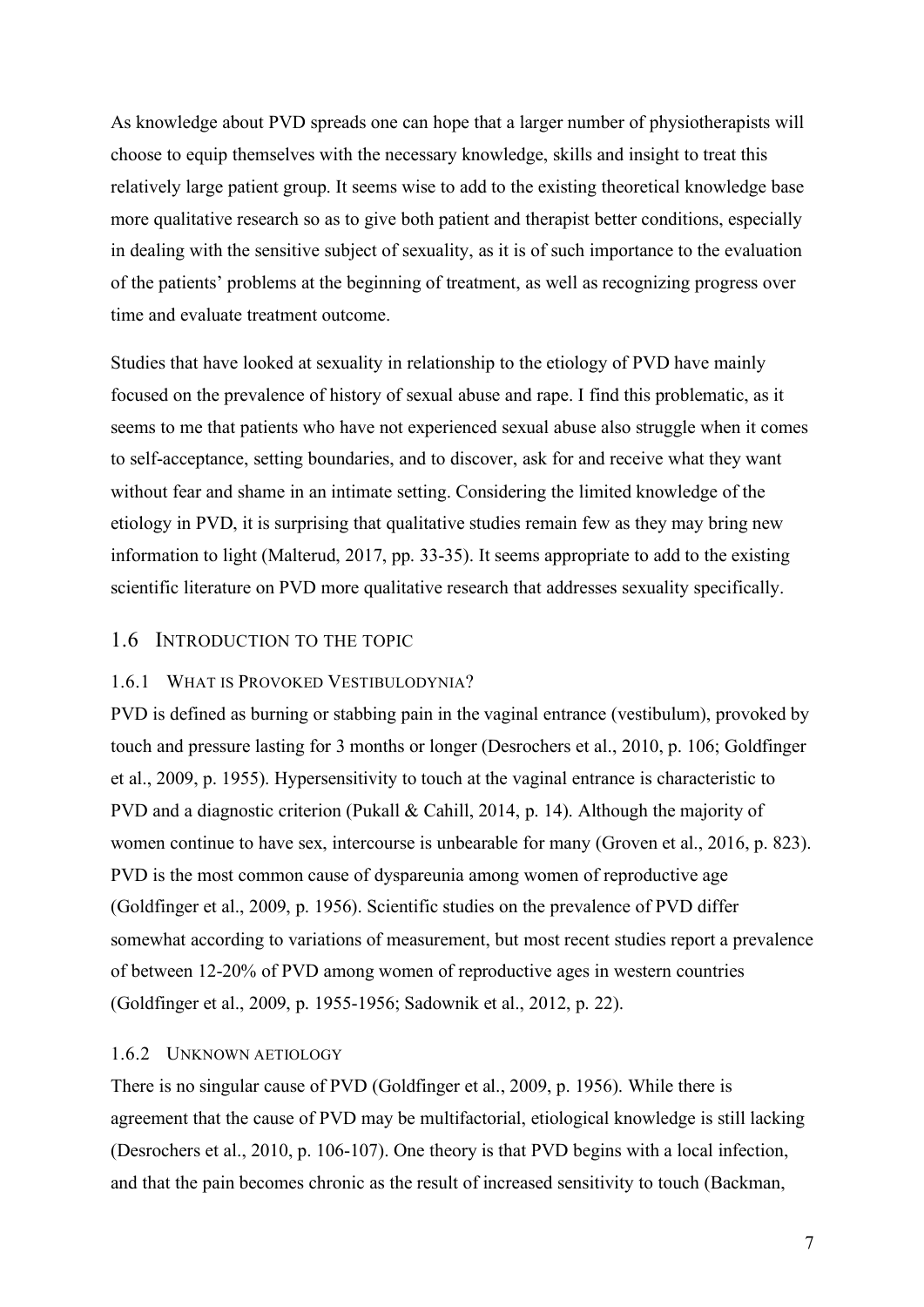As knowledge about PVD spreads one can hope that a larger number of physiotherapists will choose to equip themselves with the necessary knowledge, skills and insight to treat this relatively large patient group. It seems wise to add to the existing theoretical knowledge base more qualitative research so as to give both patient and therapist better conditions, especially in dealing with the sensitive subject of sexuality, as it is of such importance to the evaluation of the patients' problems at the beginning of treatment, as well as recognizing progress over time and evaluate treatment outcome.

Studies that have looked at sexuality in relationship to the etiology of PVD have mainly focused on the prevalence of history of sexual abuse and rape. I find this problematic, as it seems to me that patients who have not experienced sexual abuse also struggle when it comes to self-acceptance, setting boundaries, and to discover, ask for and receive what they want without fear and shame in an intimate setting. Considering the limited knowledge of the etiology in PVD, it is surprising that qualitative studies remain few as they may bring new information to light (Malterud, 2017, pp. 33-35). It seems appropriate to add to the existing scientific literature on PVD more qualitative research that addresses sexuality specifically.

## 1.6 Introduction to the topic

### 1.6.1 What is Provoked Vestibulodynia?

PVD is defined as burning or stabbing pain in the vaginal entrance (vestibulum), provoked by touch and pressure lasting for 3 months or longer (Desrochers et al., 2010, p. 106; Goldfinger et al., 2009, p. 1955). Hypersensitivity to touch at the vaginal entrance is characteristic to PVD and a diagnostic criterion (Pukall & Cahill, 2014, p. 14). Although the majority of women continue to have sex, intercourse is unbearable for many (Groven et al., 2016, p. 823). PVD is the most common cause of dyspareunia among women of reproductive age (Goldfinger et al., 2009, p. 1956). Scientific studies on the prevalence of PVD differ somewhat according to variations of measurement, but most recent studies report a prevalence of between 12-20% of PVD among women of reproductive ages in western countries (Goldfinger et al., 2009, p. 1955-1956; Sadownik et al., 2012, p. 22).

### 1.6.2 Unknown aetiology

There is no singular cause of PVD (Goldfinger et al., 2009, p. 1956). While there is agreement that the cause of PVD may be multifactorial, etiological knowledge is still lacking (Desrochers et al., 2010, p. 106-107). One theory is that PVD begins with a local infection, and that the pain becomes chronic as the result of increased sensitivity to touch (Backman,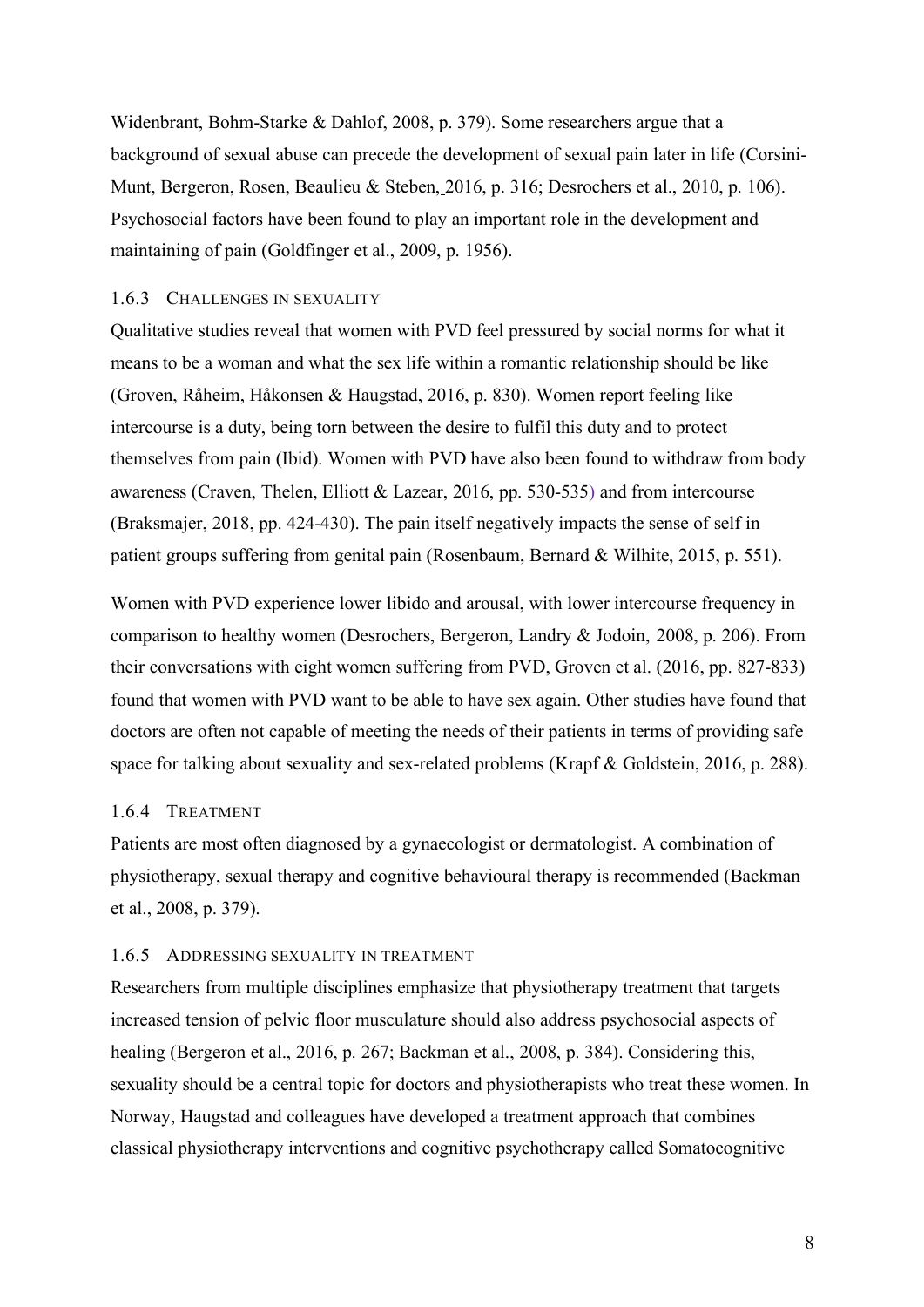Widenbrant, Bohm-Starke & Dahlof, 2008, p. 379). Some researchers argue that a background of sexual abuse can precede the development of sexual pain later in life (Corsini-Munt, Bergeron, Rosen, Beaulieu & Steben, 2016, p. 316; Desrochers et al., 2010, p. 106). Psychosocial factors have been found to play an important role in the development and maintaining of pain (Goldfinger et al., 2009, p. 1956).

### 1.6.3 Challenges in sexuality

Qualitative studies reveal that women with PVD feel pressured by social norms for what it means to be a woman and what the sex life within a romantic relationship should be like (Groven, Råheim, Håkonsen & Haugstad, 2016, p. 830). Women report feeling like intercourse is a duty, being torn between the desire to fulfil this duty and to protect themselves from pain (Ibid). Women with PVD have also been found to withdraw from body awareness (Craven, Thelen, Elliott & Lazear, 2016, pp. 530-535) and from intercourse (Braksmajer, 2018, pp. 424-430). The pain itself negatively impacts the sense of self in patient groups suffering from genital pain (Rosenbaum, Bernard & Wilhite, 2015, p. 551).

Women with PVD experience lower libido and arousal, with lower intercourse frequency in comparison to healthy women (Desrochers, Bergeron, Landry & Jodoin, 2008, p. 206). From their conversations with eight women suffering from PVD, Groven et al. (2016, pp. 827-833) found that women with PVD want to be able to have sex again. Other studies have found that doctors are often not capable of meeting the needs of their patients in terms of providing safe space for talking about sexuality and sex-related problems (Krapf & Goldstein, 2016, p. 288).

### 1.6.4 Treatment

Patients are most often diagnosed by a gynaecologist or dermatologist. A combination of physiotherapy, sexual therapy and cognitive behavioural therapy is recommended (Backman et al., 2008, p. 379).

### 1.6.5 Addressing sexuality in treatment

Researchers from multiple disciplines emphasize that physiotherapy treatment that targets increased tension of pelvic floor musculature should also address psychosocial aspects of healing (Bergeron et al., 2016, p. 267; Backman et al., 2008, p. 384). Considering this, sexuality should be a central topic for doctors and physiotherapists who treat these women. In Norway, Haugstad and colleagues have developed a treatment approach that combines classical physiotherapy interventions and cognitive psychotherapy called Somatocognitive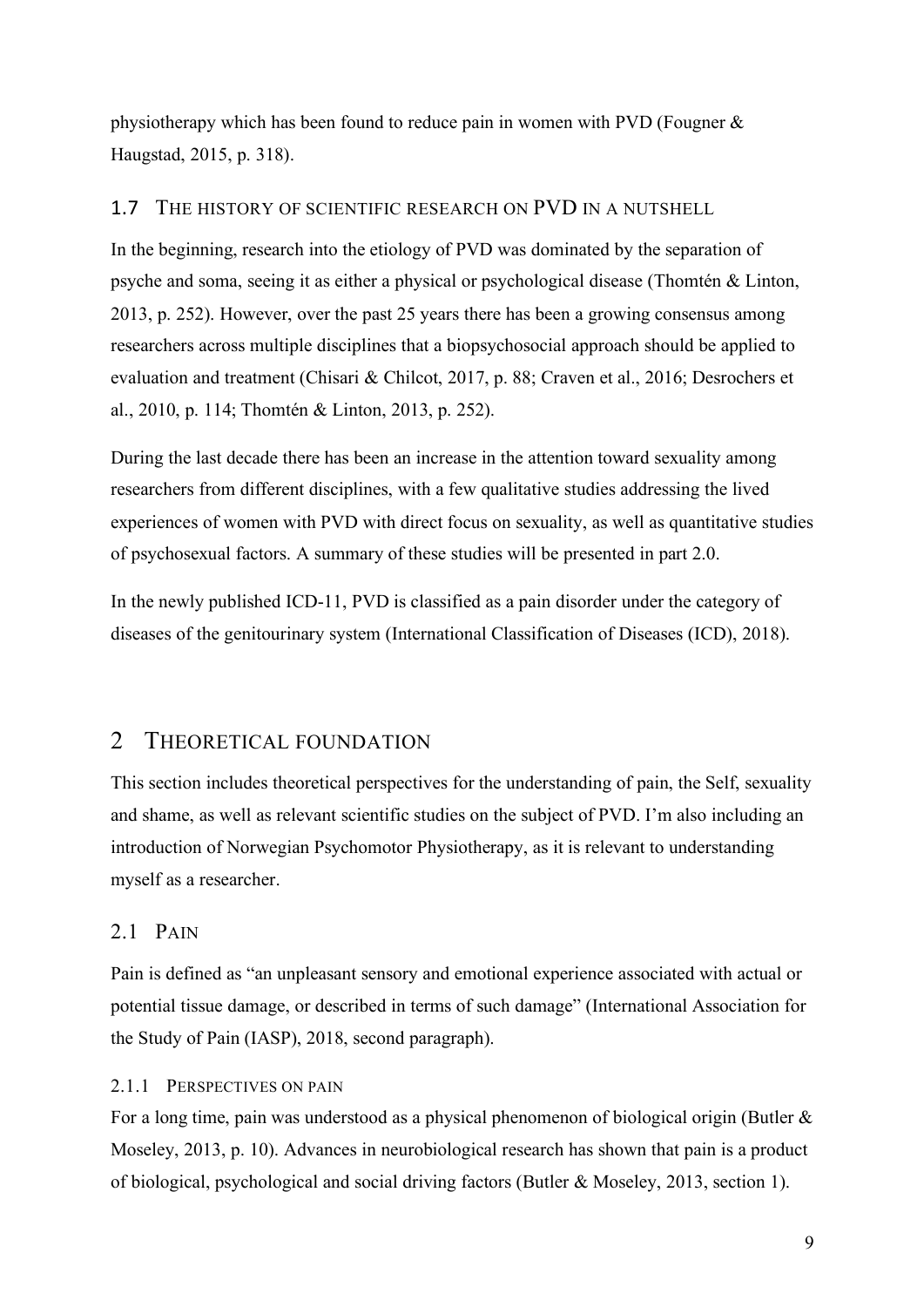physiotherapy which has been found to reduce pain in women with PVD (Fougner & Haugstad, 2015, p. 318).

### 1.7 The history of scientific research on PVD in a nutshell

In the beginning, research into the etiology of PVD was dominated by the separation of psyche and soma, seeing it as either a physical or psychological disease (Thomtén & Linton, 2013, p. 252). However, over the past 25 years there has been a growing consensus among researchers across multiple disciplines that a biopsychosocial approach should be applied to evaluation and treatment (Chisari & Chilcot, 2017, p. 88; Craven et al., 2016; Desrochers et al., 2010, p. 114; Thomtén & Linton, 2013, p. 252).

During the last decade there has been an increase in the attention toward sexuality among researchers from different disciplines, with a few qualitative studies addressing the lived experiences of women with PVD with direct focus on sexuality, as well as quantitative studies of psychosexual factors. A summary of these studies will be presented in part 2.0.

In the newly published ICD-11, PVD is classified as a pain disorder under the category of diseases of the genitourinary system (International Classification of Diseases (ICD), 2018).

## 2 Theoretical foundation

This section includes theoretical perspectives for the understanding of pain, the Self, sexuality and shame, as well as relevant scientific studies on the subject of PVD. I'm also including an introduction of Norwegian Psychomotor Physiotherapy, as it is relevant to understanding myself as a researcher.

### 2.1 Pain

Pain is defined as "an unpleasant sensory and emotional experience associated with actual or potential tissue damage, or described in terms of such damage" (International Association for the Study of Pain (IASP), 2018, second paragraph).

#### 2.1.1 Perspectives on pain

For a long time, pain was understood as a physical phenomenon of biological origin (Butler & Moseley, 2013, p. 10). Advances in neurobiological research has shown that pain is a product of biological, psychological and social driving factors (Butler & Moseley, 2013, section 1).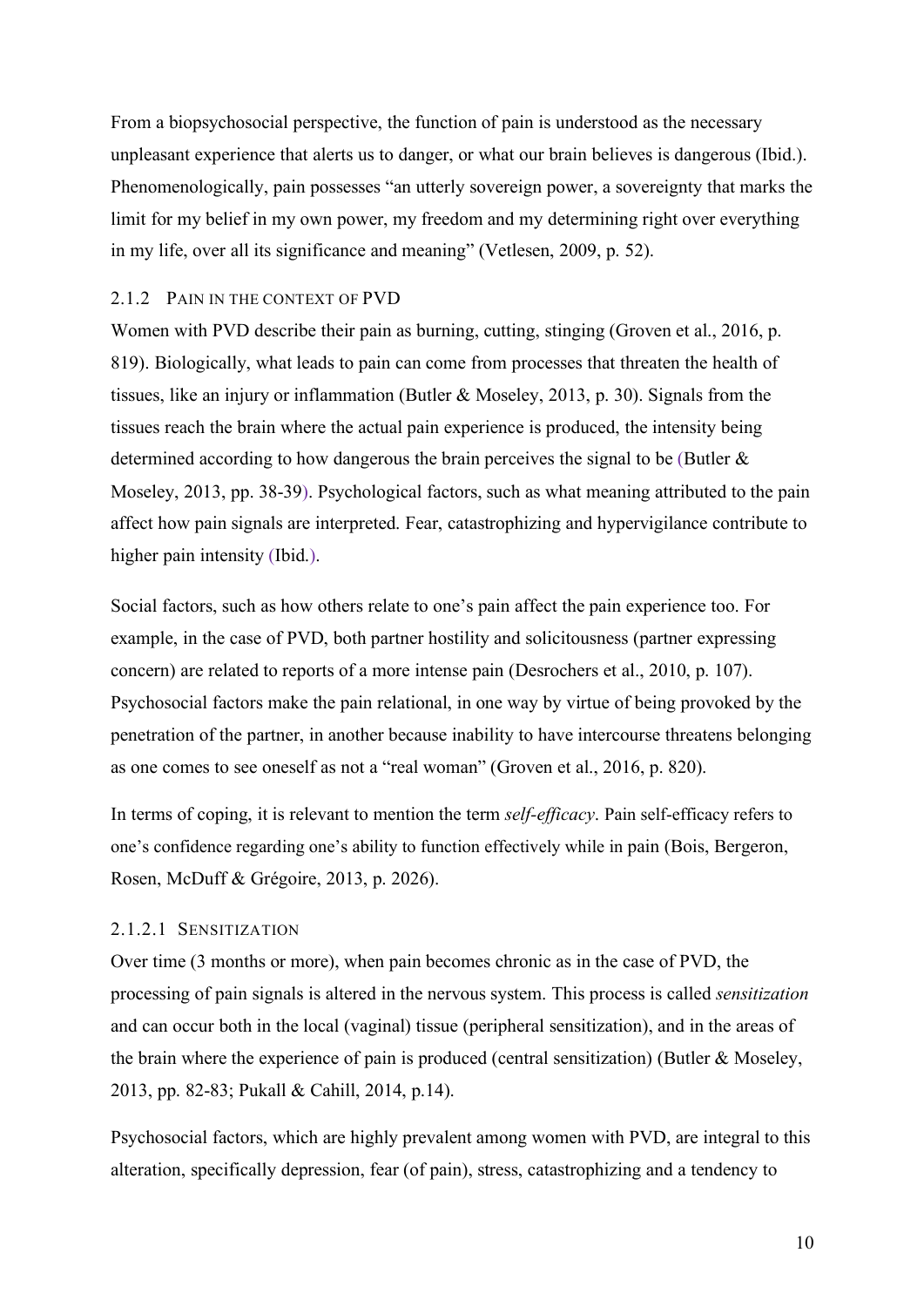From a biopsychosocial perspective, the function of pain is understood as the necessary unpleasant experience that alerts us to danger, or what our brain believes is dangerous (Ibid.). Phenomenologically, pain possesses “an utterly sovereign power, a sovereignty that marks the limit for my belief in my own power, my freedom and my determining right over everything in my life, over all its significance and meaning” (Vetlesen, 2009, p. 52).

### 2.1.2 Pain in the context of PVD

Women with PVD describe their pain as burning, cutting, stinging (Groven et al., 2016, p. 819). Biologically, what leads to pain can come from processes that threaten the health of tissues, like an injury or inflammation (Butler & Moseley, 2013, p. 30). Signals from the tissues reach the brain where the actual pain experience is produced, the intensity being determined according to how dangerous the brain perceives the signal to be (Butler & Moseley, 2013, pp. 38-39). Psychological factors, such as what meaning attributed to the pain affect how pain signals are interpreted. Fear, catastrophizing and hypervigilance contribute to higher pain intensity (Ibid.).

Social factors, such as how others relate to one’s pain affect the pain experience too. For example, in the case of PVD, both partner hostility and solicitousness (partner expressing concern) are related to reports of a more intense pain (Desrochers et al., 2010, p. 107). Psychosocial factors make the pain relational, in one way by virtue of being provoked by the penetration of the partner, in another because inability to have intercourse threatens belonging as one comes to see oneself as not a “real woman” (Groven et al., 2016, p. 820).

In terms of coping, it is relevant to mention the term *self-efficacy*. Pain self-efficacy refers to one’s confidence regarding one’s ability to function effectively while in pain (Bois, Bergeron, Rosen, McDuff & Grégoire, 2013, p. 2026).

#### 2.1.2.1 Sensitization

Over time (3 months or more), when pain becomes chronic as in the case of PVD, the processing of pain signals is altered in the nervous system. This process is called *sensitization* and can occur both in the local (vaginal) tissue (peripheral sensitization), and in the areas of the brain where the experience of pain is produced (central sensitization) (Butler & Moseley, 2013, pp. 82-83; Pukall & Cahill, 2014, p.14).

Psychosocial factors, which are highly prevalent among women with PVD, are integral to this alteration, specifically depression, fear (of pain), stress, catastrophizing and a tendency to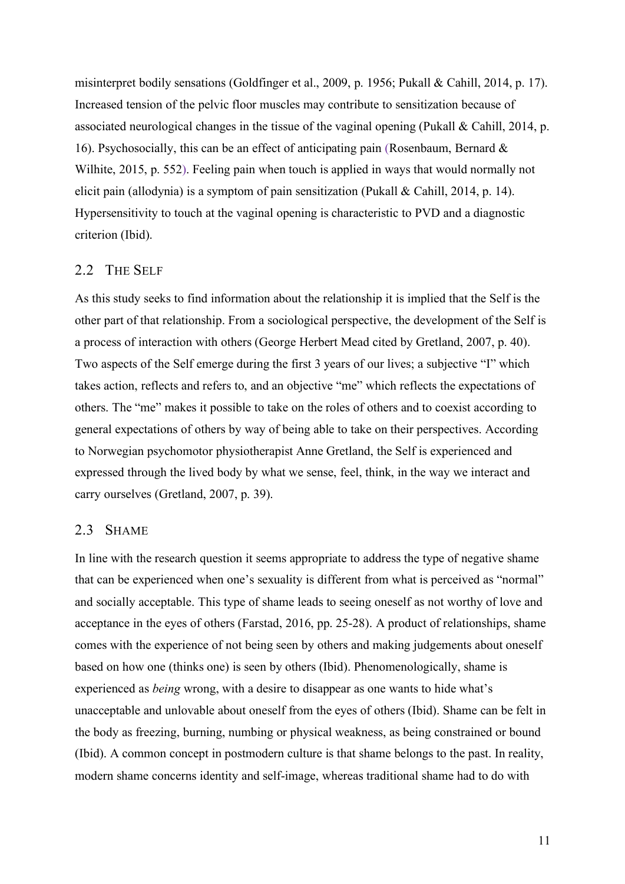misinterpret bodily sensations (Goldfinger et al., 2009, p. 1956; Pukall & Cahill, 2014, p. 17). Increased tension of the pelvic floor muscles may contribute to sensitization because of associated neurological changes in the tissue of the vaginal opening (Pukall & Cahill, 2014, p. 16). Psychosocially, this can be an effect of anticipating pain (Rosenbaum, Bernard & Wilhite, 2015, p. 552). Feeling pain when touch is applied in ways that would normally not elicit pain (allodynia) is a symptom of pain sensitization (Pukall & Cahill, 2014, p. 14). Hypersensitivity to touch at the vaginal opening is characteristic to PVD and a diagnostic criterion (Ibid).

## 2.2 The Self

As this study seeks to find information about the relationship it is implied that the Self is the other part of that relationship. From a sociological perspective, the development of the Self is a process of interaction with others (George Herbert Mead cited by Gretland, 2007, p. 40). Two aspects of the Self emerge during the first 3 years of our lives; a subjective "I" which takes action, reflects and refers to, and an objective "me" which reflects the expectations of others. The "me" makes it possible to take on the roles of others and to coexist according to general expectations of others by way of being able to take on their perspectives. According to Norwegian psychomotor physiotherapist Anne Gretland, the Self is experienced and expressed through the lived body by what we sense, feel, think, in the way we interact and carry ourselves (Gretland, 2007, p. 39).

## 2.3 Shame

In line with the research question it seems appropriate to address the type of negative shame that can be experienced when one's sexuality is different from what is perceived as "normal" and socially acceptable. This type of shame leads to seeing oneself as not worthy of love and acceptance in the eyes of others (Farstad, 2016, pp. 25-28). A product of relationships, shame comes with the experience of not being seen by others and making judgements about oneself based on how one (thinks one) is seen by others (Ibid). Phenomenologically, shame is experienced as *being* wrong, with a desire to disappear as one wants to hide what's unacceptable and unlovable about oneself from the eyes of others (Ibid). Shame can be felt in the body as freezing, burning, numbing or physical weakness, as being constrained or bound (Ibid). A common concept in postmodern culture is that shame belongs to the past. In reality, modern shame concerns identity and self-image, whereas traditional shame had to do with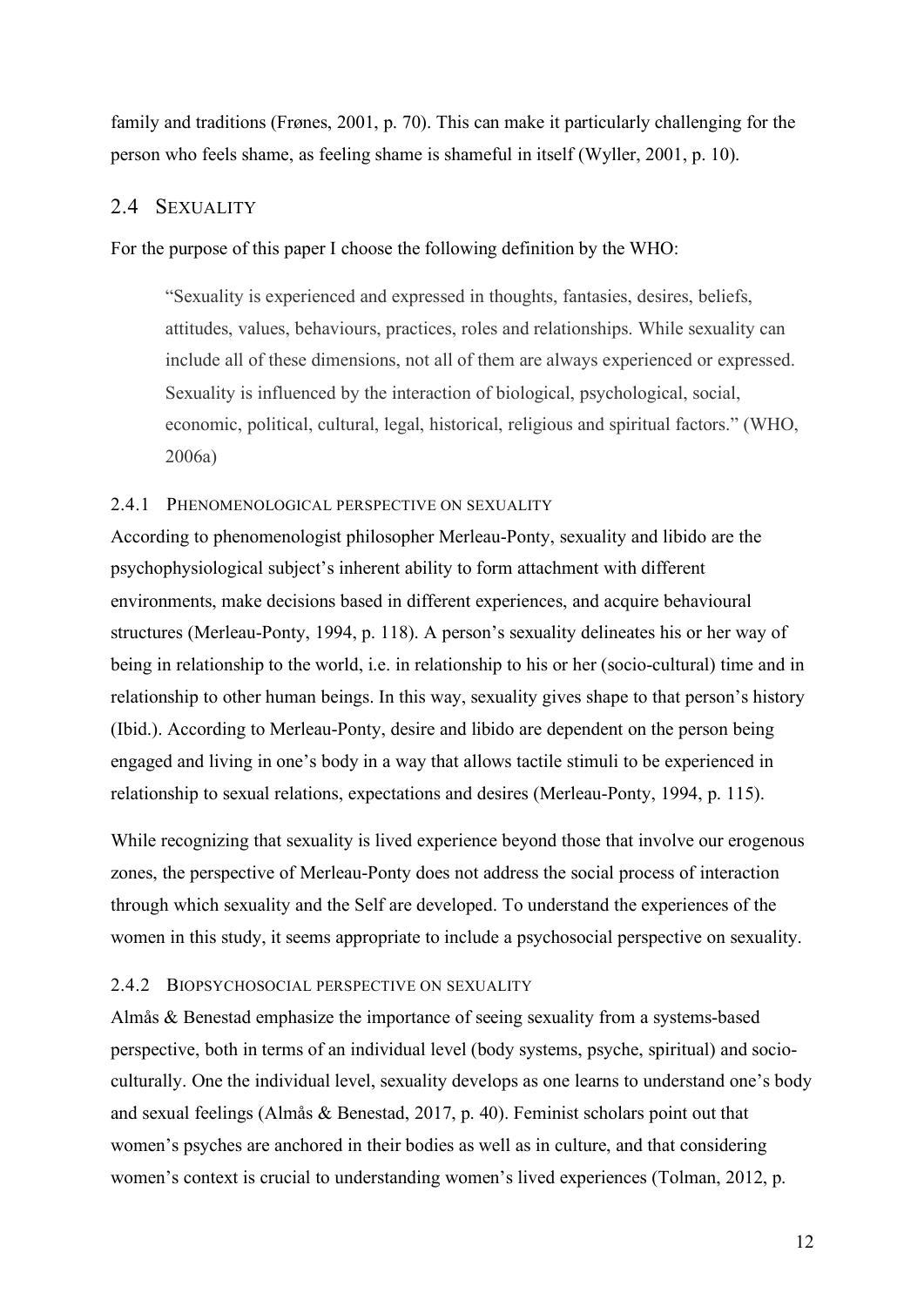family and traditions (Frønes, 2001, p. 70). This can make it particularly challenging for the person who feels shame, as feeling shame is shameful in itself (Wyller, 2001, p. 10).

## 2.4 Sexuality

For the purpose of this paper I choose the following definition by the WHO:

> "Sexuality is experienced and expressed in thoughts, fantasies, desires, beliefs, attitudes, values, behaviours, practices, roles and relationships. While sexuality can include all of these dimensions, not all of them are always experienced or expressed. Sexuality is influenced by the interaction of biological, psychological, social, economic, political, cultural, legal, historical, religious and spiritual factors." (WHO, 2006a)

### 2.4.1 Phenomenological perspective on sexuality

According to phenomenologist philosopher Merleau-Ponty, sexuality and libido are the psychophysiological subject's inherent ability to form attachment with different environments, make decisions based in different experiences, and acquire behavioural structures (Merleau-Ponty, 1994, p. 118). A person's sexuality delineates his or her way of being in relationship to the world, i.e. in relationship to his or her (socio-cultural) time and in relationship to other human beings. In this way, sexuality gives shape to that person's history (Ibid.). According to Merleau-Ponty, desire and libido are dependent on the person being engaged and living in one's body in a way that allows tactile stimuli to be experienced in relationship to sexual relations, expectations and desires (Merleau-Ponty, 1994, p. 115).

While recognizing that sexuality is lived experience beyond those that involve our erogenous zones, the perspective of Merleau-Ponty does not address the social process of interaction through which sexuality and the Self are developed. To understand the experiences of the women in this study, it seems appropriate to include a psychosocial perspective on sexuality.

### 2.4.2 Biopsychosocial perspective on sexuality

Almås & Benestad emphasize the importance of seeing sexuality from a systems-based perspective, both in terms of an individual level (body systems, psyche, spiritual) and socio-culturally. One the individual level, sexuality develops as one learns to understand one's body and sexual feelings (Almås & Benestad, 2017, p. 40). Feminist scholars point out that women's psyches are anchored in their bodies as well as in culture, and that considering women's context is crucial to understanding women's lived experiences (Tolman, 2012, p.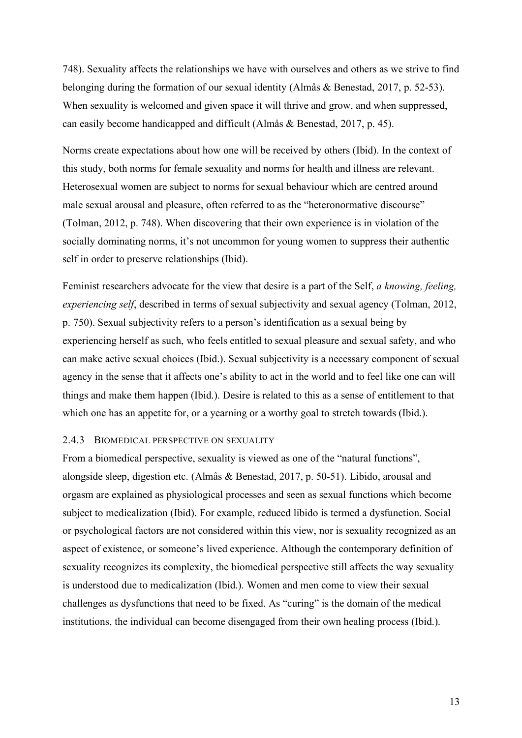748). Sexuality affects the relationships we have with ourselves and others as we strive to find belonging during the formation of our sexual identity (Almås & Benestad, 2017, p. 52-53). When sexuality is welcomed and given space it will thrive and grow, and when suppressed, can easily become handicapped and difficult (Almås & Benestad, 2017, p. 45).

Norms create expectations about how one will be received by others (Ibid). In the context of this study, both norms for female sexuality and norms for health and illness are relevant. Heterosexual women are subject to norms for sexual behaviour which are centred around male sexual arousal and pleasure, often referred to as the "heteronormative discourse" (Tolman, 2012, p. 748). When discovering that their own experience is in violation of the socially dominating norms, it's not uncommon for young women to suppress their authentic self in order to preserve relationships (Ibid).

Feminist researchers advocate for the view that desire is a part of the Self, *a knowing, feeling, experiencing self*, described in terms of sexual subjectivity and sexual agency (Tolman, 2012, p. 750). Sexual subjectivity refers to a person's identification as a sexual being by experiencing herself as such, who feels entitled to sexual pleasure and sexual safety, and who can make active sexual choices (Ibid.). Sexual subjectivity is a necessary component of sexual agency in the sense that it affects one's ability to act in the world and to feel like one can will things and make them happen (Ibid.). Desire is related to this as a sense of entitlement to that which one has an appetite for, or a yearning or a worthy goal to stretch towards (Ibid.).

### 2.4.3 Biomedical perspective on sexuality

From a biomedical perspective, sexuality is viewed as one of the "natural functions", alongside sleep, digestion etc. (Almås & Benestad, 2017, p. 50-51). Libido, arousal and orgasm are explained as physiological processes and seen as sexual functions which become subject to medicalization (Ibid). For example, reduced libido is termed a dysfunction. Social or psychological factors are not considered within this view, nor is sexuality recognized as an aspect of existence, or someone's lived experience. Although the contemporary definition of sexuality recognizes its complexity, the biomedical perspective still affects the way sexuality is understood due to medicalization (Ibid.). Women and men come to view their sexual challenges as dysfunctions that need to be fixed. As "curing" is the domain of the medical institutions, the individual can become disengaged from their own healing process (Ibid.).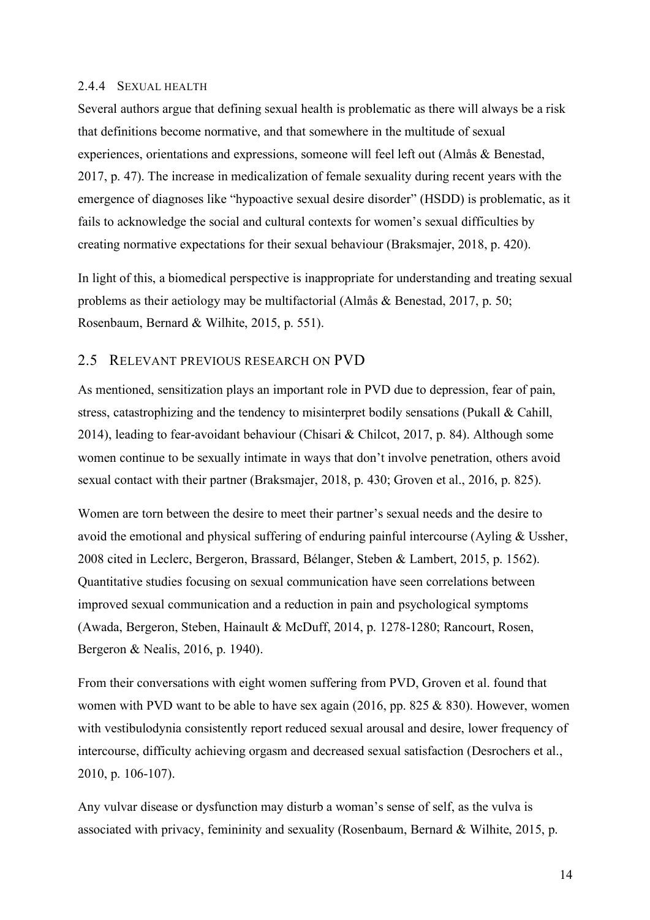### 2.4.4 Sexual health

Several authors argue that defining sexual health is problematic as there will always be a risk that definitions become normative, and that somewhere in the multitude of sexual experiences, orientations and expressions, someone will feel left out (Almås & Benestad, 2017, p. 47). The increase in medicalization of female sexuality during recent years with the emergence of diagnoses like "hypoactive sexual desire disorder" (HSDD) is problematic, as it fails to acknowledge the social and cultural contexts for women's sexual difficulties by creating normative expectations for their sexual behaviour (Braksmajer, 2018, p. 420).

In light of this, a biomedical perspective is inappropriate for understanding and treating sexual problems as their aetiology may be multifactorial (Almås & Benestad, 2017, p. 50; Rosenbaum, Bernard & Wilhite, 2015, p. 551).

## 2.5 Relevant previous research on PVD

As mentioned, sensitization plays an important role in PVD due to depression, fear of pain, stress, catastrophizing and the tendency to misinterpret bodily sensations (Pukall & Cahill, 2014), leading to fear-avoidant behaviour (Chisari & Chilcot, 2017, p. 84). Although some women continue to be sexually intimate in ways that don't involve penetration, others avoid sexual contact with their partner (Braksmajer, 2018, p. 430; Groven et al., 2016, p. 825).

Women are torn between the desire to meet their partner's sexual needs and the desire to avoid the emotional and physical suffering of enduring painful intercourse (Ayling & Ussher, 2008 cited in Leclerc, Bergeron, Brassard, Bélanger, Steben & Lambert, 2015, p. 1562). Quantitative studies focusing on sexual communication have seen correlations between improved sexual communication and a reduction in pain and psychological symptoms (Awada, Bergeron, Steben, Hainault & McDuff, 2014, p. 1278-1280; Rancourt, Rosen, Bergeron & Nealis, 2016, p. 1940).

From their conversations with eight women suffering from PVD, Groven et al. found that women with PVD want to be able to have sex again (2016, pp. 825 & 830). However, women with vestibulodynia consistently report reduced sexual arousal and desire, lower frequency of intercourse, difficulty achieving orgasm and decreased sexual satisfaction (Desrochers et al., 2010, p. 106-107).

Any vulvar disease or dysfunction may disturb a woman's sense of self, as the vulva is associated with privacy, femininity and sexuality (Rosenbaum, Bernard & Wilhite, 2015, p.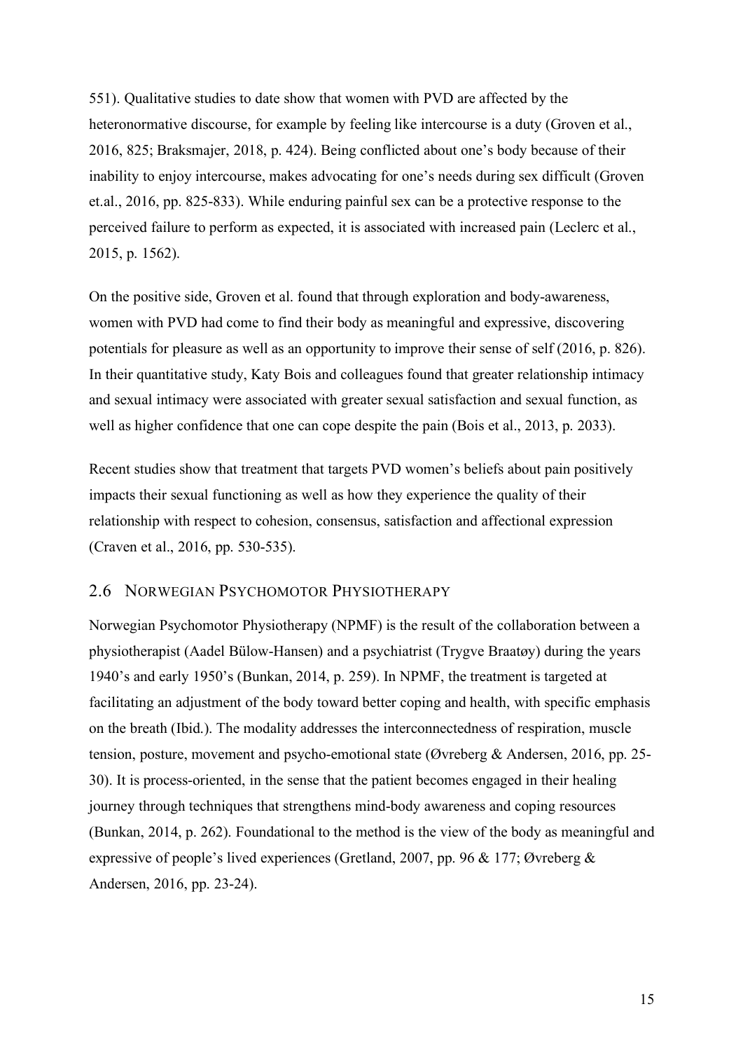551). Qualitative studies to date show that women with PVD are affected by the heteronormative discourse, for example by feeling like intercourse is a duty (Groven et al., 2016, 825; Braksmajer, 2018, p. 424). Being conflicted about one's body because of their inability to enjoy intercourse, makes advocating for one's needs during sex difficult (Groven et.al., 2016, pp. 825-833). While enduring painful sex can be a protective response to the perceived failure to perform as expected, it is associated with increased pain (Leclerc et al., 2015, p. 1562).

On the positive side, Groven et al. found that through exploration and body-awareness, women with PVD had come to find their body as meaningful and expressive, discovering potentials for pleasure as well as an opportunity to improve their sense of self (2016, p. 826). In their quantitative study, Katy Bois and colleagues found that greater relationship intimacy and sexual intimacy were associated with greater sexual satisfaction and sexual function, as well as higher confidence that one can cope despite the pain (Bois et al., 2013, p. 2033).

Recent studies show that treatment that targets PVD women's beliefs about pain positively impacts their sexual functioning as well as how they experience the quality of their relationship with respect to cohesion, consensus, satisfaction and affectional expression (Craven et al., 2016, pp. 530-535).

## 2.6 Norwegian Psychomotor Physiotherapy

Norwegian Psychomotor Physiotherapy (NPMF) is the result of the collaboration between a physiotherapist (Aadel Bülow-Hansen) and a psychiatrist (Trygve Braatøy) during the years 1940's and early 1950's (Bunkan, 2014, p. 259). In NPMF, the treatment is targeted at facilitating an adjustment of the body toward better coping and health, with specific emphasis on the breath (Ibid.). The modality addresses the interconnectedness of respiration, muscle tension, posture, movement and psycho-emotional state (Øvreberg & Andersen, 2016, pp. 25-30). It is process-oriented, in the sense that the patient becomes engaged in their healing journey through techniques that strengthens mind-body awareness and coping resources (Bunkan, 2014, p. 262). Foundational to the method is the view of the body as meaningful and expressive of people's lived experiences (Gretland, 2007, pp. 96 & 177; Øvreberg & Andersen, 2016, pp. 23-24).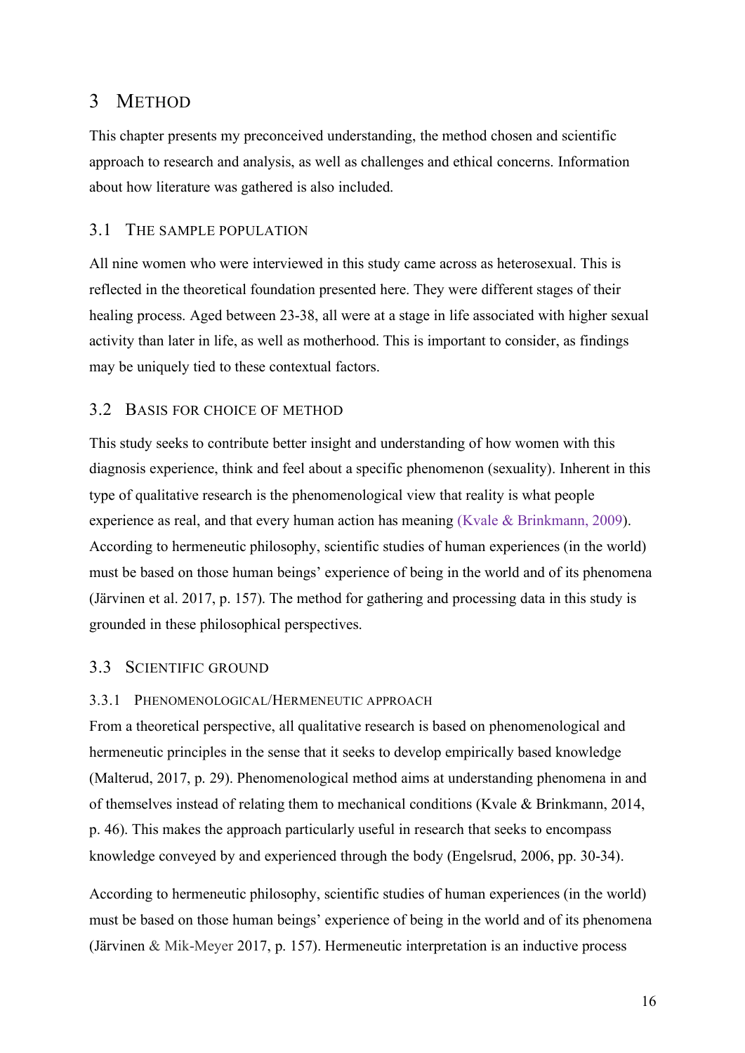# 3 Method

This chapter presents my preconceived understanding, the method chosen and scientific approach to research and analysis, as well as challenges and ethical concerns. Information about how literature was gathered is also included.

## 3.1 The sample population

All nine women who were interviewed in this study came across as heterosexual. This is reflected in the theoretical foundation presented here. They were different stages of their healing process. Aged between 23-38, all were at a stage in life associated with higher sexual activity than later in life, as well as motherhood. This is important to consider, as findings may be uniquely tied to these contextual factors.

## 3.2 Basis for choice of method

This study seeks to contribute better insight and understanding of how women with this diagnosis experience, think and feel about a specific phenomenon (sexuality). Inherent in this type of qualitative research is the phenomenological view that reality is what people experience as real, and that every human action has meaning (Kvale & Brinkmann, 2009). According to hermeneutic philosophy, scientific studies of human experiences (in the world) must be based on those human beings' experience of being in the world and of its phenomena (Järvinen et al. 2017, p. 157). The method for gathering and processing data in this study is grounded in these philosophical perspectives.

## 3.3 Scientific ground

### 3.3.1 Phenomenological/Hermeneutic approach

From a theoretical perspective, all qualitative research is based on phenomenological and hermeneutic principles in the sense that it seeks to develop empirically based knowledge (Malterud, 2017, p. 29). Phenomenological method aims at understanding phenomena in and of themselves instead of relating them to mechanical conditions (Kvale & Brinkmann, 2014, p. 46). This makes the approach particularly useful in research that seeks to encompass knowledge conveyed by and experienced through the body (Engelsrud, 2006, pp. 30-34).

According to hermeneutic philosophy, scientific studies of human experiences (in the world) must be based on those human beings' experience of being in the world and of its phenomena (Järvinen & Mik-Meyer 2017, p. 157). Hermeneutic interpretation is an inductive process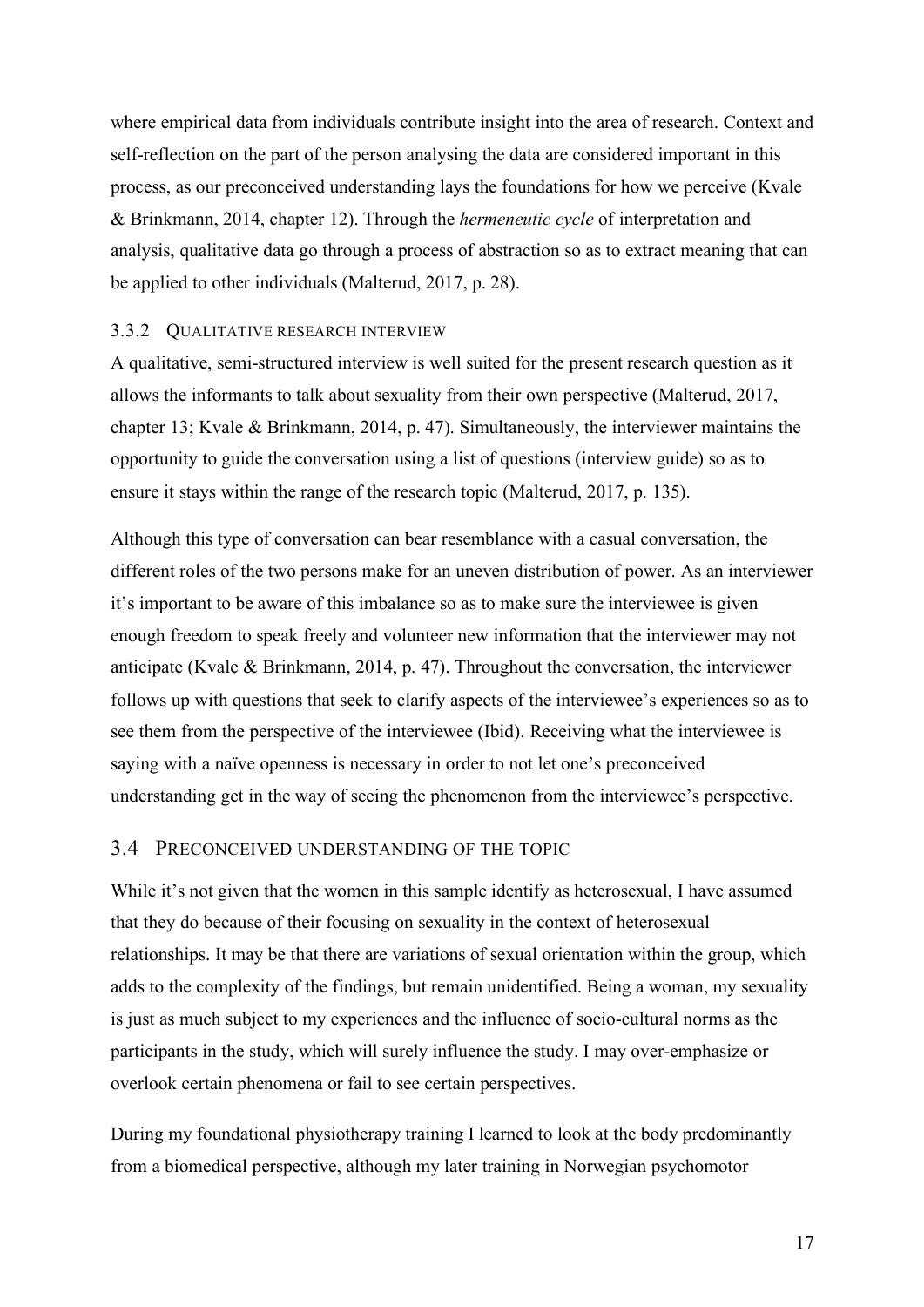where empirical data from individuals contribute insight into the area of research. Context and self-reflection on the part of the person analysing the data are considered important in this process, as our preconceived understanding lays the foundations for how we perceive (Kvale & Brinkmann, 2014, chapter 12). Through the *hermeneutic cycle* of interpretation and analysis, qualitative data go through a process of abstraction so as to extract meaning that can be applied to other individuals (Malterud, 2017, p. 28).

### 3.3.2 Qualitative research interview

A qualitative, semi-structured interview is well suited for the present research question as it allows the informants to talk about sexuality from their own perspective (Malterud, 2017, chapter 13; Kvale & Brinkmann, 2014, p. 47). Simultaneously, the interviewer maintains the opportunity to guide the conversation using a list of questions (interview guide) so as to ensure it stays within the range of the research topic (Malterud, 2017, p. 135).

Although this type of conversation can bear resemblance with a casual conversation, the different roles of the two persons make for an uneven distribution of power. As an interviewer it's important to be aware of this imbalance so as to make sure the interviewee is given enough freedom to speak freely and volunteer new information that the interviewer may not anticipate (Kvale & Brinkmann, 2014, p. 47). Throughout the conversation, the interviewer follows up with questions that seek to clarify aspects of the interviewee's experiences so as to see them from the perspective of the interviewee (Ibid). Receiving what the interviewee is saying with a naïve openness is necessary in order to not let one's preconceived understanding get in the way of seeing the phenomenon from the interviewee's perspective.

## 3.4 Preconceived understanding of the topic

While it's not given that the women in this sample identify as heterosexual, I have assumed that they do because of their focusing on sexuality in the context of heterosexual relationships. It may be that there are variations of sexual orientation within the group, which adds to the complexity of the findings, but remain unidentified. Being a woman, my sexuality is just as much subject to my experiences and the influence of socio-cultural norms as the participants in the study, which will surely influence the study. I may over-emphasize or overlook certain phenomena or fail to see certain perspectives.

During my foundational physiotherapy training I learned to look at the body predominantly from a biomedical perspective, although my later training in Norwegian psychomotor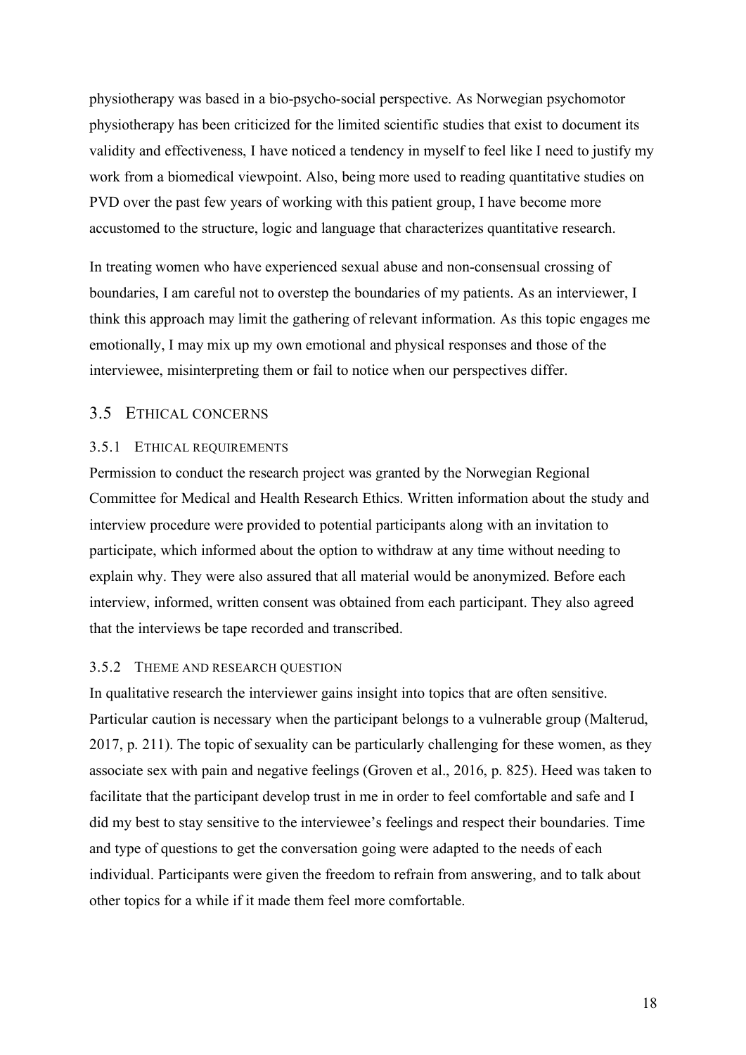physiotherapy was based in a bio-psycho-social perspective. As Norwegian psychomotor physiotherapy has been criticized for the limited scientific studies that exist to document its validity and effectiveness, I have noticed a tendency in myself to feel like I need to justify my work from a biomedical viewpoint. Also, being more used to reading quantitative studies on PVD over the past few years of working with this patient group, I have become more accustomed to the structure, logic and language that characterizes quantitative research.

In treating women who have experienced sexual abuse and non-consensual crossing of boundaries, I am careful not to overstep the boundaries of my patients. As an interviewer, I think this approach may limit the gathering of relevant information. As this topic engages me emotionally, I may mix up my own emotional and physical responses and those of the interviewee, misinterpreting them or fail to notice when our perspectives differ.

## 3.5 Ethical concerns

### 3.5.1 Ethical requirements

Permission to conduct the research project was granted by the Norwegian Regional Committee for Medical and Health Research Ethics. Written information about the study and interview procedure were provided to potential participants along with an invitation to participate, which informed about the option to withdraw at any time without needing to explain why. They were also assured that all material would be anonymized. Before each interview, informed, written consent was obtained from each participant. They also agreed that the interviews be tape recorded and transcribed.

### 3.5.2 Theme and research question

In qualitative research the interviewer gains insight into topics that are often sensitive. Particular caution is necessary when the participant belongs to a vulnerable group (Malterud, 2017, p. 211). The topic of sexuality can be particularly challenging for these women, as they associate sex with pain and negative feelings (Groven et al., 2016, p. 825). Heed was taken to facilitate that the participant develop trust in me in order to feel comfortable and safe and I did my best to stay sensitive to the interviewee's feelings and respect their boundaries. Time and type of questions to get the conversation going were adapted to the needs of each individual. Participants were given the freedom to refrain from answering, and to talk about other topics for a while if it made them feel more comfortable.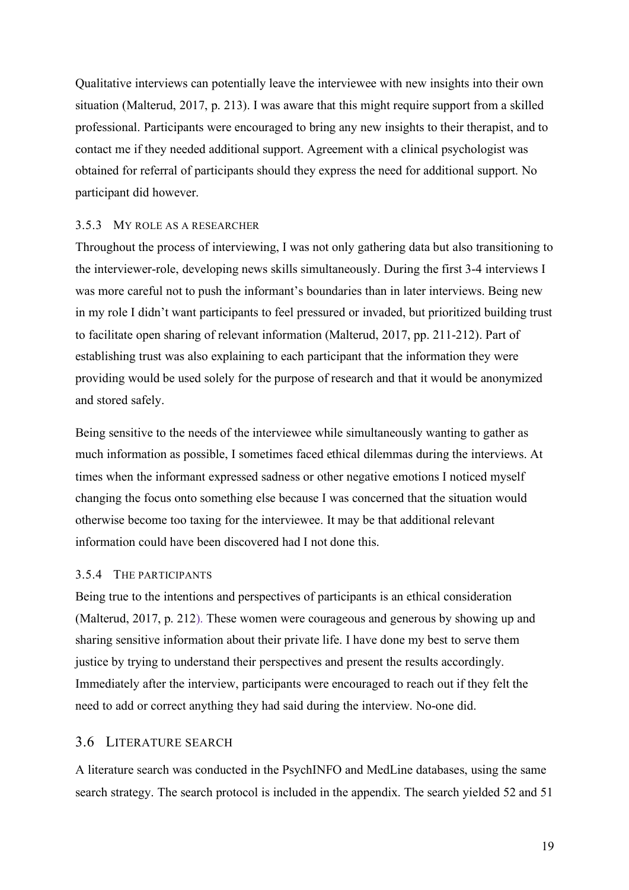Qualitative interviews can potentially leave the interviewee with new insights into their own situation (Malterud, 2017, p. 213). I was aware that this might require support from a skilled professional. Participants were encouraged to bring any new insights to their therapist, and to contact me if they needed additional support. Agreement with a clinical psychologist was obtained for referral of participants should they express the need for additional support. No participant did however.

### 3.5.3 My role as a researcher

Throughout the process of interviewing, I was not only gathering data but also transitioning to the interviewer-role, developing news skills simultaneously. During the first 3-4 interviews I was more careful not to push the informant's boundaries than in later interviews. Being new in my role I didn't want participants to feel pressured or invaded, but prioritized building trust to facilitate open sharing of relevant information (Malterud, 2017, pp. 211-212). Part of establishing trust was also explaining to each participant that the information they were providing would be used solely for the purpose of research and that it would be anonymized and stored safely.

Being sensitive to the needs of the interviewee while simultaneously wanting to gather as much information as possible, I sometimes faced ethical dilemmas during the interviews. At times when the informant expressed sadness or other negative emotions I noticed myself changing the focus onto something else because I was concerned that the situation would otherwise become too taxing for the interviewee. It may be that additional relevant information could have been discovered had I not done this.

### 3.5.4 The participants

Being true to the intentions and perspectives of participants is an ethical consideration (Malterud, 2017, p. 212). These women were courageous and generous by showing up and sharing sensitive information about their private life. I have done my best to serve them justice by trying to understand their perspectives and present the results accordingly. Immediately after the interview, participants were encouraged to reach out if they felt the need to add or correct anything they had said during the interview. No-one did.

## 3.6 Literature search

A literature search was conducted in the PsychINFO and MedLine databases, using the same search strategy. The search protocol is included in the appendix. The search yielded 52 and 51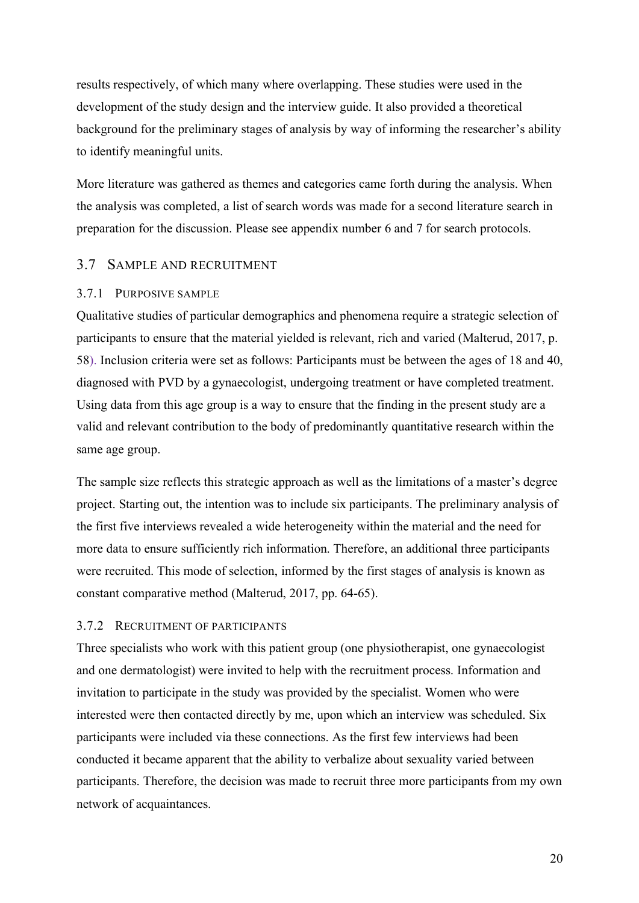results respectively, of which many where overlapping. These studies were used in the development of the study design and the interview guide. It also provided a theoretical background for the preliminary stages of analysis by way of informing the researcher's ability to identify meaningful units.

More literature was gathered as themes and categories came forth during the analysis. When the analysis was completed, a list of search words was made for a second literature search in preparation for the discussion. Please see appendix number 6 and 7 for search protocols.

## 3.7 Sample and recruitment

### 3.7.1 Purposive sample

Qualitative studies of particular demographics and phenomena require a strategic selection of participants to ensure that the material yielded is relevant, rich and varied (Malterud, 2017, p. 58). Inclusion criteria were set as follows: Participants must be between the ages of 18 and 40, diagnosed with PVD by a gynaecologist, undergoing treatment or have completed treatment. Using data from this age group is a way to ensure that the finding in the present study are a valid and relevant contribution to the body of predominantly quantitative research within the same age group.

The sample size reflects this strategic approach as well as the limitations of a master's degree project. Starting out, the intention was to include six participants. The preliminary analysis of the first five interviews revealed a wide heterogeneity within the material and the need for more data to ensure sufficiently rich information. Therefore, an additional three participants were recruited. This mode of selection, informed by the first stages of analysis is known as constant comparative method (Malterud, 2017, pp. 64-65).

### 3.7.2 Recruitment of participants

Three specialists who work with this patient group (one physiotherapist, one gynaecologist and one dermatologist) were invited to help with the recruitment process. Information and invitation to participate in the study was provided by the specialist. Women who were interested were then contacted directly by me, upon which an interview was scheduled. Six participants were included via these connections. As the first few interviews had been conducted it became apparent that the ability to verbalize about sexuality varied between participants. Therefore, the decision was made to recruit three more participants from my own network of acquaintances.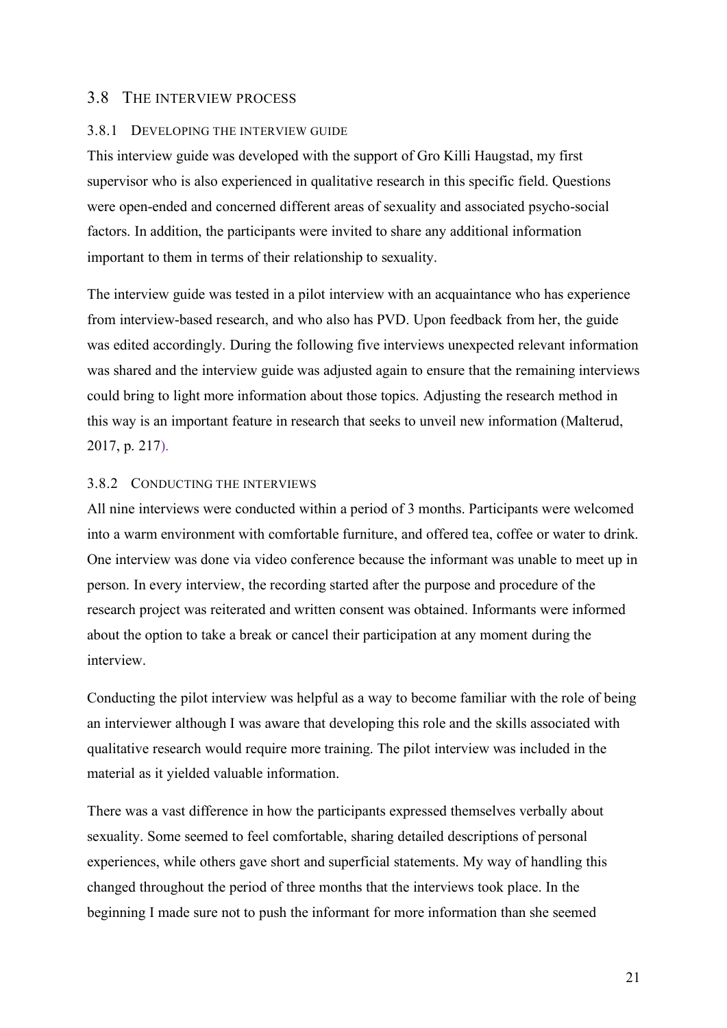## 3.8 The interview process

### 3.8.1 Developing the interview guide

This interview guide was developed with the support of Gro Killi Haugstad, my first supervisor who is also experienced in qualitative research in this specific field. Questions were open-ended and concerned different areas of sexuality and associated psycho-social factors. In addition, the participants were invited to share any additional information important to them in terms of their relationship to sexuality.

The interview guide was tested in a pilot interview with an acquaintance who has experience from interview-based research, and who also has PVD. Upon feedback from her, the guide was edited accordingly. During the following five interviews unexpected relevant information was shared and the interview guide was adjusted again to ensure that the remaining interviews could bring to light more information about those topics. Adjusting the research method in this way is an important feature in research that seeks to unveil new information (Malterud, 2017, p. 217).

### 3.8.2 Conducting the interviews

All nine interviews were conducted within a period of 3 months. Participants were welcomed into a warm environment with comfortable furniture, and offered tea, coffee or water to drink. One interview was done via video conference because the informant was unable to meet up in person. In every interview, the recording started after the purpose and procedure of the research project was reiterated and written consent was obtained. Informants were informed about the option to take a break or cancel their participation at any moment during the interview.

Conducting the pilot interview was helpful as a way to become familiar with the role of being an interviewer although I was aware that developing this role and the skills associated with qualitative research would require more training. The pilot interview was included in the material as it yielded valuable information.

There was a vast difference in how the participants expressed themselves verbally about sexuality. Some seemed to feel comfortable, sharing detailed descriptions of personal experiences, while others gave short and superficial statements. My way of handling this changed throughout the period of three months that the interviews took place. In the beginning I made sure not to push the informant for more information than she seemed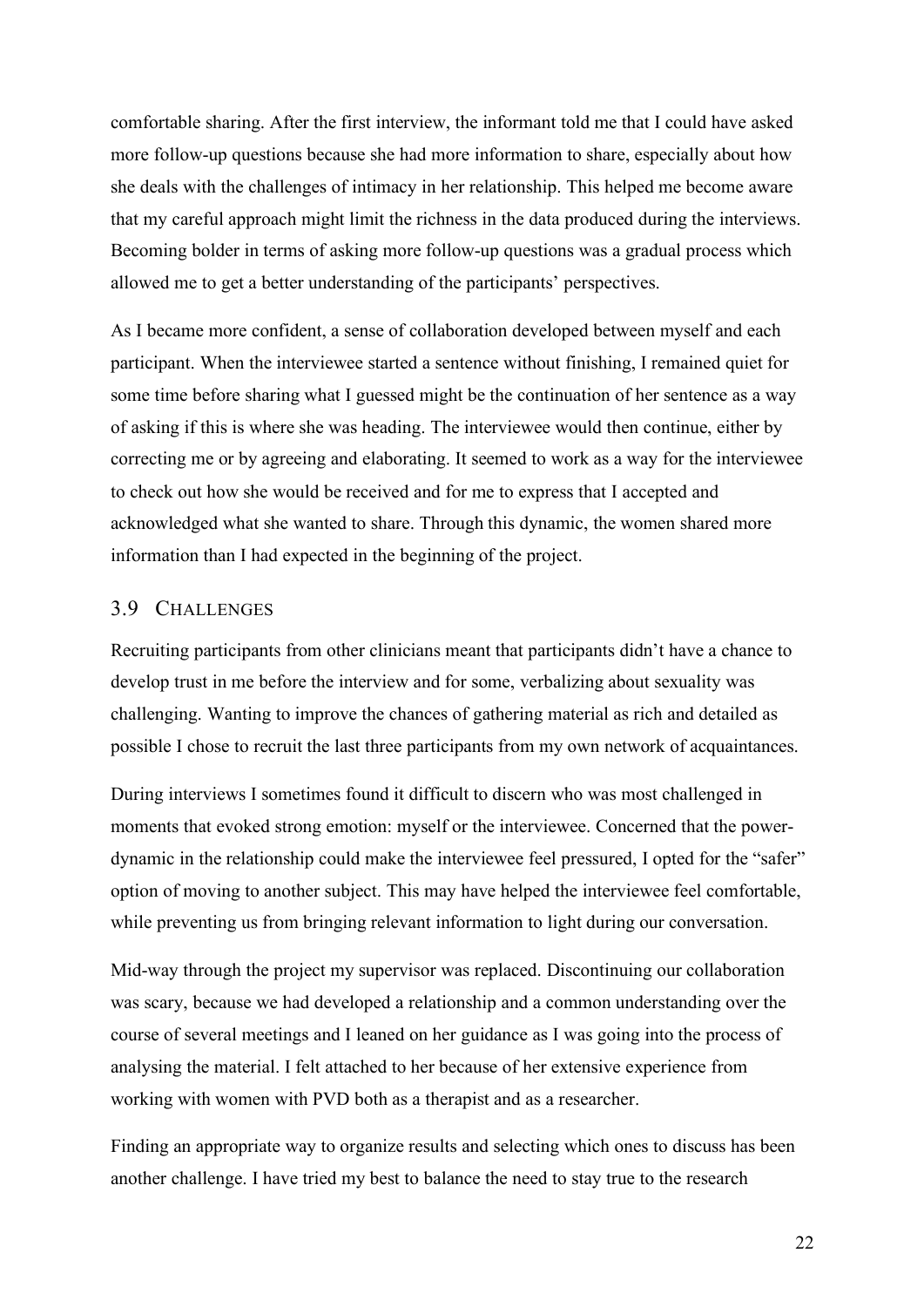comfortable sharing. After the first interview, the informant told me that I could have asked more follow-up questions because she had more information to share, especially about how she deals with the challenges of intimacy in her relationship. This helped me become aware that my careful approach might limit the richness in the data produced during the interviews. Becoming bolder in terms of asking more follow-up questions was a gradual process which allowed me to get a better understanding of the participants' perspectives.

As I became more confident, a sense of collaboration developed between myself and each participant. When the interviewee started a sentence without finishing, I remained quiet for some time before sharing what I guessed might be the continuation of her sentence as a way of asking if this is where she was heading. The interviewee would then continue, either by correcting me or by agreeing and elaborating. It seemed to work as a way for the interviewee to check out how she would be received and for me to express that I accepted and acknowledged what she wanted to share. Through this dynamic, the women shared more information than I had expected in the beginning of the project.

## 3.9 Challenges

Recruiting participants from other clinicians meant that participants didn't have a chance to develop trust in me before the interview and for some, verbalizing about sexuality was challenging. Wanting to improve the chances of gathering material as rich and detailed as possible I chose to recruit the last three participants from my own network of acquaintances.

During interviews I sometimes found it difficult to discern who was most challenged in moments that evoked strong emotion: myself or the interviewee. Concerned that the power-dynamic in the relationship could make the interviewee feel pressured, I opted for the "safer" option of moving to another subject. This may have helped the interviewee feel comfortable, while preventing us from bringing relevant information to light during our conversation.

Mid-way through the project my supervisor was replaced. Discontinuing our collaboration was scary, because we had developed a relationship and a common understanding over the course of several meetings and I leaned on her guidance as I was going into the process of analysing the material. I felt attached to her because of her extensive experience from working with women with PVD both as a therapist and as a researcher.

Finding an appropriate way to organize results and selecting which ones to discuss has been another challenge. I have tried my best to balance the need to stay true to the research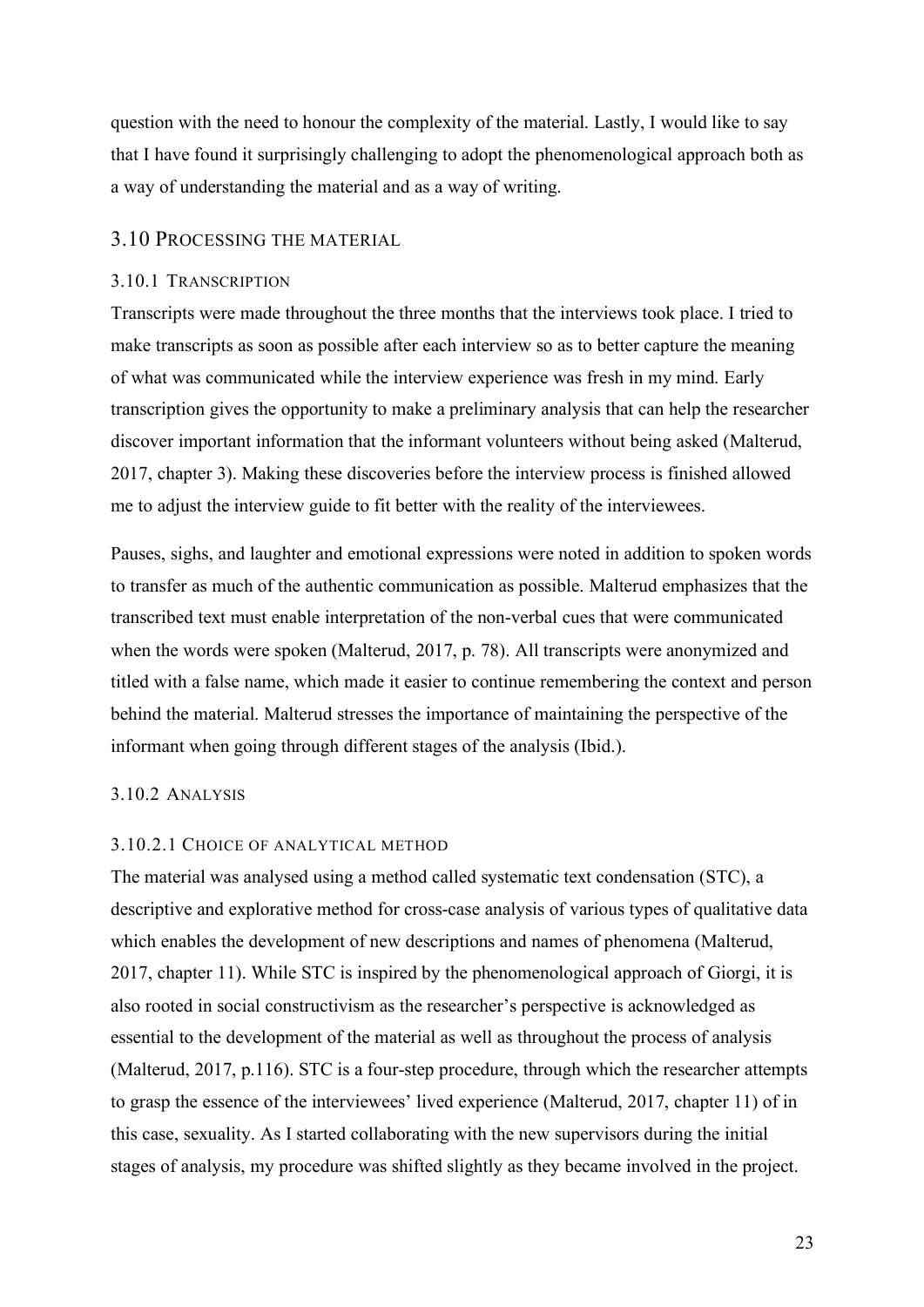question with the need to honour the complexity of the material. Lastly, I would like to say that I have found it surprisingly challenging to adopt the phenomenological approach both as a way of understanding the material and as a way of writing.

## 3.10 Processing the material

### 3.10.1 Transcription

Transcripts were made throughout the three months that the interviews took place. I tried to make transcripts as soon as possible after each interview so as to better capture the meaning of what was communicated while the interview experience was fresh in my mind. Early transcription gives the opportunity to make a preliminary analysis that can help the researcher discover important information that the informant volunteers without being asked (Malterud, 2017, chapter 3). Making these discoveries before the interview process is finished allowed me to adjust the interview guide to fit better with the reality of the interviewees.

Pauses, sighs, and laughter and emotional expressions were noted in addition to spoken words to transfer as much of the authentic communication as possible. Malterud emphasizes that the transcribed text must enable interpretation of the non-verbal cues that were communicated when the words were spoken (Malterud, 2017, p. 78). All transcripts were anonymized and titled with a false name, which made it easier to continue remembering the context and person behind the material. Malterud stresses the importance of maintaining the perspective of the informant when going through different stages of the analysis (Ibid.).

### 3.10.2 Analysis

#### 3.10.2.1 Choice of analytical method

The material was analysed using a method called systematic text condensation (STC), a descriptive and explorative method for cross-case analysis of various types of qualitative data which enables the development of new descriptions and names of phenomena (Malterud, 2017, chapter 11). While STC is inspired by the phenomenological approach of Giorgi, it is also rooted in social constructivism as the researcher's perspective is acknowledged as essential to the development of the material as well as throughout the process of analysis (Malterud, 2017, p.116). STC is a four-step procedure, through which the researcher attempts to grasp the essence of the interviewees' lived experience (Malterud, 2017, chapter 11) of in this case, sexuality. As I started collaborating with the new supervisors during the initial stages of analysis, my procedure was shifted slightly as they became involved in the project.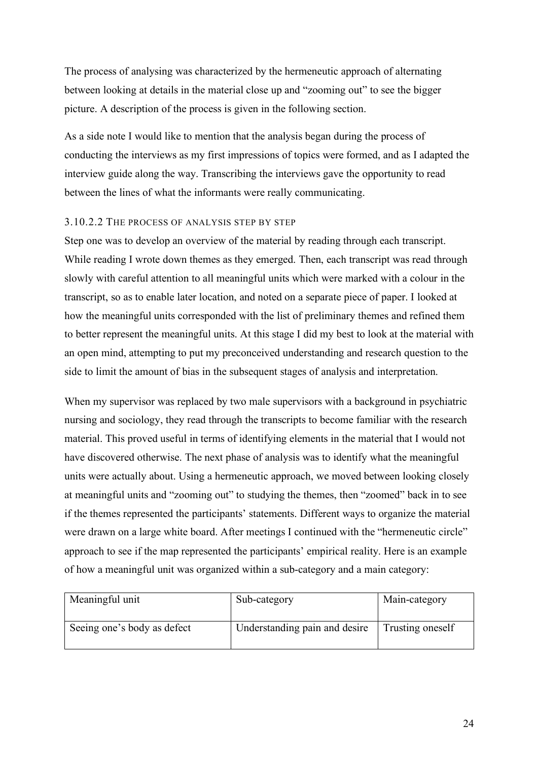The process of analysing was characterized by the hermeneutic approach of alternating between looking at details in the material close up and "zooming out" to see the bigger picture. A description of the process is given in the following section.

As a side note I would like to mention that the analysis began during the process of conducting the interviews as my first impressions of topics were formed, and as I adapted the interview guide along the way. Transcribing the interviews gave the opportunity to read between the lines of what the informants were really communicating.

#### 3.10.2.2 The process of analysis step by step

Step one was to develop an overview of the material by reading through each transcript. While reading I wrote down themes as they emerged. Then, each transcript was read through slowly with careful attention to all meaningful units which were marked with a colour in the transcript, so as to enable later location, and noted on a separate piece of paper. I looked at how the meaningful units corresponded with the list of preliminary themes and refined them to better represent the meaningful units. At this stage I did my best to look at the material with an open mind, attempting to put my preconceived understanding and research question to the side to limit the amount of bias in the subsequent stages of analysis and interpretation.

When my supervisor was replaced by two male supervisors with a background in psychiatric nursing and sociology, they read through the transcripts to become familiar with the research material. This proved useful in terms of identifying elements in the material that I would not have discovered otherwise. The next phase of analysis was to identify what the meaningful units were actually about. Using a hermeneutic approach, we moved between looking closely at meaningful units and "zooming out" to studying the themes, then "zoomed" back in to see if the themes represented the participants' statements. Different ways to organize the material were drawn on a large white board. After meetings I continued with the "hermeneutic circle" approach to see if the map represented the participants' empirical reality. Here is an example of how a meaningful unit was organized within a sub-category and a main category:

| Meaningful unit | Sub-category | Main-category |
|---|---|---|
| Seeing one's body as defect | Understanding pain and desire | Trusting oneself |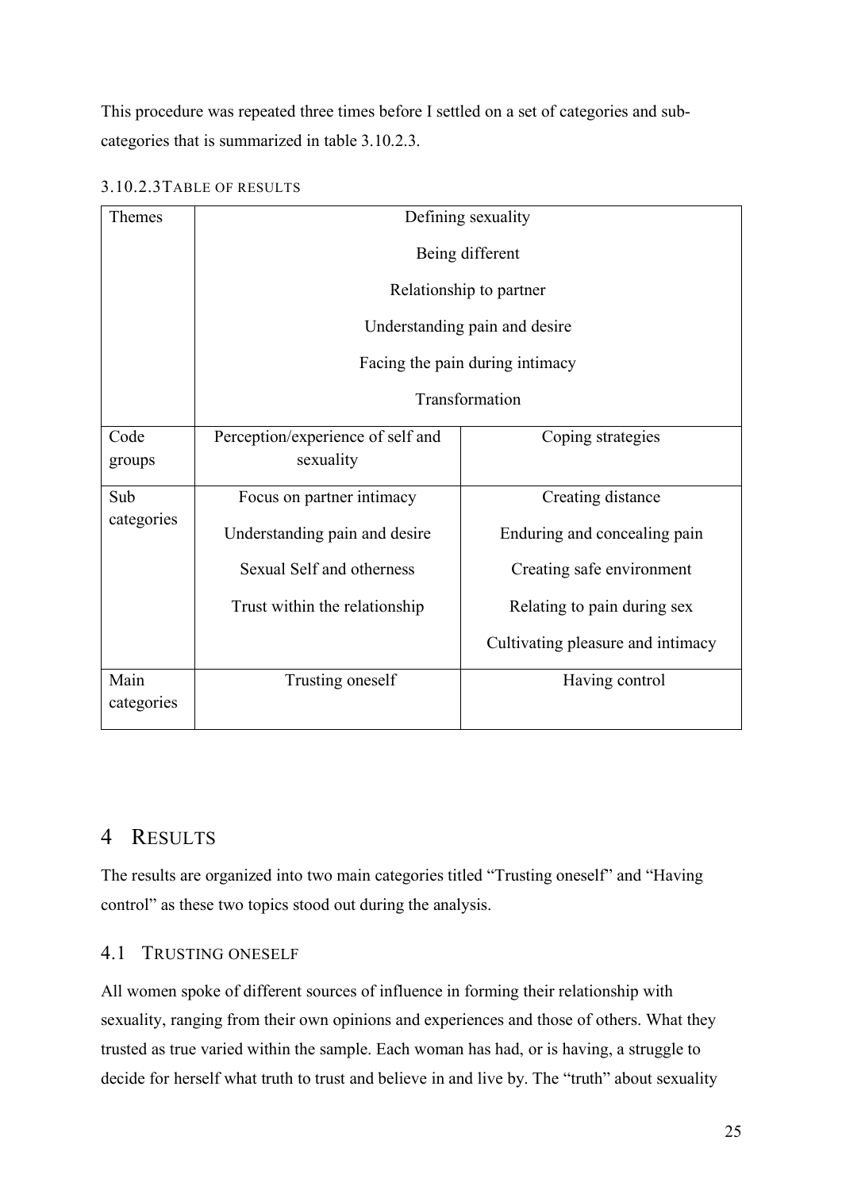This procedure was repeated three times before I settled on a set of categories and sub-categories that is summarized in table 3.10.2.3.

### 3.10.2.3 Table of results

| Themes | Defining sexuality<br>Being different<br>Relationship to partner<br>Understanding pain and desire<br>Facing the pain during intimacy<br>Transformation | |
|---|---|---|
| Code groups | Perception/experience of self and sexuality | Coping strategies |
| Sub categories | Focus on partner intimacy<br>Understanding pain and desire<br>Sexual Self and otherness<br>Trust within the relationship | Creating distance<br>Enduring and concealing pain<br>Creating safe environment<br>Relating to pain during sex<br>Cultivating pleasure and intimacy |
| Main categories | Trusting oneself | Having control |

# 4 Results

The results are organized into two main categories titled "Trusting oneself" and "Having control" as these two topics stood out during the analysis.

## 4.1 Trusting oneself

All women spoke of different sources of influence in forming their relationship with sexuality, ranging from their own opinions and experiences and those of others. What they trusted as true varied within the sample. Each woman has had, or is having, a struggle to decide for herself what truth to trust and believe in and live by. The "truth" about sexuality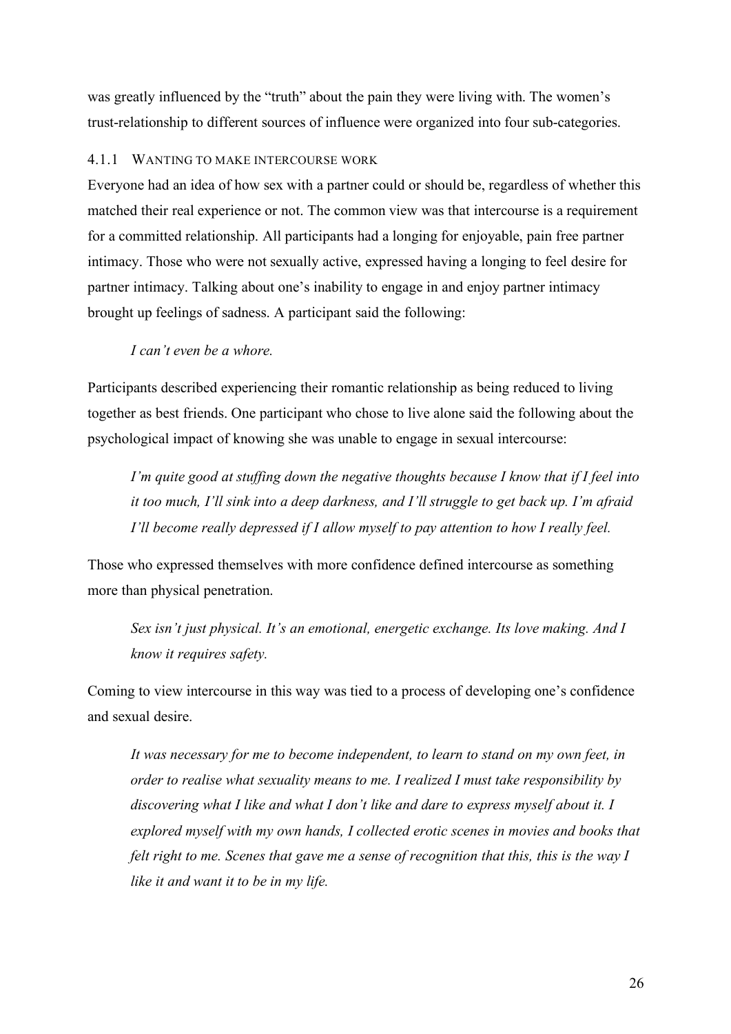was greatly influenced by the "truth" about the pain they were living with. The women's trust-relationship to different sources of influence were organized into four sub-categories.

### 4.1.1 Wanting to make intercourse work

Everyone had an idea of how sex with a partner could or should be, regardless of whether this matched their real experience or not. The common view was that intercourse is a requirement for a committed relationship. All participants had a longing for enjoyable, pain free partner intimacy. Those who were not sexually active, expressed having a longing to feel desire for partner intimacy. Talking about one's inability to engage in and enjoy partner intimacy brought up feelings of sadness. A participant said the following:

> *I can't even be a whore.*

Participants described experiencing their romantic relationship as being reduced to living together as best friends. One participant who chose to live alone said the following about the psychological impact of knowing she was unable to engage in sexual intercourse:

> *I'm quite good at stuffing down the negative thoughts because I know that if I feel into it too much, I'll sink into a deep darkness, and I'll struggle to get back up. I'm afraid I'll become really depressed if I allow myself to pay attention to how I really feel.*

Those who expressed themselves with more confidence defined intercourse as something more than physical penetration.

> *Sex isn't just physical. It's an emotional, energetic exchange. Its love making. And I know it requires safety.*

Coming to view intercourse in this way was tied to a process of developing one's confidence and sexual desire.

> *It was necessary for me to become independent, to learn to stand on my own feet, in order to realise what sexuality means to me. I realized I must take responsibility by discovering what I like and what I don't like and dare to express myself about it. I explored myself with my own hands, I collected erotic scenes in movies and books that felt right to me. Scenes that gave me a sense of recognition that this, this is the way I like it and want it to be in my life.*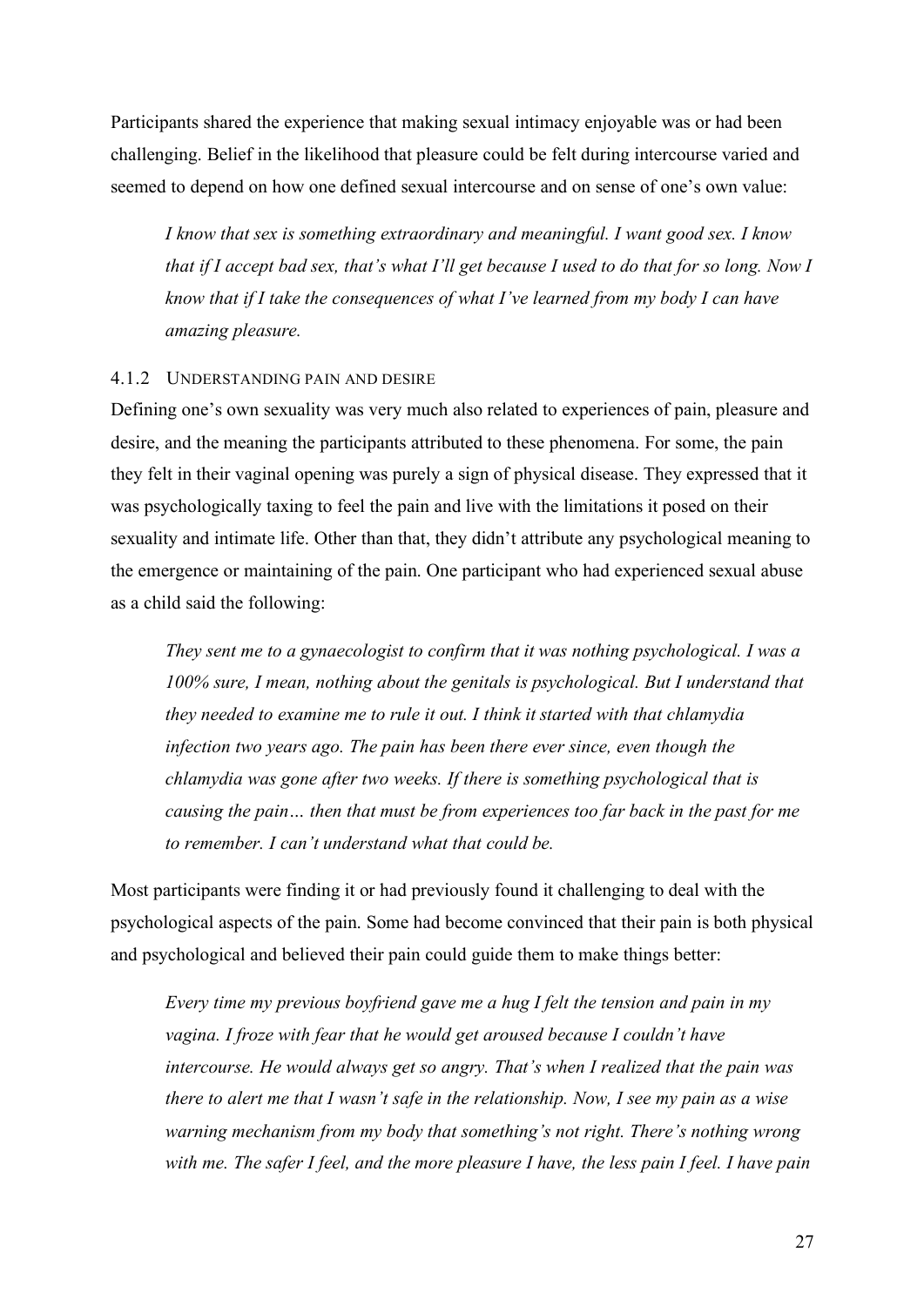Participants shared the experience that making sexual intimacy enjoyable was or had been challenging. Belief in the likelihood that pleasure could be felt during intercourse varied and seemed to depend on how one defined sexual intercourse and on sense of one's own value:

> *I know that sex is something extraordinary and meaningful. I want good sex. I know that if I accept bad sex, that's what I'll get because I used to do that for so long. Now I know that if I take the consequences of what I've learned from my body I can have amazing pleasure.*

### 4.1.2 UNDERSTANDING PAIN AND DESIRE

Defining one's own sexuality was very much also related to experiences of pain, pleasure and desire, and the meaning the participants attributed to these phenomena. For some, the pain they felt in their vaginal opening was purely a sign of physical disease. They expressed that it was psychologically taxing to feel the pain and live with the limitations it posed on their sexuality and intimate life. Other than that, they didn't attribute any psychological meaning to the emergence or maintaining of the pain. One participant who had experienced sexual abuse as a child said the following:

> *They sent me to a gynaecologist to confirm that it was nothing psychological. I was a 100% sure, I mean, nothing about the genitals is psychological. But I understand that they needed to examine me to rule it out. I think it started with that chlamydia infection two years ago. The pain has been there ever since, even though the chlamydia was gone after two weeks. If there is something psychological that is causing the pain… then that must be from experiences too far back in the past for me to remember. I can't understand what that could be.*

Most participants were finding it or had previously found it challenging to deal with the psychological aspects of the pain. Some had become convinced that their pain is both physical and psychological and believed their pain could guide them to make things better:

> *Every time my previous boyfriend gave me a hug I felt the tension and pain in my vagina. I froze with fear that he would get aroused because I couldn't have intercourse. He would always get so angry. That's when I realized that the pain was there to alert me that I wasn't safe in the relationship. Now, I see my pain as a wise warning mechanism from my body that something's not right. There's nothing wrong with me. The safer I feel, and the more pleasure I have, the less pain I feel. I have pain*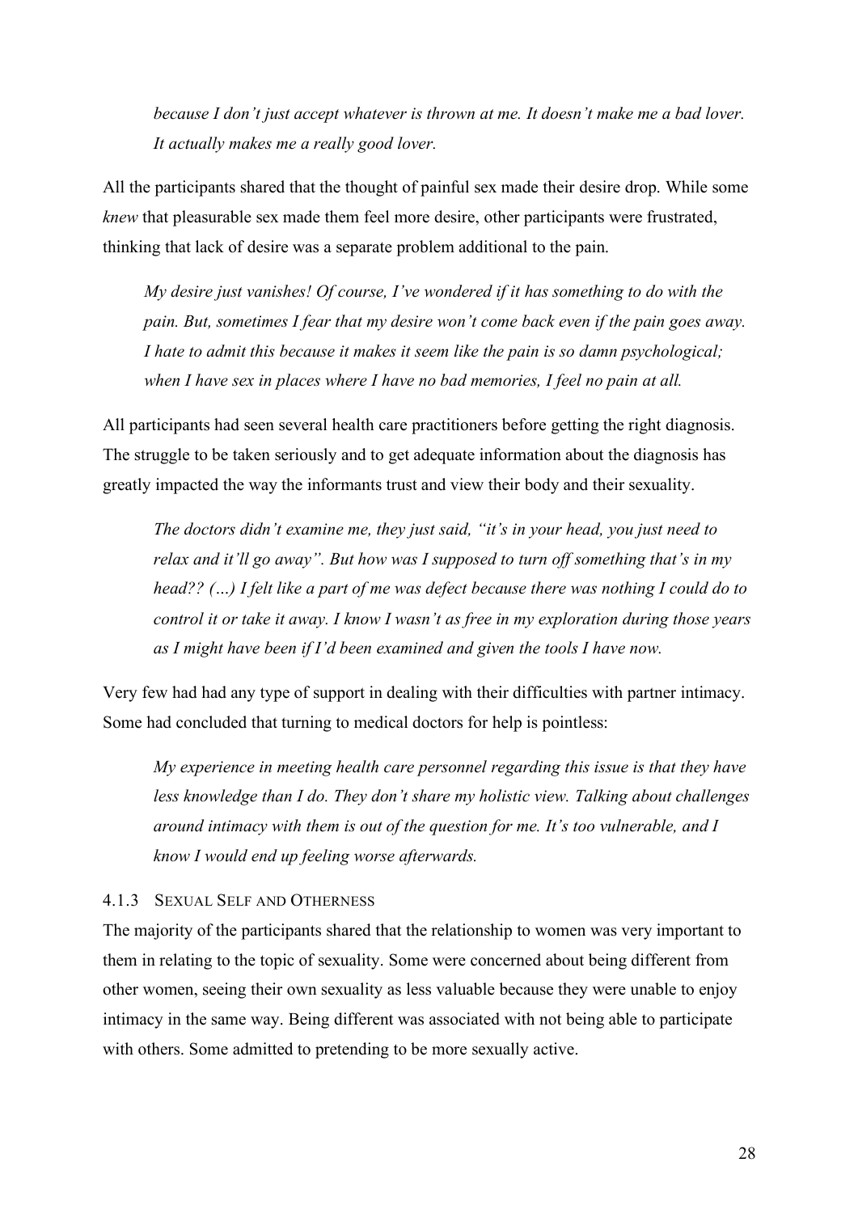*because I don't just accept whatever is thrown at me. It doesn't make me a bad lover. It actually makes me a really good lover.*

All the participants shared that the thought of painful sex made their desire drop. While some *knew* that pleasurable sex made them feel more desire, other participants were frustrated, thinking that lack of desire was a separate problem additional to the pain.

> *My desire just vanishes! Of course, I've wondered if it has something to do with the pain. But, sometimes I fear that my desire won't come back even if the pain goes away. I hate to admit this because it makes it seem like the pain is so damn psychological; when I have sex in places where I have no bad memories, I feel no pain at all.*

All participants had seen several health care practitioners before getting the right diagnosis. The struggle to be taken seriously and to get adequate information about the diagnosis has greatly impacted the way the informants trust and view their body and their sexuality.

> *The doctors didn't examine me, they just said, "it's in your head, you just need to relax and it'll go away". But how was I supposed to turn off something that's in my head?? (…) I felt like a part of me was defect because there was nothing I could do to control it or take it away. I know I wasn't as free in my exploration during those years as I might have been if I'd been examined and given the tools I have now.*

Very few had had any type of support in dealing with their difficulties with partner intimacy. Some had concluded that turning to medical doctors for help is pointless:

> *My experience in meeting health care personnel regarding this issue is that they have less knowledge than I do. They don't share my holistic view. Talking about challenges around intimacy with them is out of the question for me. It's too vulnerable, and I know I would end up feeling worse afterwards.*

### 4.1.3 Sexual Self and Otherness

The majority of the participants shared that the relationship to women was very important to them in relating to the topic of sexuality. Some were concerned about being different from other women, seeing their own sexuality as less valuable because they were unable to enjoy intimacy in the same way. Being different was associated with not being able to participate with others. Some admitted to pretending to be more sexually active.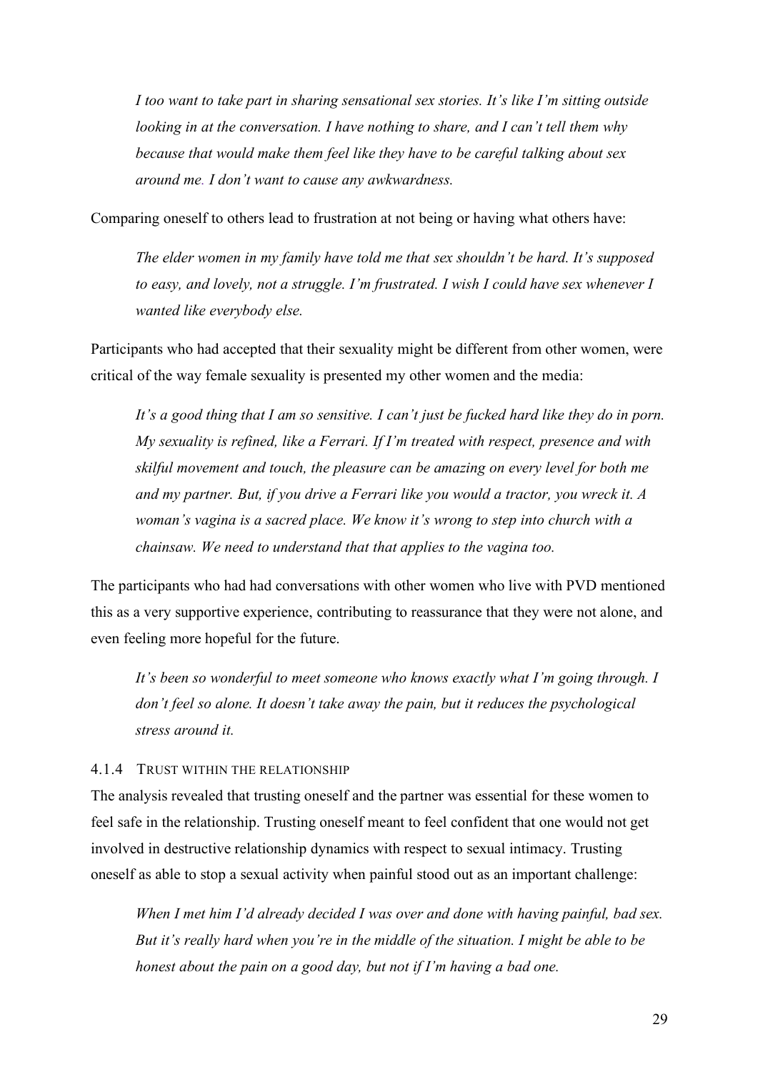> *I too want to take part in sharing sensational sex stories. It's like I'm sitting outside looking in at the conversation. I have nothing to share, and I can't tell them why because that would make them feel like they have to be careful talking about sex around me. I don't want to cause any awkwardness.*

Comparing oneself to others lead to frustration at not being or having what others have:

> *The elder women in my family have told me that sex shouldn't be hard. It's supposed to easy, and lovely, not a struggle. I'm frustrated. I wish I could have sex whenever I wanted like everybody else.*

Participants who had accepted that their sexuality might be different from other women, were critical of the way female sexuality is presented my other women and the media:

> *It's a good thing that I am so sensitive. I can't just be fucked hard like they do in porn. My sexuality is refined, like a Ferrari. If I'm treated with respect, presence and with skilful movement and touch, the pleasure can be amazing on every level for both me and my partner. But, if you drive a Ferrari like you would a tractor, you wreck it. A woman's vagina is a sacred place. We know it's wrong to step into church with a chainsaw. We need to understand that that applies to the vagina too.*

The participants who had had conversations with other women who live with PVD mentioned this as a very supportive experience, contributing to reassurance that they were not alone, and even feeling more hopeful for the future.

> *It's been so wonderful to meet someone who knows exactly what I'm going through. I don't feel so alone. It doesn't take away the pain, but it reduces the psychological stress around it.*

#### 4.1.4 Trust within the relationship

The analysis revealed that trusting oneself and the partner was essential for these women to feel safe in the relationship. Trusting oneself meant to feel confident that one would not get involved in destructive relationship dynamics with respect to sexual intimacy. Trusting oneself as able to stop a sexual activity when painful stood out as an important challenge:

> *When I met him I'd already decided I was over and done with having painful, bad sex. But it's really hard when you're in the middle of the situation. I might be able to be honest about the pain on a good day, but not if I'm having a bad one.*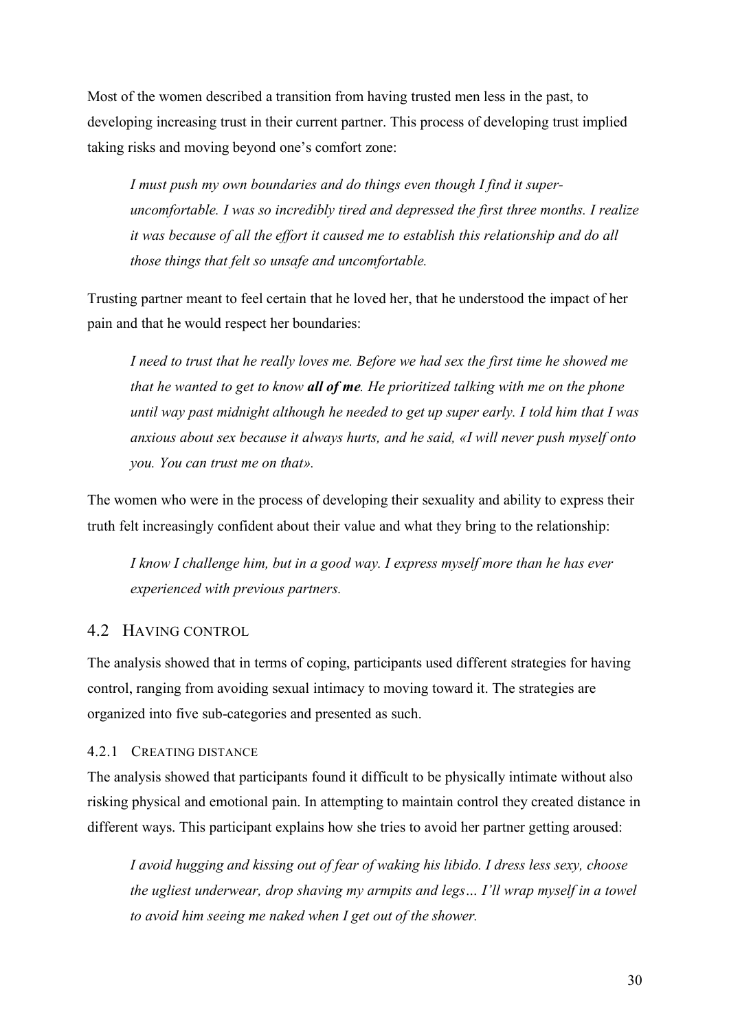Most of the women described a transition from having trusted men less in the past, to developing increasing trust in their current partner. This process of developing trust implied taking risks and moving beyond one's comfort zone:

> *I must push my own boundaries and do things even though I find it super-uncomfortable. I was so incredibly tired and depressed the first three months. I realize it was because of all the effort it caused me to establish this relationship and do all those things that felt so unsafe and uncomfortable.*

Trusting partner meant to feel certain that he loved her, that he understood the impact of her pain and that he would respect her boundaries:

> *I need to trust that he really loves me. Before we had sex the first time he showed me that he wanted to get to know* ***all of me****. He prioritized talking with me on the phone until way past midnight although he needed to get up super early. I told him that I was anxious about sex because it always hurts, and he said, «I will never push myself onto you. You can trust me on that».*

The women who were in the process of developing their sexuality and ability to express their truth felt increasingly confident about their value and what they bring to the relationship:

> *I know I challenge him, but in a good way. I express myself more than he has ever experienced with previous partners.*

## 4.2 Having control

The analysis showed that in terms of coping, participants used different strategies for having control, ranging from avoiding sexual intimacy to moving toward it. The strategies are organized into five sub-categories and presented as such.

### 4.2.1 Creating distance

The analysis showed that participants found it difficult to be physically intimate without also risking physical and emotional pain. In attempting to maintain control they created distance in different ways. This participant explains how she tries to avoid her partner getting aroused:

> *I avoid hugging and kissing out of fear of waking his libido. I dress less sexy, choose the ugliest underwear, drop shaving my armpits and legs… I'll wrap myself in a towel to avoid him seeing me naked when I get out of the shower.*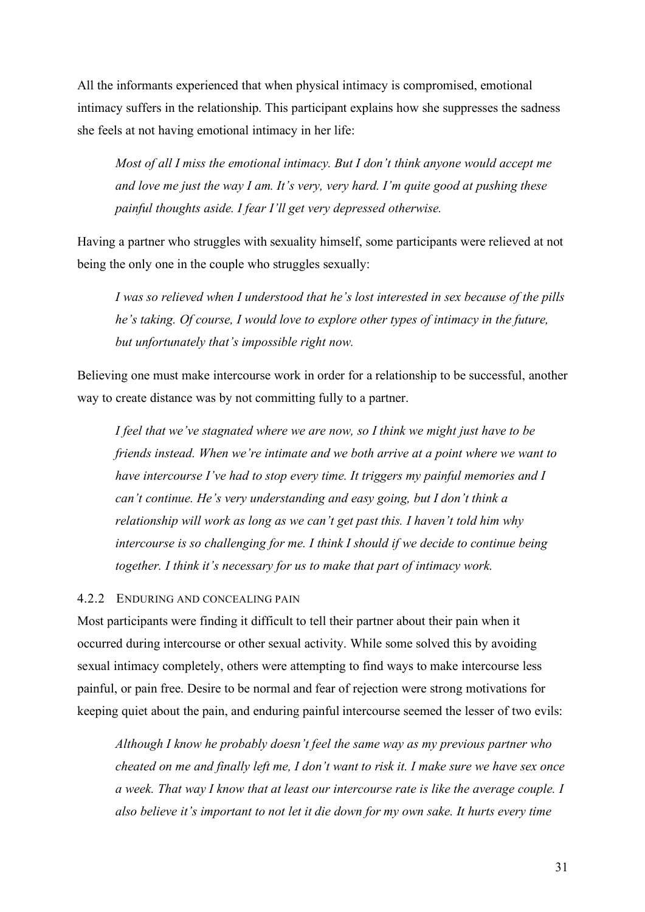All the informants experienced that when physical intimacy is compromised, emotional intimacy suffers in the relationship. This participant explains how she suppresses the sadness she feels at not having emotional intimacy in her life:

> *Most of all I miss the emotional intimacy. But I don't think anyone would accept me and love me just the way I am. It's very, very hard. I'm quite good at pushing these painful thoughts aside. I fear I'll get very depressed otherwise.*

Having a partner who struggles with sexuality himself, some participants were relieved at not being the only one in the couple who struggles sexually:

> *I was so relieved when I understood that he's lost interested in sex because of the pills he's taking. Of course, I would love to explore other types of intimacy in the future, but unfortunately that's impossible right now.*

Believing one must make intercourse work in order for a relationship to be successful, another way to create distance was by not committing fully to a partner.

> *I feel that we've stagnated where we are now, so I think we might just have to be friends instead. When we're intimate and we both arrive at a point where we want to have intercourse I've had to stop every time. It triggers my painful memories and I can't continue. He's very understanding and easy going, but I don't think a relationship will work as long as we can't get past this. I haven't told him why intercourse is so challenging for me. I think I should if we decide to continue being together. I think it's necessary for us to make that part of intimacy work.*

#### 4.2.2 Enduring and concealing pain

Most participants were finding it difficult to tell their partner about their pain when it occurred during intercourse or other sexual activity. While some solved this by avoiding sexual intimacy completely, others were attempting to find ways to make intercourse less painful, or pain free. Desire to be normal and fear of rejection were strong motivations for keeping quiet about the pain, and enduring painful intercourse seemed the lesser of two evils:

> *Although I know he probably doesn't feel the same way as my previous partner who cheated on me and finally left me, I don't want to risk it. I make sure we have sex once a week. That way I know that at least our intercourse rate is like the average couple. I also believe it's important to not let it die down for my own sake. It hurts every time*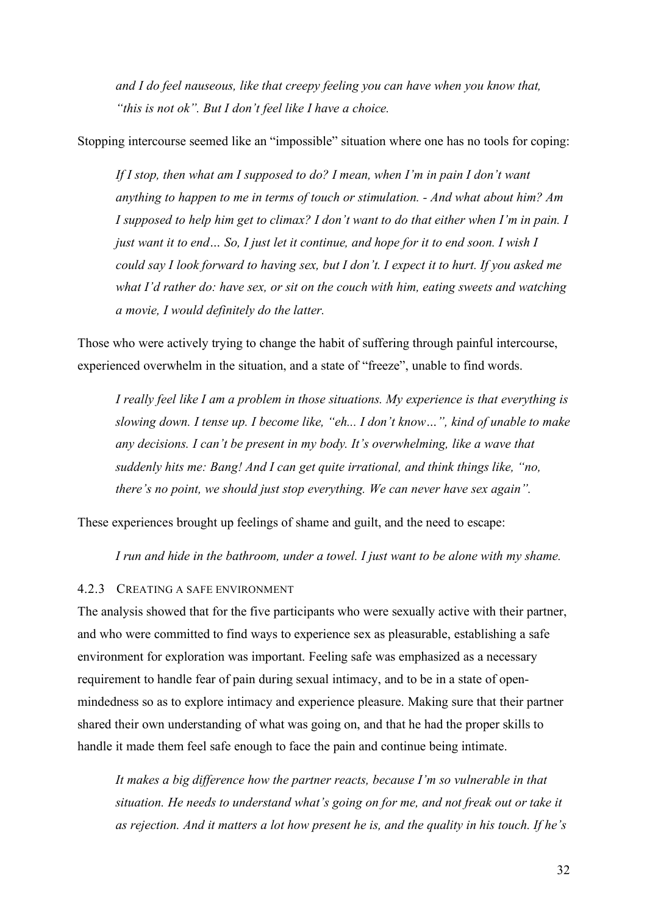*and I do feel nauseous, like that creepy feeling you can have when you know that, "this is not ok". But I don't feel like I have a choice.*

Stopping intercourse seemed like an "impossible" situation where one has no tools for coping:

*If I stop, then what am I supposed to do? I mean, when I'm in pain I don't want anything to happen to me in terms of touch or stimulation. - And what about him? Am I supposed to help him get to climax? I don't want to do that either when I'm in pain. I just want it to end… So, I just let it continue, and hope for it to end soon. I wish I could say I look forward to having sex, but I don't. I expect it to hurt. If you asked me what I'd rather do: have sex, or sit on the couch with him, eating sweets and watching a movie, I would definitely do the latter.*

Those who were actively trying to change the habit of suffering through painful intercourse, experienced overwhelm in the situation, and a state of "freeze", unable to find words.

*I really feel like I am a problem in those situations. My experience is that everything is slowing down. I tense up. I become like, "eh... I don't know…", kind of unable to make any decisions. I can't be present in my body. It's overwhelming, like a wave that suddenly hits me: Bang! And I can get quite irrational, and think things like, "no, there's no point, we should just stop everything. We can never have sex again".*

These experiences brought up feelings of shame and guilt, and the need to escape:

*I run and hide in the bathroom, under a towel. I just want to be alone with my shame.*

### 4.2.3 Creating a safe environment

The analysis showed that for the five participants who were sexually active with their partner, and who were committed to find ways to experience sex as pleasurable, establishing a safe environment for exploration was important. Feeling safe was emphasized as a necessary requirement to handle fear of pain during sexual intimacy, and to be in a state of open-mindedness so as to explore intimacy and experience pleasure. Making sure that their partner shared their own understanding of what was going on, and that he had the proper skills to handle it made them feel safe enough to face the pain and continue being intimate.

*It makes a big difference how the partner reacts, because I'm so vulnerable in that situation. He needs to understand what's going on for me, and not freak out or take it as rejection. And it matters a lot how present he is, and the quality in his touch. If he's*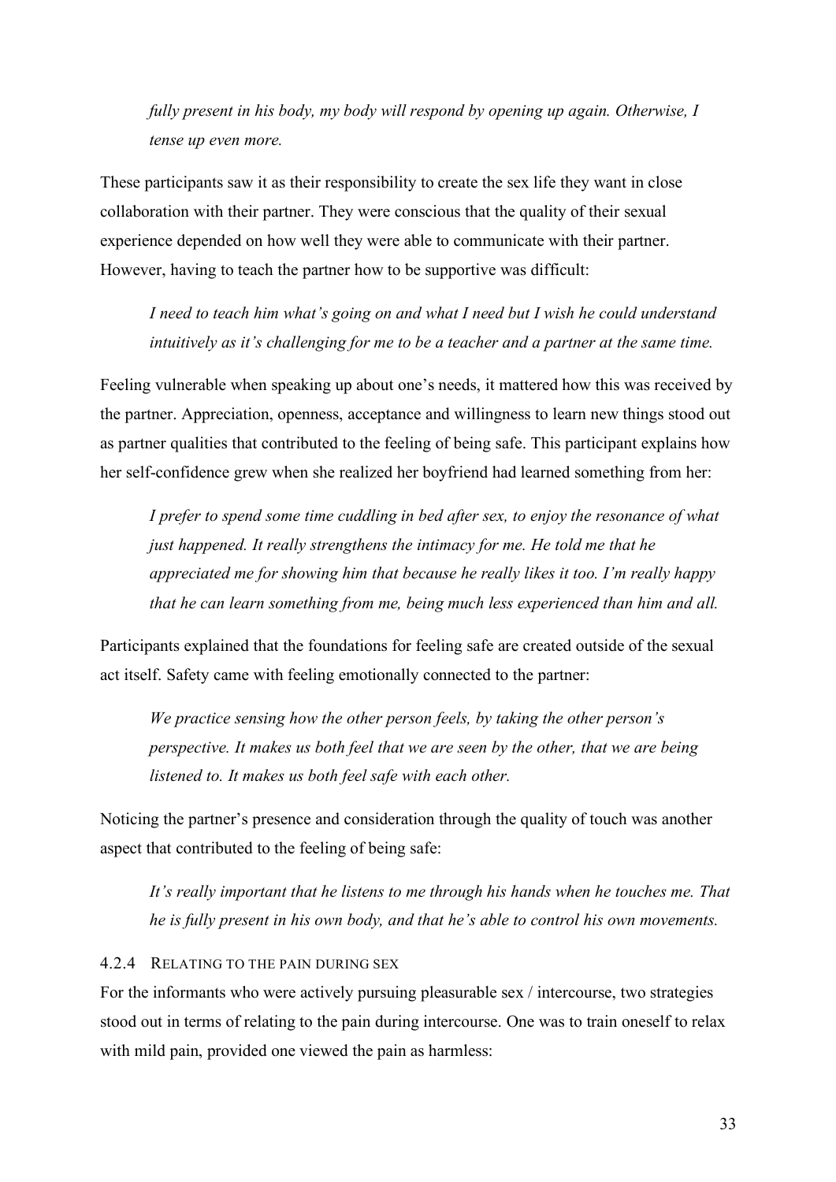*fully present in his body, my body will respond by opening up again. Otherwise, I tense up even more.*

These participants saw it as their responsibility to create the sex life they want in close collaboration with their partner. They were conscious that the quality of their sexual experience depended on how well they were able to communicate with their partner. However, having to teach the partner how to be supportive was difficult:

*I need to teach him what's going on and what I need but I wish he could understand intuitively as it's challenging for me to be a teacher and a partner at the same time.*

Feeling vulnerable when speaking up about one's needs, it mattered how this was received by the partner. Appreciation, openness, acceptance and willingness to learn new things stood out as partner qualities that contributed to the feeling of being safe. This participant explains how her self-confidence grew when she realized her boyfriend had learned something from her:

*I prefer to spend some time cuddling in bed after sex, to enjoy the resonance of what just happened. It really strengthens the intimacy for me. He told me that he appreciated me for showing him that because he really likes it too. I'm really happy that he can learn something from me, being much less experienced than him and all.*

Participants explained that the foundations for feeling safe are created outside of the sexual act itself. Safety came with feeling emotionally connected to the partner:

*We practice sensing how the other person feels, by taking the other person's perspective. It makes us both feel that we are seen by the other, that we are being listened to. It makes us both feel safe with each other.*

Noticing the partner's presence and consideration through the quality of touch was another aspect that contributed to the feeling of being safe:

*It's really important that he listens to me through his hands when he touches me. That he is fully present in his own body, and that he's able to control his own movements.*

### 4.2.4 Relating to the pain during sex

For the informants who were actively pursuing pleasurable sex / intercourse, two strategies stood out in terms of relating to the pain during intercourse. One was to train oneself to relax with mild pain, provided one viewed the pain as harmless: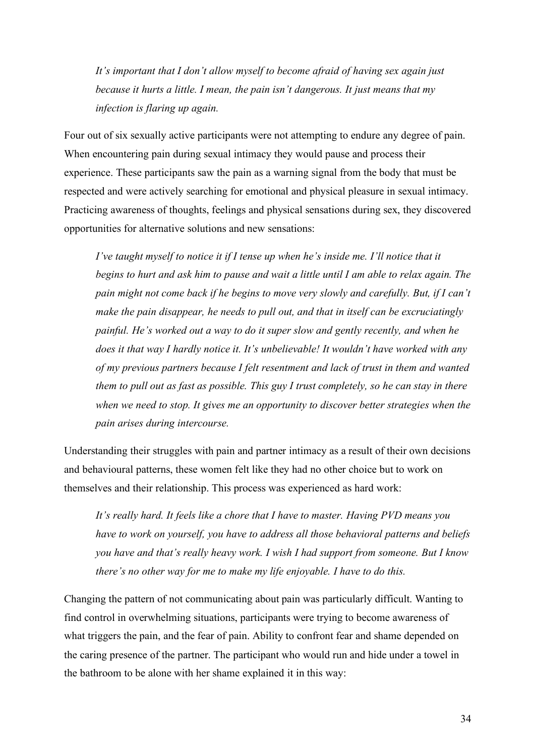*It's important that I don't allow myself to become afraid of having sex again just because it hurts a little. I mean, the pain isn't dangerous. It just means that my infection is flaring up again.*

Four out of six sexually active participants were not attempting to endure any degree of pain. When encountering pain during sexual intimacy they would pause and process their experience. These participants saw the pain as a warning signal from the body that must be respected and were actively searching for emotional and physical pleasure in sexual intimacy. Practicing awareness of thoughts, feelings and physical sensations during sex, they discovered opportunities for alternative solutions and new sensations:

*I've taught myself to notice it if I tense up when he's inside me. I'll notice that it begins to hurt and ask him to pause and wait a little until I am able to relax again. The pain might not come back if he begins to move very slowly and carefully. But, if I can't make the pain disappear, he needs to pull out, and that in itself can be excruciatingly painful. He's worked out a way to do it super slow and gently recently, and when he does it that way I hardly notice it. It's unbelievable! It wouldn't have worked with any of my previous partners because I felt resentment and lack of trust in them and wanted them to pull out as fast as possible. This guy I trust completely, so he can stay in there when we need to stop. It gives me an opportunity to discover better strategies when the pain arises during intercourse.*

Understanding their struggles with pain and partner intimacy as a result of their own decisions and behavioural patterns, these women felt like they had no other choice but to work on themselves and their relationship. This process was experienced as hard work:

*It's really hard. It feels like a chore that I have to master. Having PVD means you have to work on yourself, you have to address all those behavioral patterns and beliefs you have and that's really heavy work. I wish I had support from someone. But I know there's no other way for me to make my life enjoyable. I have to do this.*

Changing the pattern of not communicating about pain was particularly difficult. Wanting to find control in overwhelming situations, participants were trying to become awareness of what triggers the pain, and the fear of pain. Ability to confront fear and shame depended on the caring presence of the partner. The participant who would run and hide under a towel in the bathroom to be alone with her shame explained it in this way: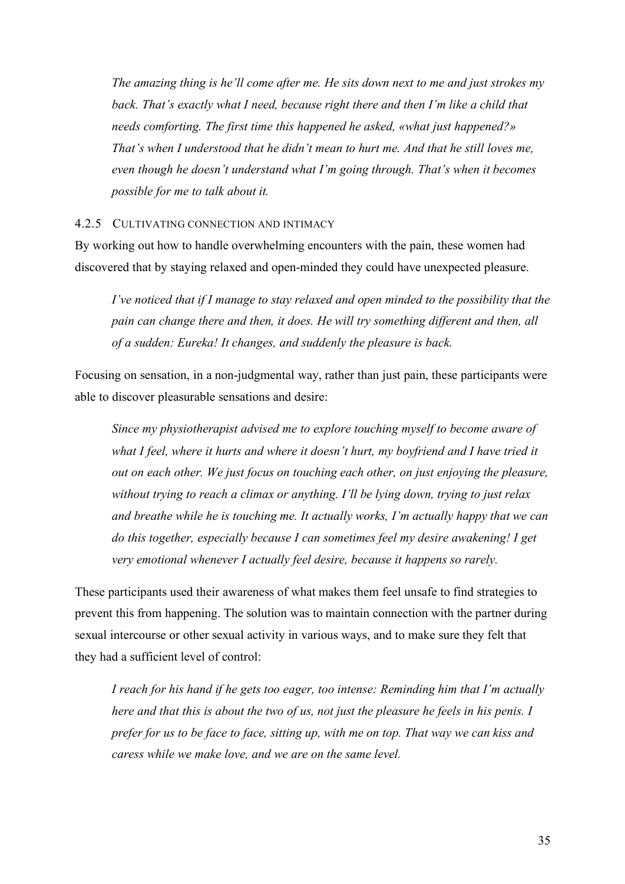*The amazing thing is he'll come after me. He sits down next to me and just strokes my back. That's exactly what I need, because right there and then I'm like a child that needs comforting. The first time this happened he asked, «what just happened?» That's when I understood that he didn't mean to hurt me. And that he still loves me, even though he doesn't understand what I'm going through. That's when it becomes possible for me to talk about it.*

#### 4.2.5 CULTIVATING CONNECTION AND INTIMACY

By working out how to handle overwhelming encounters with the pain, these women had discovered that by staying relaxed and open-minded they could have unexpected pleasure.

*I've noticed that if I manage to stay relaxed and open minded to the possibility that the pain can change there and then, it does. He will try something different and then, all of a sudden: Eureka! It changes, and suddenly the pleasure is back.*

Focusing on sensation, in a non-judgmental way, rather than just pain, these participants were able to discover pleasurable sensations and desire:

*Since my physiotherapist advised me to explore touching myself to become aware of what I feel, where it hurts and where it doesn't hurt, my boyfriend and I have tried it out on each other. We just focus on touching each other, on just enjoying the pleasure, without trying to reach a climax or anything. I'll be lying down, trying to just relax and breathe while he is touching me. It actually works, I'm actually happy that we can do this together, especially because I can sometimes feel my desire awakening! I get very emotional whenever I actually feel desire, because it happens so rarely.*

These participants used their awareness of what makes them feel unsafe to find strategies to prevent this from happening. The solution was to maintain connection with the partner during sexual intercourse or other sexual activity in various ways, and to make sure they felt that they had a sufficient level of control:

*I reach for his hand if he gets too eager, too intense: Reminding him that I'm actually here and that this is about the two of us, not just the pleasure he feels in his penis. I prefer for us to be face to face, sitting up, with me on top. That way we can kiss and caress while we make love, and we are on the same level.*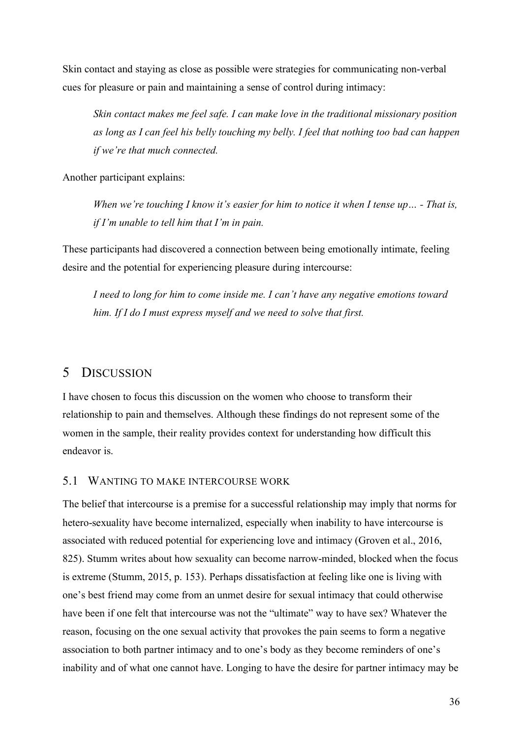Skin contact and staying as close as possible were strategies for communicating non-verbal cues for pleasure or pain and maintaining a sense of control during intimacy:

> *Skin contact makes me feel safe. I can make love in the traditional missionary position as long as I can feel his belly touching my belly. I feel that nothing too bad can happen if we're that much connected.*

Another participant explains:

> *When we're touching I know it's easier for him to notice it when I tense up… - That is, if I'm unable to tell him that I'm in pain.*

These participants had discovered a connection between being emotionally intimate, feeling desire and the potential for experiencing pleasure during intercourse:

> *I need to long for him to come inside me. I can't have any negative emotions toward him. If I do I must express myself and we need to solve that first.*

# 5 DISCUSSION

I have chosen to focus this discussion on the women who choose to transform their relationship to pain and themselves. Although these findings do not represent some of the women in the sample, their reality provides context for understanding how difficult this endeavor is.

## 5.1 WANTING TO MAKE INTERCOURSE WORK

The belief that intercourse is a premise for a successful relationship may imply that norms for hetero-sexuality have become internalized, especially when inability to have intercourse is associated with reduced potential for experiencing love and intimacy (Groven et al., 2016, 825). Stumm writes about how sexuality can become narrow-minded, blocked when the focus is extreme (Stumm, 2015, p. 153). Perhaps dissatisfaction at feeling like one is living with one's best friend may come from an unmet desire for sexual intimacy that could otherwise have been if one felt that intercourse was not the "ultimate" way to have sex? Whatever the reason, focusing on the one sexual activity that provokes the pain seems to form a negative association to both partner intimacy and to one's body as they become reminders of one's inability and of what one cannot have. Longing to have the desire for partner intimacy may be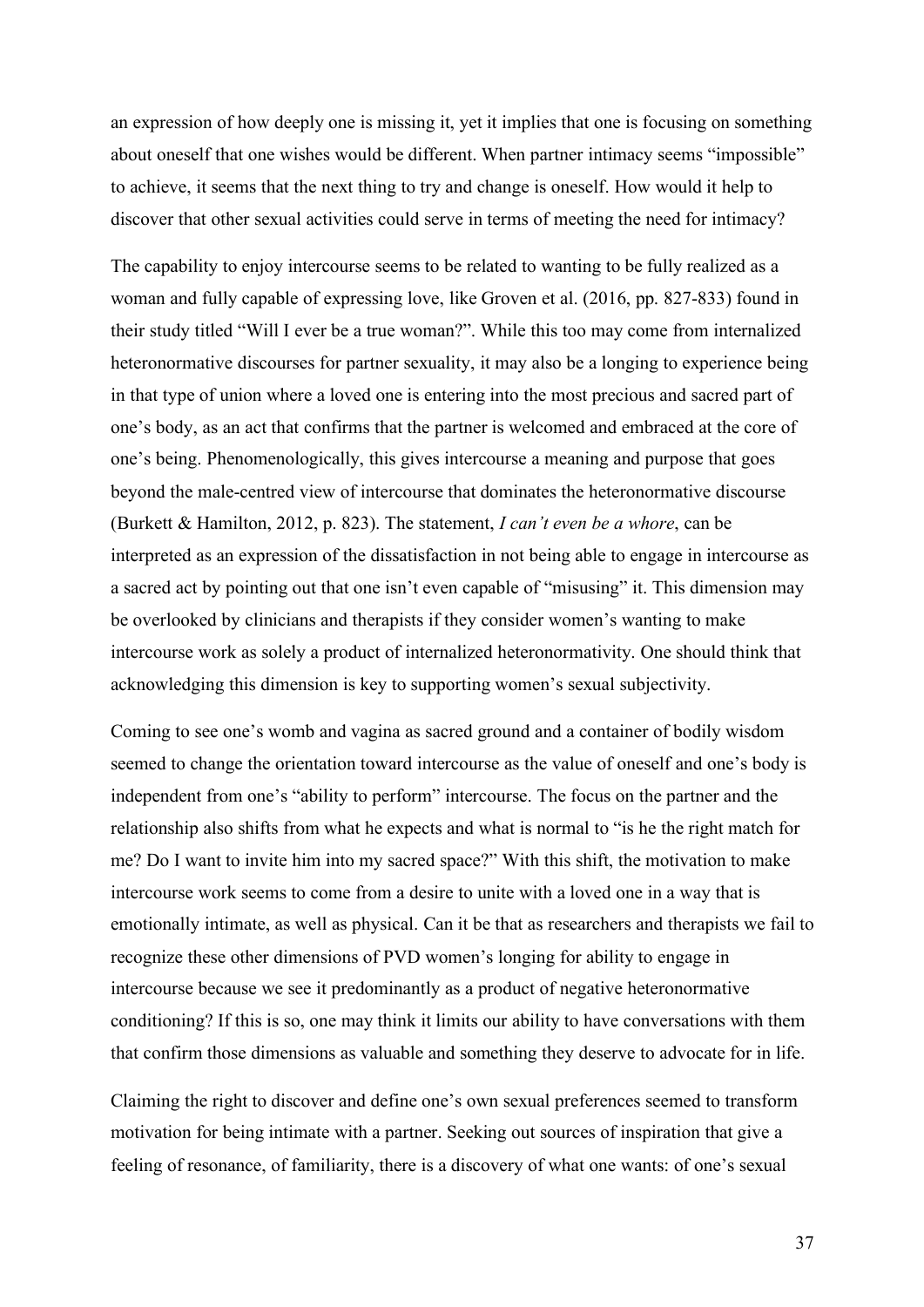an expression of how deeply one is missing it, yet it implies that one is focusing on something about oneself that one wishes would be different. When partner intimacy seems "impossible" to achieve, it seems that the next thing to try and change is oneself. How would it help to discover that other sexual activities could serve in terms of meeting the need for intimacy?

The capability to enjoy intercourse seems to be related to wanting to be fully realized as a woman and fully capable of expressing love, like Groven et al. (2016, pp. 827-833) found in their study titled "Will I ever be a true woman?". While this too may come from internalized heteronormative discourses for partner sexuality, it may also be a longing to experience being in that type of union where a loved one is entering into the most precious and sacred part of one's body, as an act that confirms that the partner is welcomed and embraced at the core of one's being. Phenomenologically, this gives intercourse a meaning and purpose that goes beyond the male-centred view of intercourse that dominates the heteronormative discourse (Burkett & Hamilton, 2012, p. 823). The statement, *I can't even be a whore*, can be interpreted as an expression of the dissatisfaction in not being able to engage in intercourse as a sacred act by pointing out that one isn't even capable of "misusing" it. This dimension may be overlooked by clinicians and therapists if they consider women's wanting to make intercourse work as solely a product of internalized heteronormativity. One should think that acknowledging this dimension is key to supporting women's sexual subjectivity.

Coming to see one's womb and vagina as sacred ground and a container of bodily wisdom seemed to change the orientation toward intercourse as the value of oneself and one's body is independent from one's "ability to perform" intercourse. The focus on the partner and the relationship also shifts from what he expects and what is normal to "is he the right match for me? Do I want to invite him into my sacred space?" With this shift, the motivation to make intercourse work seems to come from a desire to unite with a loved one in a way that is emotionally intimate, as well as physical. Can it be that as researchers and therapists we fail to recognize these other dimensions of PVD women's longing for ability to engage in intercourse because we see it predominantly as a product of negative heteronormative conditioning? If this is so, one may think it limits our ability to have conversations with them that confirm those dimensions as valuable and something they deserve to advocate for in life.

Claiming the right to discover and define one's own sexual preferences seemed to transform motivation for being intimate with a partner. Seeking out sources of inspiration that give a feeling of resonance, of familiarity, there is a discovery of what one wants: of one's sexual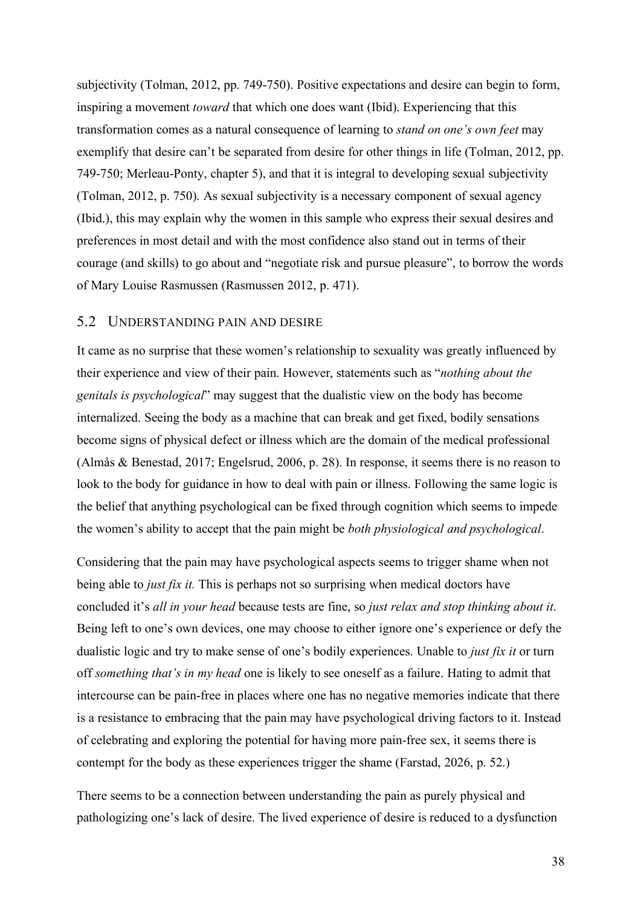subjectivity (Tolman, 2012, pp. 749-750). Positive expectations and desire can begin to form, inspiring a movement *toward* that which one does want (Ibid). Experiencing that this transformation comes as a natural consequence of learning to *stand on one's own feet* may exemplify that desire can't be separated from desire for other things in life (Tolman, 2012, pp. 749-750; Merleau-Ponty, chapter 5), and that it is integral to developing sexual subjectivity (Tolman, 2012, p. 750). As sexual subjectivity is a necessary component of sexual agency (Ibid.), this may explain why the women in this sample who express their sexual desires and preferences in most detail and with the most confidence also stand out in terms of their courage (and skills) to go about and "negotiate risk and pursue pleasure", to borrow the words of Mary Louise Rasmussen (Rasmussen 2012, p. 471).

## 5.2 Understanding pain and desire

It came as no surprise that these women's relationship to sexuality was greatly influenced by their experience and view of their pain. However, statements such as "*nothing about the genitals is psychological*" may suggest that the dualistic view on the body has become internalized. Seeing the body as a machine that can break and get fixed, bodily sensations become signs of physical defect or illness which are the domain of the medical professional (Almås & Benestad, 2017; Engelsrud, 2006, p. 28). In response, it seems there is no reason to look to the body for guidance in how to deal with pain or illness. Following the same logic is the belief that anything psychological can be fixed through cognition which seems to impede the women's ability to accept that the pain might be *both physiological and psychological*.

Considering that the pain may have psychological aspects seems to trigger shame when not being able to *just fix it.* This is perhaps not so surprising when medical doctors have concluded it's *all in your head* because tests are fine, so *just relax and stop thinking about it*. Being left to one's own devices, one may choose to either ignore one's experience or defy the dualistic logic and try to make sense of one's bodily experiences. Unable to *just fix it* or turn off *something that's in my head* one is likely to see oneself as a failure. Hating to admit that intercourse can be pain-free in places where one has no negative memories indicate that there is a resistance to embracing that the pain may have psychological driving factors to it. Instead of celebrating and exploring the potential for having more pain-free sex, it seems there is contempt for the body as these experiences trigger the shame (Farstad, 2026, p. 52.)

There seems to be a connection between understanding the pain as purely physical and pathologizing one's lack of desire. The lived experience of desire is reduced to a dysfunction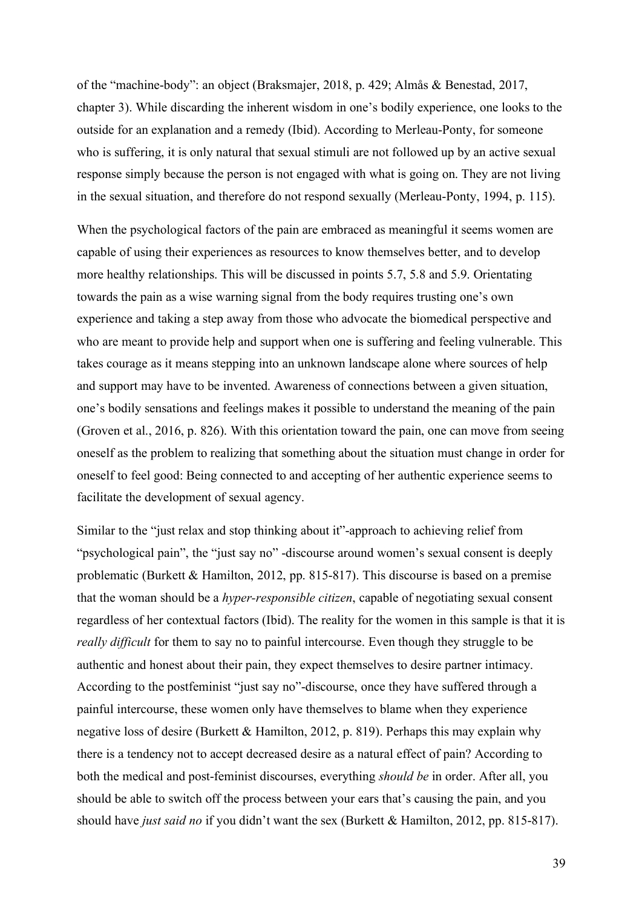of the "machine-body": an object (Braksmajer, 2018, p. 429; Almås & Benestad, 2017, chapter 3). While discarding the inherent wisdom in one's bodily experience, one looks to the outside for an explanation and a remedy (Ibid). According to Merleau-Ponty, for someone who is suffering, it is only natural that sexual stimuli are not followed up by an active sexual response simply because the person is not engaged with what is going on. They are not living in the sexual situation, and therefore do not respond sexually (Merleau-Ponty, 1994, p. 115).

When the psychological factors of the pain are embraced as meaningful it seems women are capable of using their experiences as resources to know themselves better, and to develop more healthy relationships. This will be discussed in points 5.7, 5.8 and 5.9. Orientating towards the pain as a wise warning signal from the body requires trusting one's own experience and taking a step away from those who advocate the biomedical perspective and who are meant to provide help and support when one is suffering and feeling vulnerable. This takes courage as it means stepping into an unknown landscape alone where sources of help and support may have to be invented. Awareness of connections between a given situation, one's bodily sensations and feelings makes it possible to understand the meaning of the pain (Groven et al., 2016, p. 826). With this orientation toward the pain, one can move from seeing oneself as the problem to realizing that something about the situation must change in order for oneself to feel good: Being connected to and accepting of her authentic experience seems to facilitate the development of sexual agency.

Similar to the "just relax and stop thinking about it"-approach to achieving relief from "psychological pain", the "just say no" -discourse around women's sexual consent is deeply problematic (Burkett & Hamilton, 2012, pp. 815-817). This discourse is based on a premise that the woman should be a *hyper-responsible citizen*, capable of negotiating sexual consent regardless of her contextual factors (Ibid). The reality for the women in this sample is that it is *really difficult* for them to say no to painful intercourse. Even though they struggle to be authentic and honest about their pain, they expect themselves to desire partner intimacy. According to the postfeminist "just say no"-discourse, once they have suffered through a painful intercourse, these women only have themselves to blame when they experience negative loss of desire (Burkett & Hamilton, 2012, p. 819). Perhaps this may explain why there is a tendency not to accept decreased desire as a natural effect of pain? According to both the medical and post-feminist discourses, everything *should be* in order. After all, you should be able to switch off the process between your ears that's causing the pain, and you should have *just said no* if you didn't want the sex (Burkett & Hamilton, 2012, pp. 815-817).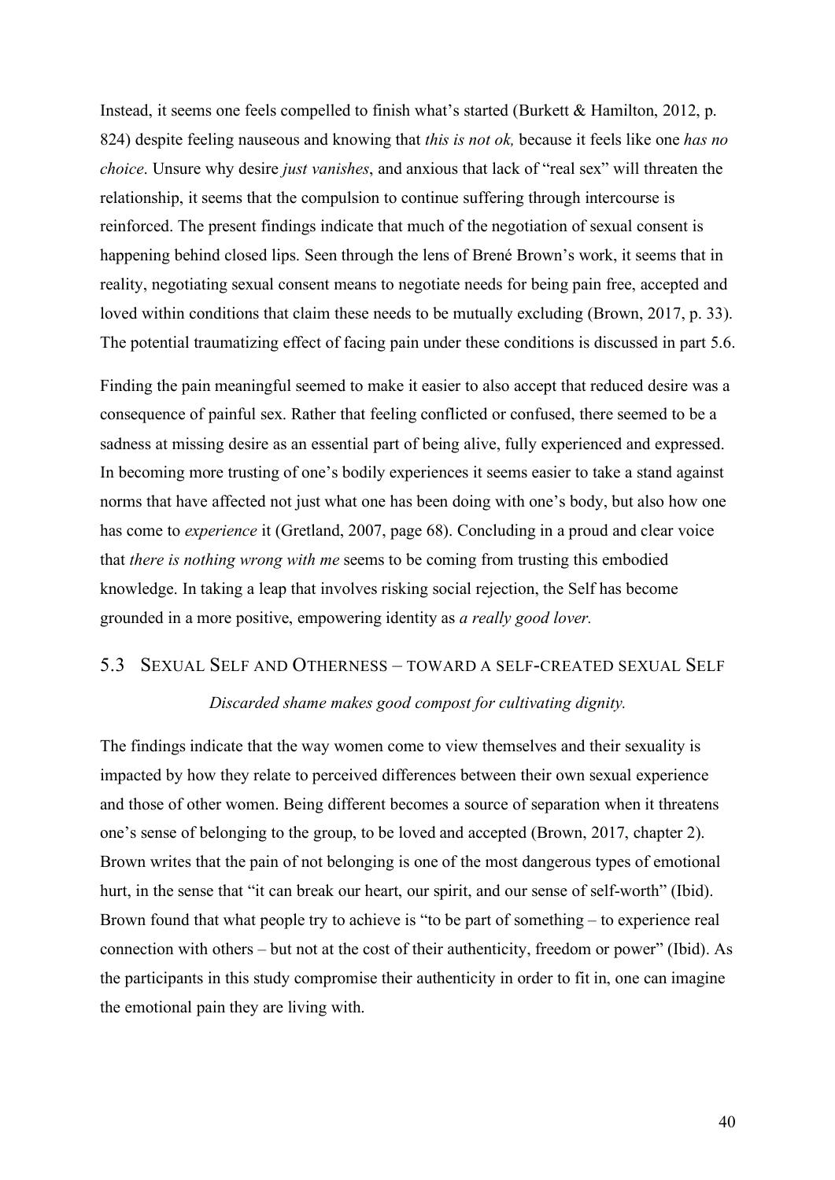Instead, it seems one feels compelled to finish what's started (Burkett & Hamilton, 2012, p. 824) despite feeling nauseous and knowing that *this is not ok,* because it feels like one *has no choice*. Unsure why desire *just vanishes*, and anxious that lack of "real sex" will threaten the relationship, it seems that the compulsion to continue suffering through intercourse is reinforced. The present findings indicate that much of the negotiation of sexual consent is happening behind closed lips. Seen through the lens of Brené Brown's work, it seems that in reality, negotiating sexual consent means to negotiate needs for being pain free, accepted and loved within conditions that claim these needs to be mutually excluding (Brown, 2017, p. 33). The potential traumatizing effect of facing pain under these conditions is discussed in part 5.6.

Finding the pain meaningful seemed to make it easier to also accept that reduced desire was a consequence of painful sex. Rather that feeling conflicted or confused, there seemed to be a sadness at missing desire as an essential part of being alive, fully experienced and expressed. In becoming more trusting of one's bodily experiences it seems easier to take a stand against norms that have affected not just what one has been doing with one's body, but also how one has come to *experience* it (Gretland, 2007, page 68). Concluding in a proud and clear voice that *there is nothing wrong with me* seems to be coming from trusting this embodied knowledge. In taking a leap that involves risking social rejection, the Self has become grounded in a more positive, empowering identity as *a really good lover.*

## 5.3 Sexual Self and Otherness – toward a self-created sexual Self

*Discarded shame makes good compost for cultivating dignity.*

The findings indicate that the way women come to view themselves and their sexuality is impacted by how they relate to perceived differences between their own sexual experience and those of other women. Being different becomes a source of separation when it threatens one's sense of belonging to the group, to be loved and accepted (Brown, 2017, chapter 2). Brown writes that the pain of not belonging is one of the most dangerous types of emotional hurt, in the sense that "it can break our heart, our spirit, and our sense of self-worth" (Ibid). Brown found that what people try to achieve is "to be part of something – to experience real connection with others – but not at the cost of their authenticity, freedom or power" (Ibid). As the participants in this study compromise their authenticity in order to fit in, one can imagine the emotional pain they are living with.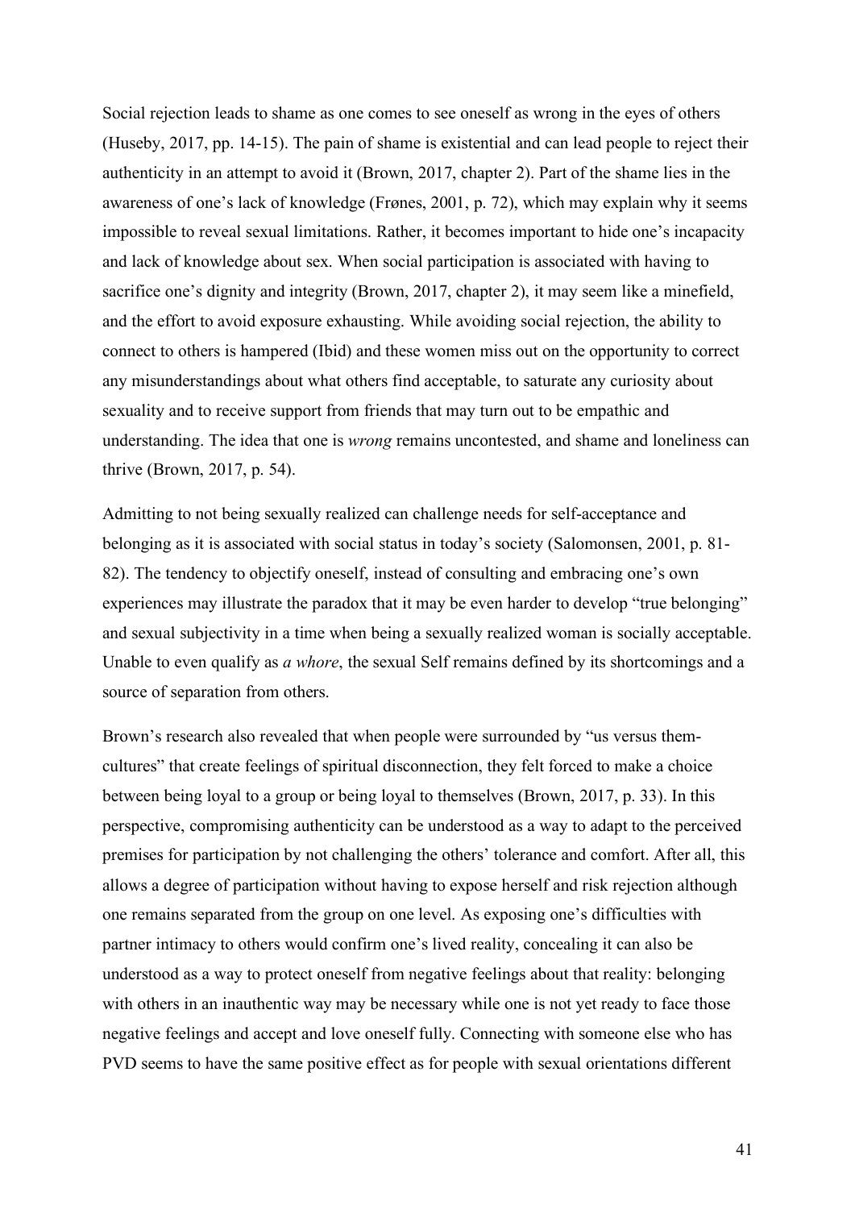Social rejection leads to shame as one comes to see oneself as wrong in the eyes of others (Huseby, 2017, pp. 14-15). The pain of shame is existential and can lead people to reject their authenticity in an attempt to avoid it (Brown, 2017, chapter 2). Part of the shame lies in the awareness of one's lack of knowledge (Frønes, 2001, p. 72), which may explain why it seems impossible to reveal sexual limitations. Rather, it becomes important to hide one's incapacity and lack of knowledge about sex. When social participation is associated with having to sacrifice one's dignity and integrity (Brown, 2017, chapter 2), it may seem like a minefield, and the effort to avoid exposure exhausting. While avoiding social rejection, the ability to connect to others is hampered (Ibid) and these women miss out on the opportunity to correct any misunderstandings about what others find acceptable, to saturate any curiosity about sexuality and to receive support from friends that may turn out to be empathic and understanding. The idea that one is *wrong* remains uncontested, and shame and loneliness can thrive (Brown, 2017, p. 54).

Admitting to not being sexually realized can challenge needs for self-acceptance and belonging as it is associated with social status in today's society (Salomonsen, 2001, p. 81-82). The tendency to objectify oneself, instead of consulting and embracing one's own experiences may illustrate the paradox that it may be even harder to develop "true belonging" and sexual subjectivity in a time when being a sexually realized woman is socially acceptable. Unable to even qualify as *a whore*, the sexual Self remains defined by its shortcomings and a source of separation from others.

Brown's research also revealed that when people were surrounded by "us versus them-cultures" that create feelings of spiritual disconnection, they felt forced to make a choice between being loyal to a group or being loyal to themselves (Brown, 2017, p. 33). In this perspective, compromising authenticity can be understood as a way to adapt to the perceived premises for participation by not challenging the others' tolerance and comfort. After all, this allows a degree of participation without having to expose herself and risk rejection although one remains separated from the group on one level. As exposing one's difficulties with partner intimacy to others would confirm one's lived reality, concealing it can also be understood as a way to protect oneself from negative feelings about that reality: belonging with others in an inauthentic way may be necessary while one is not yet ready to face those negative feelings and accept and love oneself fully. Connecting with someone else who has PVD seems to have the same positive effect as for people with sexual orientations different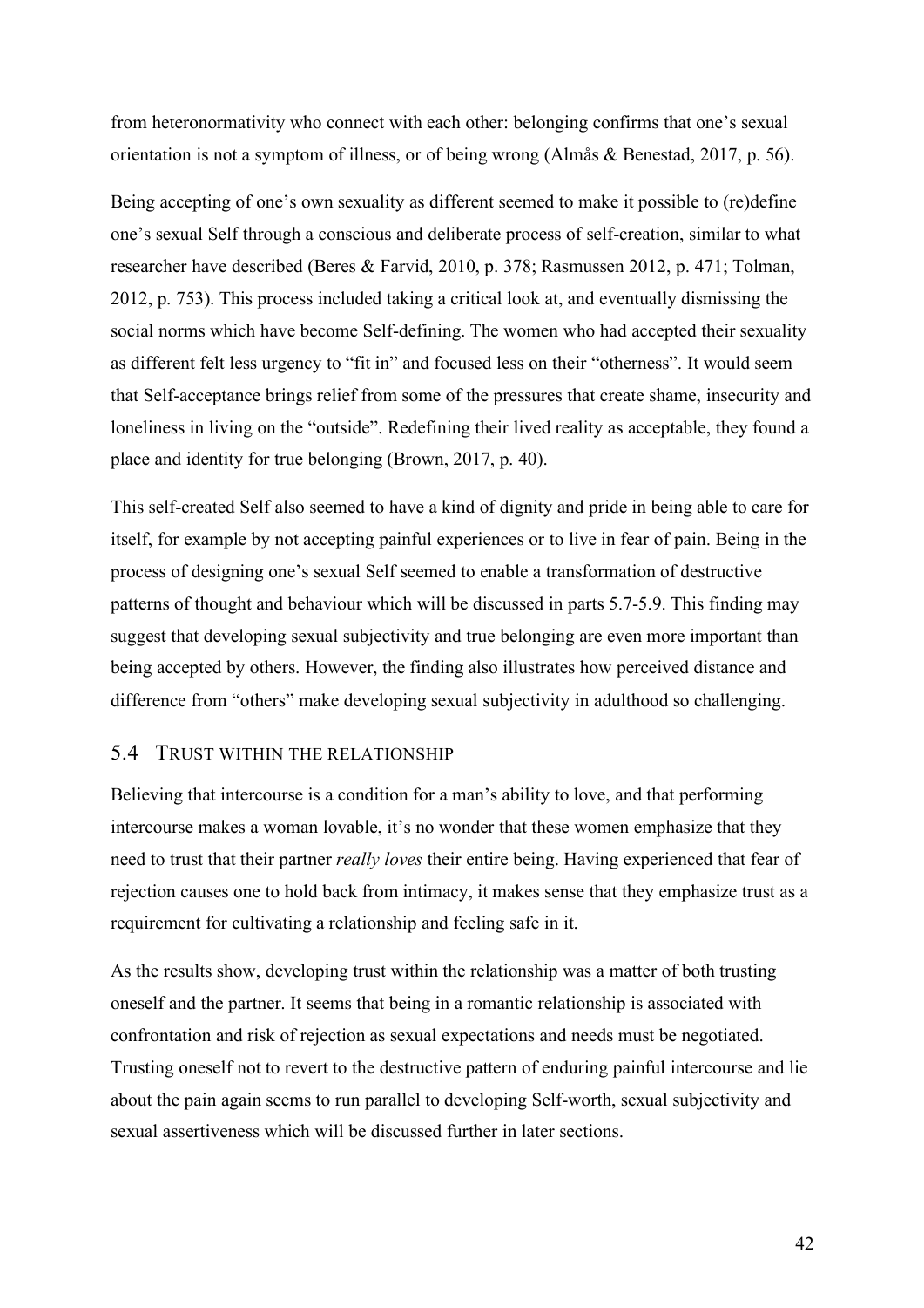from heteronormativity who connect with each other: belonging confirms that one's sexual orientation is not a symptom of illness, or of being wrong (Almås & Benestad, 2017, p. 56).

Being accepting of one's own sexuality as different seemed to make it possible to (re)define one's sexual Self through a conscious and deliberate process of self-creation, similar to what researcher have described (Beres & Farvid, 2010, p. 378; Rasmussen 2012, p. 471; Tolman, 2012, p. 753). This process included taking a critical look at, and eventually dismissing the social norms which have become Self-defining. The women who had accepted their sexuality as different felt less urgency to "fit in" and focused less on their "otherness". It would seem that Self-acceptance brings relief from some of the pressures that create shame, insecurity and loneliness in living on the "outside". Redefining their lived reality as acceptable, they found a place and identity for true belonging (Brown, 2017, p. 40).

This self-created Self also seemed to have a kind of dignity and pride in being able to care for itself, for example by not accepting painful experiences or to live in fear of pain. Being in the process of designing one's sexual Self seemed to enable a transformation of destructive patterns of thought and behaviour which will be discussed in parts 5.7-5.9. This finding may suggest that developing sexual subjectivity and true belonging are even more important than being accepted by others. However, the finding also illustrates how perceived distance and difference from "others" make developing sexual subjectivity in adulthood so challenging.

## 5.4 Trust within the relationship

Believing that intercourse is a condition for a man's ability to love, and that performing intercourse makes a woman lovable, it's no wonder that these women emphasize that they need to trust that their partner *really loves* their entire being. Having experienced that fear of rejection causes one to hold back from intimacy, it makes sense that they emphasize trust as a requirement for cultivating a relationship and feeling safe in it.

As the results show, developing trust within the relationship was a matter of both trusting oneself and the partner. It seems that being in a romantic relationship is associated with confrontation and risk of rejection as sexual expectations and needs must be negotiated. Trusting oneself not to revert to the destructive pattern of enduring painful intercourse and lie about the pain again seems to run parallel to developing Self-worth, sexual subjectivity and sexual assertiveness which will be discussed further in later sections.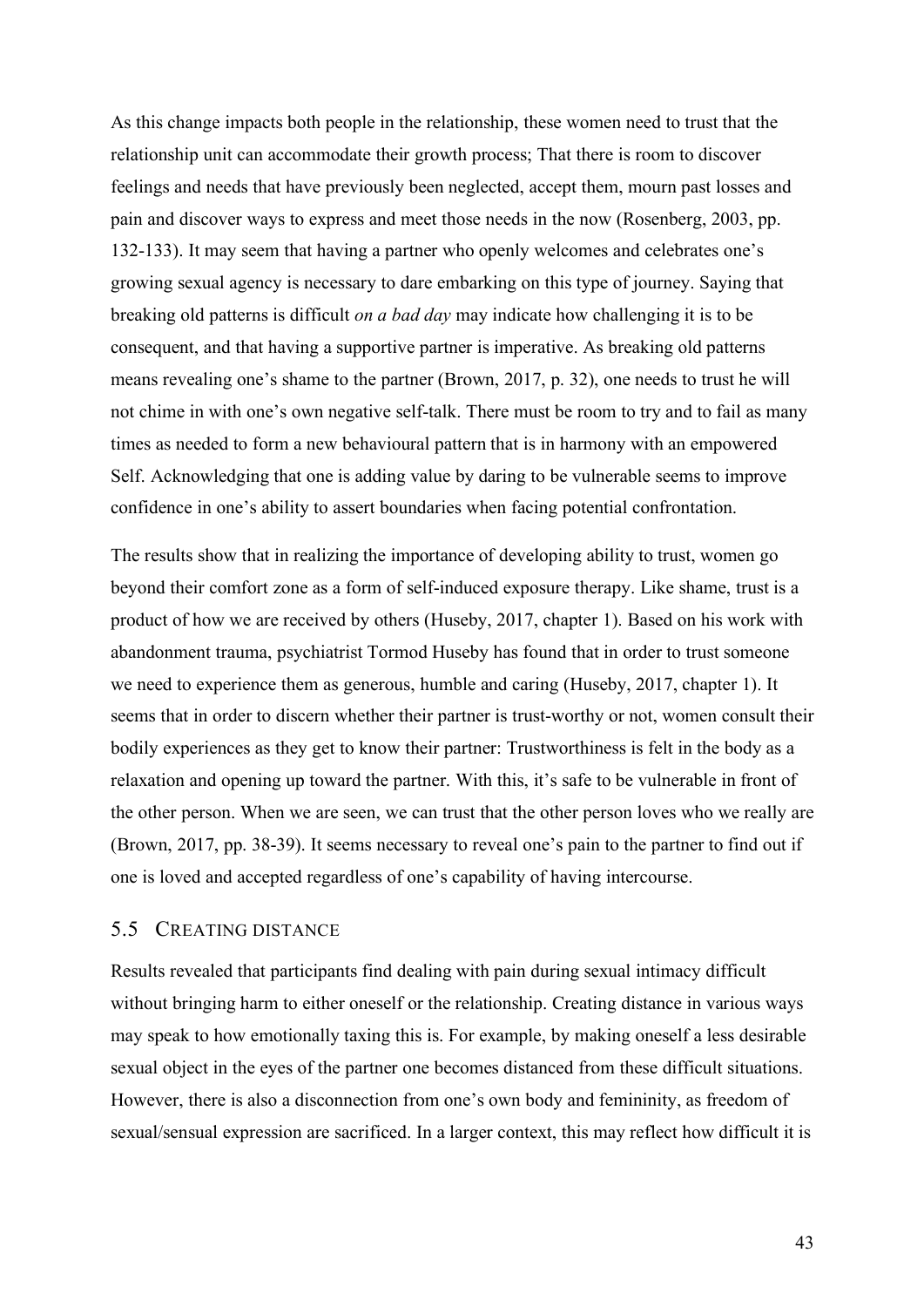As this change impacts both people in the relationship, these women need to trust that the relationship unit can accommodate their growth process; That there is room to discover feelings and needs that have previously been neglected, accept them, mourn past losses and pain and discover ways to express and meet those needs in the now (Rosenberg, 2003, pp. 132-133). It may seem that having a partner who openly welcomes and celebrates one's growing sexual agency is necessary to dare embarking on this type of journey. Saying that breaking old patterns is difficult *on a bad day* may indicate how challenging it is to be consequent, and that having a supportive partner is imperative. As breaking old patterns means revealing one's shame to the partner (Brown, 2017, p. 32), one needs to trust he will not chime in with one's own negative self-talk. There must be room to try and to fail as many times as needed to form a new behavioural pattern that is in harmony with an empowered Self. Acknowledging that one is adding value by daring to be vulnerable seems to improve confidence in one's ability to assert boundaries when facing potential confrontation.

The results show that in realizing the importance of developing ability to trust, women go beyond their comfort zone as a form of self-induced exposure therapy. Like shame, trust is a product of how we are received by others (Huseby, 2017, chapter 1). Based on his work with abandonment trauma, psychiatrist Tormod Huseby has found that in order to trust someone we need to experience them as generous, humble and caring (Huseby, 2017, chapter 1). It seems that in order to discern whether their partner is trust-worthy or not, women consult their bodily experiences as they get to know their partner: Trustworthiness is felt in the body as a relaxation and opening up toward the partner. With this, it's safe to be vulnerable in front of the other person. When we are seen, we can trust that the other person loves who we really are (Brown, 2017, pp. 38-39). It seems necessary to reveal one's pain to the partner to find out if one is loved and accepted regardless of one's capability of having intercourse.

## 5.5 Creating Distance

Results revealed that participants find dealing with pain during sexual intimacy difficult without bringing harm to either oneself or the relationship. Creating distance in various ways may speak to how emotionally taxing this is. For example, by making oneself a less desirable sexual object in the eyes of the partner one becomes distanced from these difficult situations. However, there is also a disconnection from one's own body and femininity, as freedom of sexual/sensual expression are sacrificed. In a larger context, this may reflect how difficult it is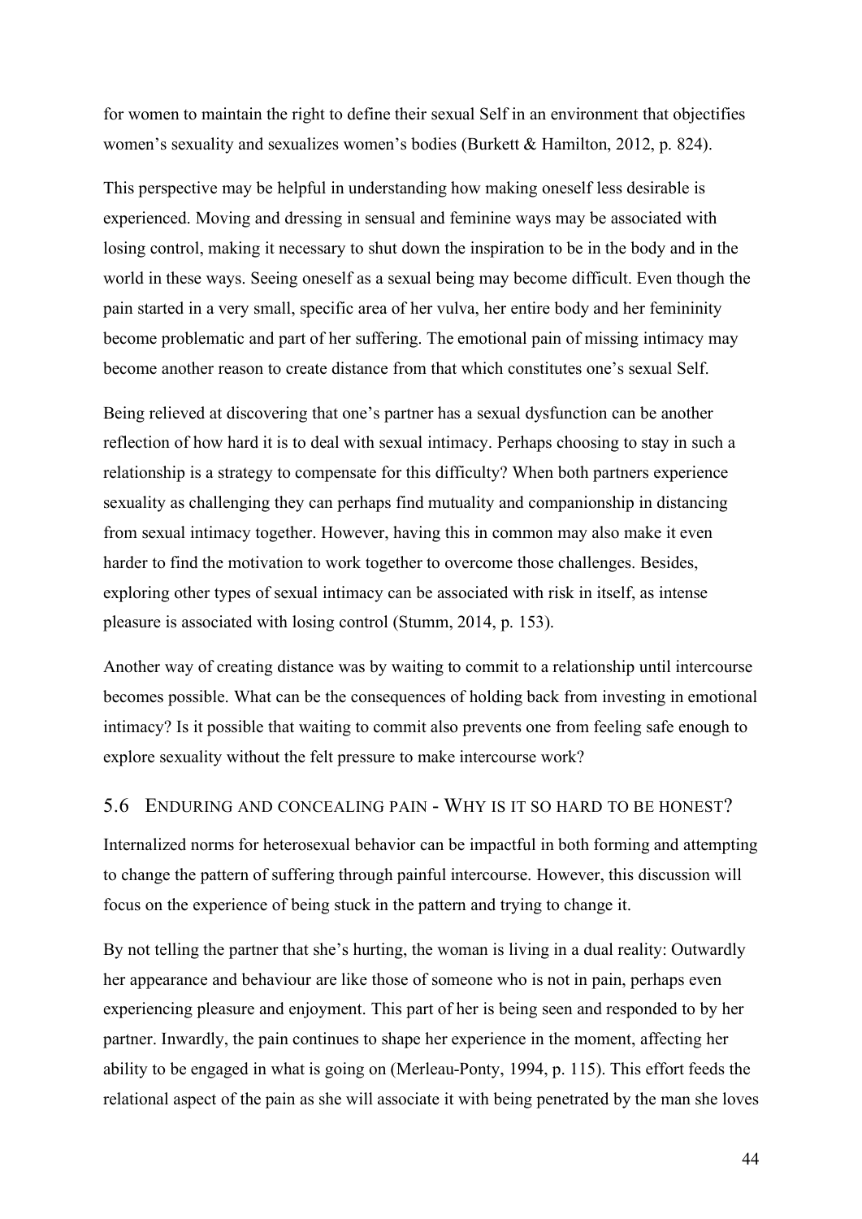for women to maintain the right to define their sexual Self in an environment that objectifies women's sexuality and sexualizes women's bodies (Burkett & Hamilton, 2012, p. 824).

This perspective may be helpful in understanding how making oneself less desirable is experienced. Moving and dressing in sensual and feminine ways may be associated with losing control, making it necessary to shut down the inspiration to be in the body and in the world in these ways. Seeing oneself as a sexual being may become difficult. Even though the pain started in a very small, specific area of her vulva, her entire body and her femininity become problematic and part of her suffering. The emotional pain of missing intimacy may become another reason to create distance from that which constitutes one's sexual Self.

Being relieved at discovering that one's partner has a sexual dysfunction can be another reflection of how hard it is to deal with sexual intimacy. Perhaps choosing to stay in such a relationship is a strategy to compensate for this difficulty? When both partners experience sexuality as challenging they can perhaps find mutuality and companionship in distancing from sexual intimacy together. However, having this in common may also make it even harder to find the motivation to work together to overcome those challenges. Besides, exploring other types of sexual intimacy can be associated with risk in itself, as intense pleasure is associated with losing control (Stumm, 2014, p. 153).

Another way of creating distance was by waiting to commit to a relationship until intercourse becomes possible. What can be the consequences of holding back from investing in emotional intimacy? Is it possible that waiting to commit also prevents one from feeling safe enough to explore sexuality without the felt pressure to make intercourse work?

## 5.6 Enduring and concealing pain - Why is it so hard to be honest?

Internalized norms for heterosexual behavior can be impactful in both forming and attempting to change the pattern of suffering through painful intercourse. However, this discussion will focus on the experience of being stuck in the pattern and trying to change it.

By not telling the partner that she's hurting, the woman is living in a dual reality: Outwardly her appearance and behaviour are like those of someone who is not in pain, perhaps even experiencing pleasure and enjoyment. This part of her is being seen and responded to by her partner. Inwardly, the pain continues to shape her experience in the moment, affecting her ability to be engaged in what is going on (Merleau-Ponty, 1994, p. 115). This effort feeds the relational aspect of the pain as she will associate it with being penetrated by the man she loves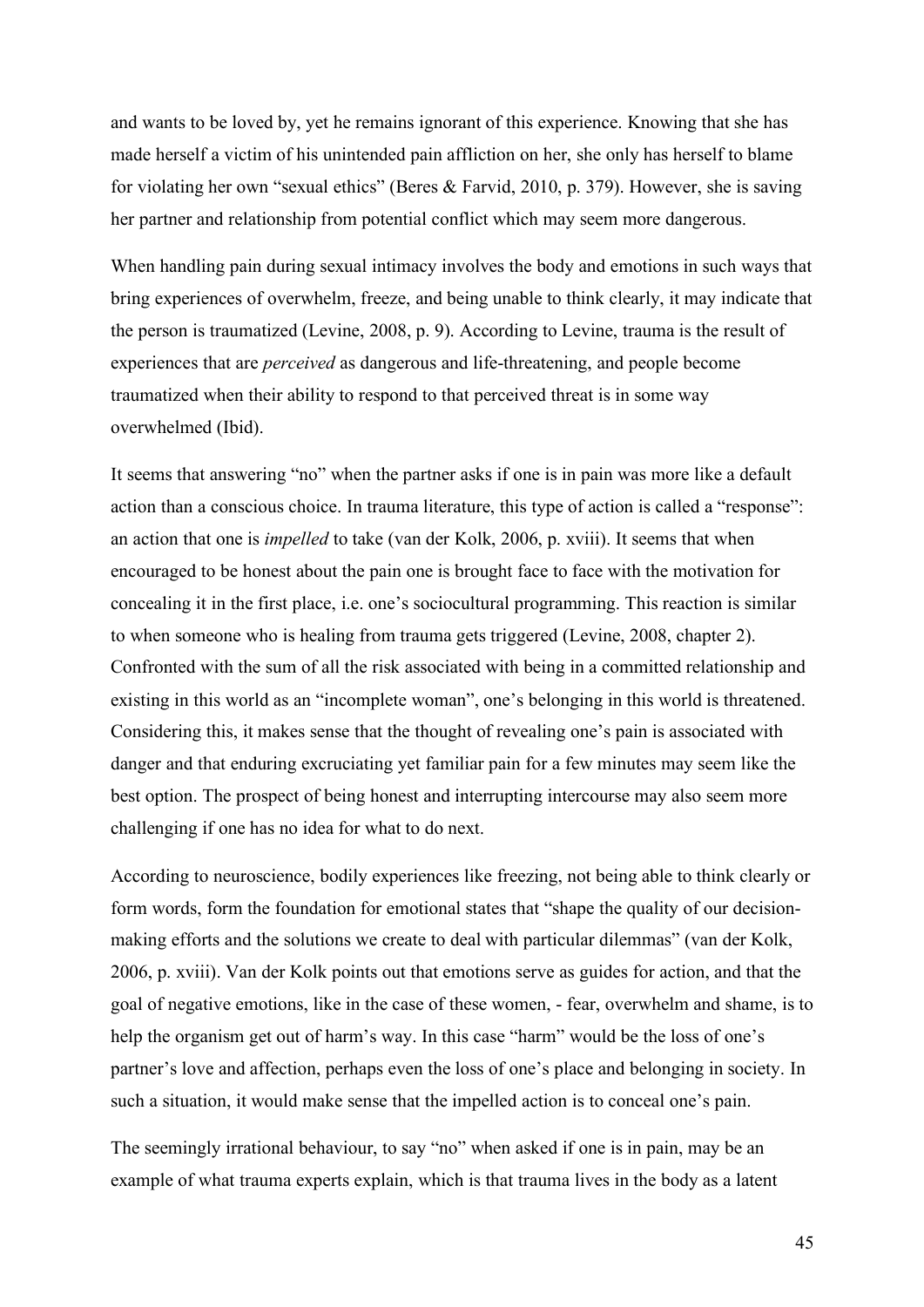and wants to be loved by, yet he remains ignorant of this experience. Knowing that she has made herself a victim of his unintended pain affliction on her, she only has herself to blame for violating her own "sexual ethics" (Beres & Farvid, 2010, p. 379). However, she is saving her partner and relationship from potential conflict which may seem more dangerous.

When handling pain during sexual intimacy involves the body and emotions in such ways that bring experiences of overwhelm, freeze, and being unable to think clearly, it may indicate that the person is traumatized (Levine, 2008, p. 9). According to Levine, trauma is the result of experiences that are *perceived* as dangerous and life-threatening, and people become traumatized when their ability to respond to that perceived threat is in some way overwhelmed (Ibid).

It seems that answering "no" when the partner asks if one is in pain was more like a default action than a conscious choice. In trauma literature, this type of action is called a "response": an action that one is *impelled* to take (van der Kolk, 2006, p. xviii). It seems that when encouraged to be honest about the pain one is brought face to face with the motivation for concealing it in the first place, i.e. one's sociocultural programming. This reaction is similar to when someone who is healing from trauma gets triggered (Levine, 2008, chapter 2). Confronted with the sum of all the risk associated with being in a committed relationship and existing in this world as an "incomplete woman", one's belonging in this world is threatened. Considering this, it makes sense that the thought of revealing one's pain is associated with danger and that enduring excruciating yet familiar pain for a few minutes may seem like the best option. The prospect of being honest and interrupting intercourse may also seem more challenging if one has no idea for what to do next.

According to neuroscience, bodily experiences like freezing, not being able to think clearly or form words, form the foundation for emotional states that "shape the quality of our decision-making efforts and the solutions we create to deal with particular dilemmas" (van der Kolk, 2006, p. xviii). Van der Kolk points out that emotions serve as guides for action, and that the goal of negative emotions, like in the case of these women, - fear, overwhelm and shame, is to help the organism get out of harm's way. In this case "harm" would be the loss of one's partner's love and affection, perhaps even the loss of one's place and belonging in society. In such a situation, it would make sense that the impelled action is to conceal one's pain.

The seemingly irrational behaviour, to say "no" when asked if one is in pain, may be an example of what trauma experts explain, which is that trauma lives in the body as a latent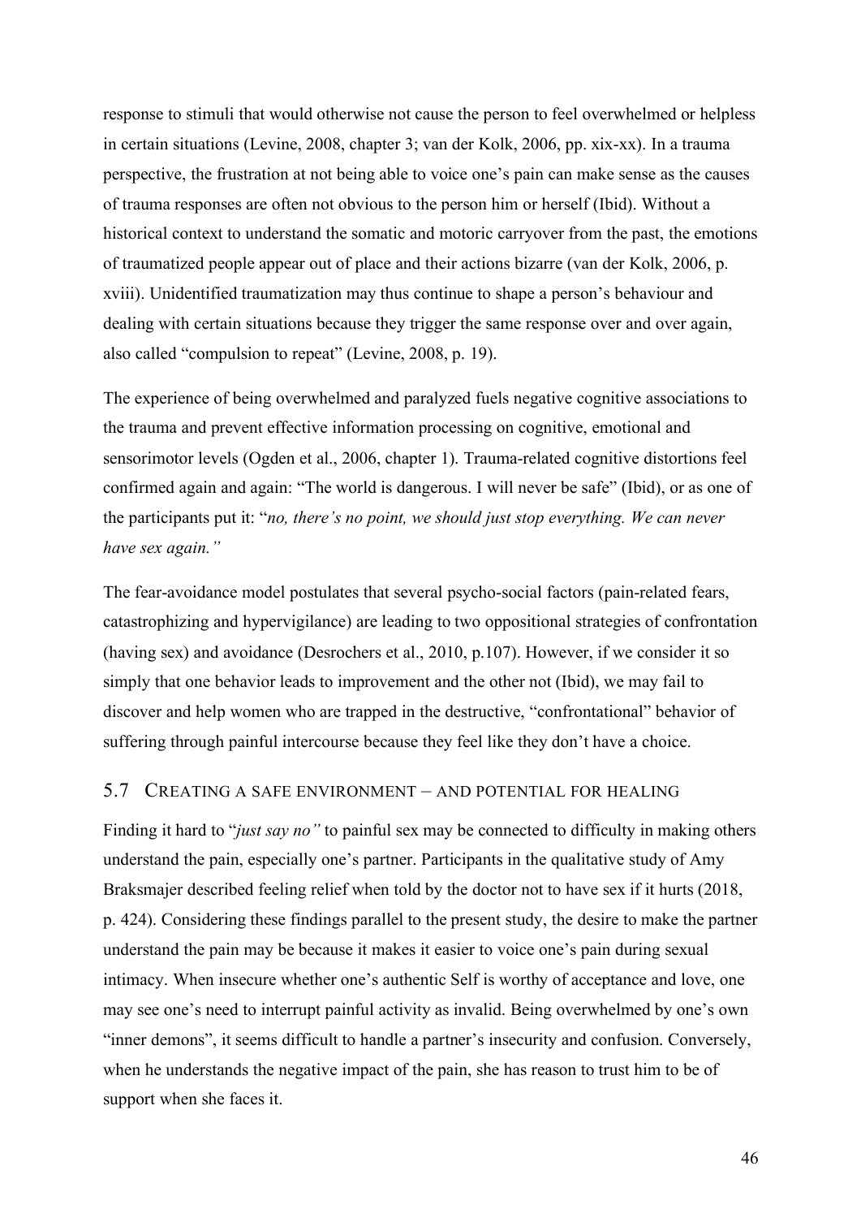response to stimuli that would otherwise not cause the person to feel overwhelmed or helpless in certain situations (Levine, 2008, chapter 3; van der Kolk, 2006, pp. xix-xx). In a trauma perspective, the frustration at not being able to voice one's pain can make sense as the causes of trauma responses are often not obvious to the person him or herself (Ibid). Without a historical context to understand the somatic and motoric carryover from the past, the emotions of traumatized people appear out of place and their actions bizarre (van der Kolk, 2006, p. xviii). Unidentified traumatization may thus continue to shape a person's behaviour and dealing with certain situations because they trigger the same response over and over again, also called "compulsion to repeat" (Levine, 2008, p. 19).

The experience of being overwhelmed and paralyzed fuels negative cognitive associations to the trauma and prevent effective information processing on cognitive, emotional and sensorimotor levels (Ogden et al., 2006, chapter 1). Trauma-related cognitive distortions feel confirmed again and again: "The world is dangerous. I will never be safe" (Ibid), or as one of the participants put it: "*no, there's no point, we should just stop everything. We can never have sex again."*

The fear-avoidance model postulates that several psycho-social factors (pain-related fears, catastrophizing and hypervigilance) are leading to two oppositional strategies of confrontation (having sex) and avoidance (Desrochers et al., 2010, p.107). However, if we consider it so simply that one behavior leads to improvement and the other not (Ibid), we may fail to discover and help women who are trapped in the destructive, "confrontational" behavior of suffering through painful intercourse because they feel like they don't have a choice.

## 5.7 Creating a safe environment – and potential for healing

Finding it hard to "*just say no"* to painful sex may be connected to difficulty in making others understand the pain, especially one's partner. Participants in the qualitative study of Amy Braksmajer described feeling relief when told by the doctor not to have sex if it hurts (2018, p. 424). Considering these findings parallel to the present study, the desire to make the partner understand the pain may be because it makes it easier to voice one's pain during sexual intimacy. When insecure whether one's authentic Self is worthy of acceptance and love, one may see one's need to interrupt painful activity as invalid. Being overwhelmed by one's own "inner demons", it seems difficult to handle a partner's insecurity and confusion. Conversely, when he understands the negative impact of the pain, she has reason to trust him to be of support when she faces it.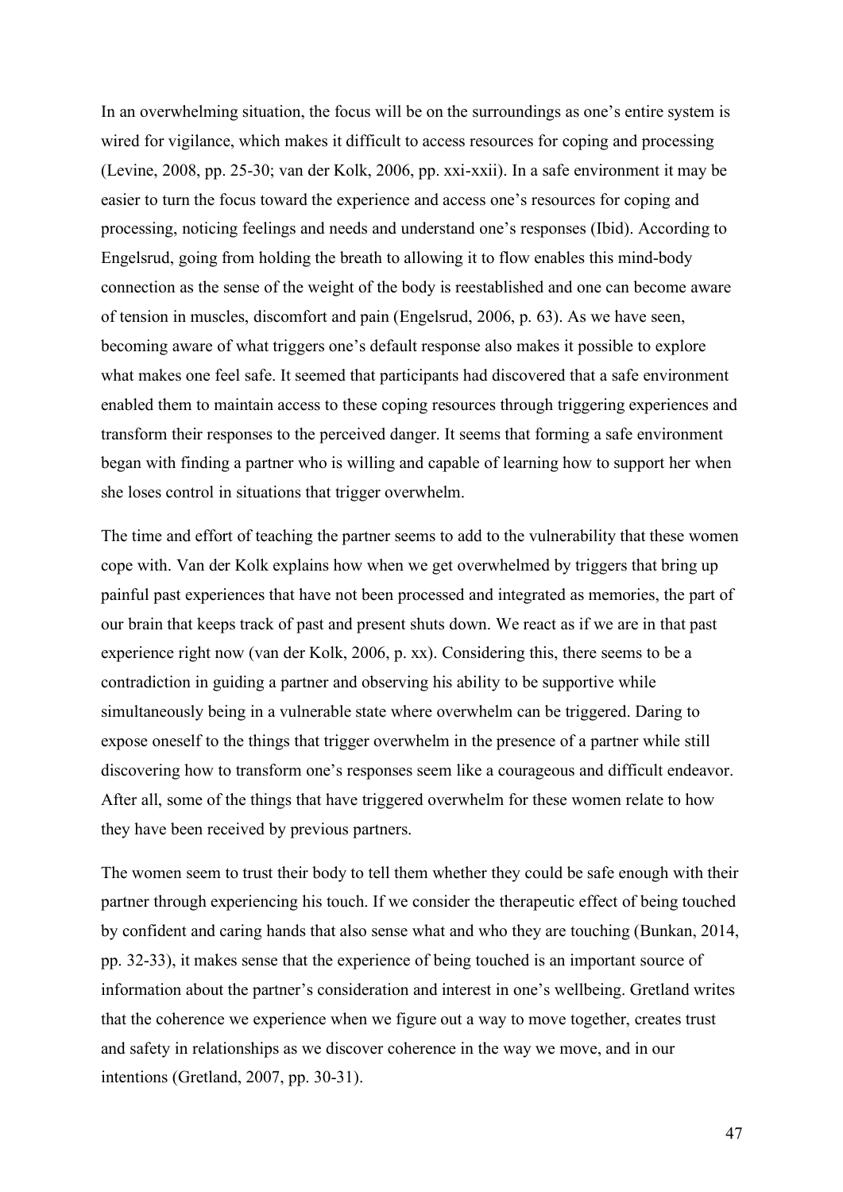In an overwhelming situation, the focus will be on the surroundings as one's entire system is wired for vigilance, which makes it difficult to access resources for coping and processing (Levine, 2008, pp. 25-30; van der Kolk, 2006, pp. xxi-xxii). In a safe environment it may be easier to turn the focus toward the experience and access one's resources for coping and processing, noticing feelings and needs and understand one's responses (Ibid). According to Engelsrud, going from holding the breath to allowing it to flow enables this mind-body connection as the sense of the weight of the body is reestablished and one can become aware of tension in muscles, discomfort and pain (Engelsrud, 2006, p. 63). As we have seen, becoming aware of what triggers one's default response also makes it possible to explore what makes one feel safe. It seemed that participants had discovered that a safe environment enabled them to maintain access to these coping resources through triggering experiences and transform their responses to the perceived danger. It seems that forming a safe environment began with finding a partner who is willing and capable of learning how to support her when she loses control in situations that trigger overwhelm.

The time and effort of teaching the partner seems to add to the vulnerability that these women cope with. Van der Kolk explains how when we get overwhelmed by triggers that bring up painful past experiences that have not been processed and integrated as memories, the part of our brain that keeps track of past and present shuts down. We react as if we are in that past experience right now (van der Kolk, 2006, p. xx). Considering this, there seems to be a contradiction in guiding a partner and observing his ability to be supportive while simultaneously being in a vulnerable state where overwhelm can be triggered. Daring to expose oneself to the things that trigger overwhelm in the presence of a partner while still discovering how to transform one's responses seem like a courageous and difficult endeavor. After all, some of the things that have triggered overwhelm for these women relate to how they have been received by previous partners.

The women seem to trust their body to tell them whether they could be safe enough with their partner through experiencing his touch. If we consider the therapeutic effect of being touched by confident and caring hands that also sense what and who they are touching (Bunkan, 2014, pp. 32-33), it makes sense that the experience of being touched is an important source of information about the partner's consideration and interest in one's wellbeing. Gretland writes that the coherence we experience when we figure out a way to move together, creates trust and safety in relationships as we discover coherence in the way we move, and in our intentions (Gretland, 2007, pp. 30-31).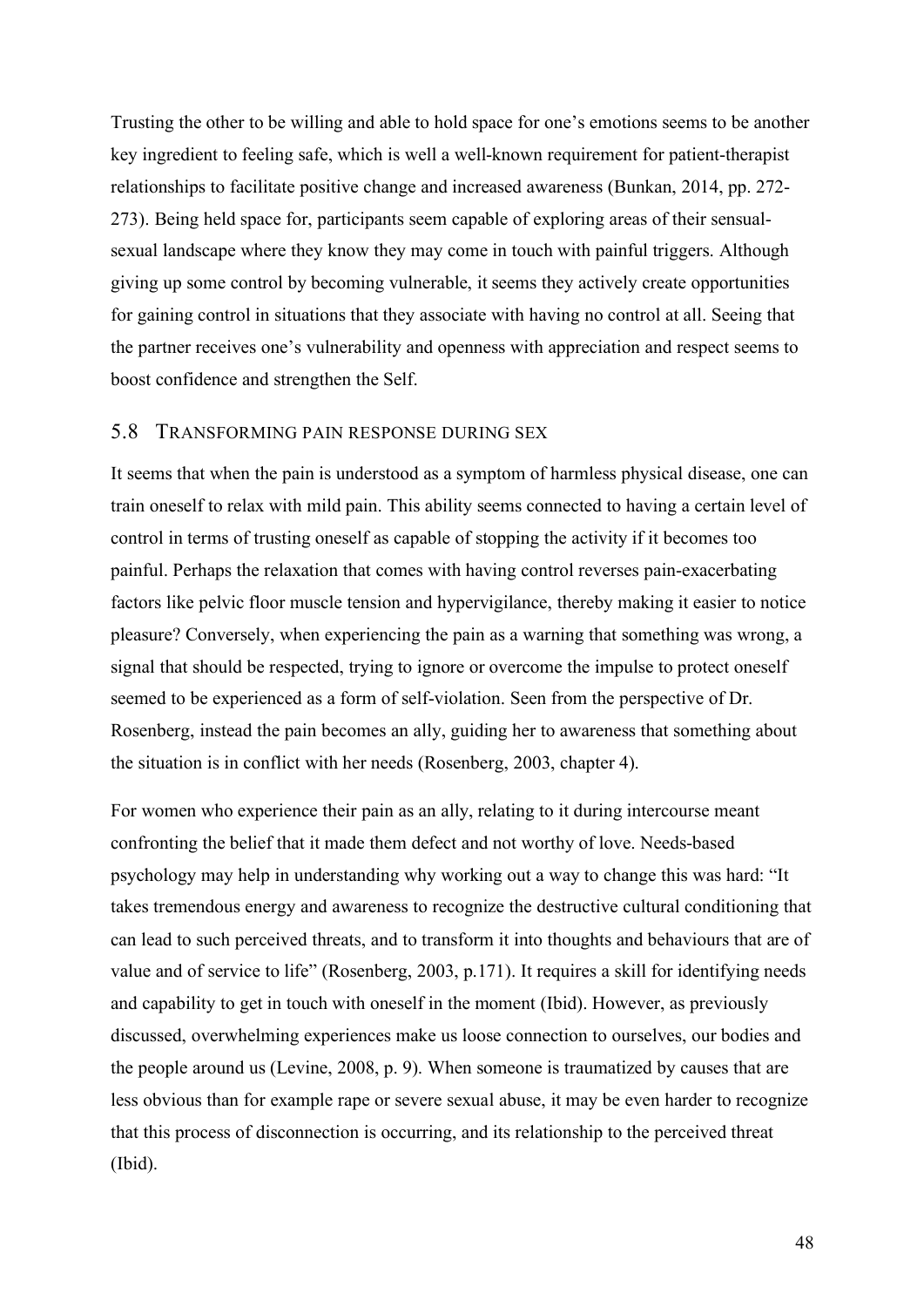Trusting the other to be willing and able to hold space for one's emotions seems to be another key ingredient to feeling safe, which is well a well-known requirement for patient-therapist relationships to facilitate positive change and increased awareness (Bunkan, 2014, pp. 272-273). Being held space for, participants seem capable of exploring areas of their sensual-sexual landscape where they know they may come in touch with painful triggers. Although giving up some control by becoming vulnerable, it seems they actively create opportunities for gaining control in situations that they associate with having no control at all. Seeing that the partner receives one's vulnerability and openness with appreciation and respect seems to boost confidence and strengthen the Self.

## 5.8 Transforming pain response during sex

It seems that when the pain is understood as a symptom of harmless physical disease, one can train oneself to relax with mild pain. This ability seems connected to having a certain level of control in terms of trusting oneself as capable of stopping the activity if it becomes too painful. Perhaps the relaxation that comes with having control reverses pain-exacerbating factors like pelvic floor muscle tension and hypervigilance, thereby making it easier to notice pleasure? Conversely, when experiencing the pain as a warning that something was wrong, a signal that should be respected, trying to ignore or overcome the impulse to protect oneself seemed to be experienced as a form of self-violation. Seen from the perspective of Dr. Rosenberg, instead the pain becomes an ally, guiding her to awareness that something about the situation is in conflict with her needs (Rosenberg, 2003, chapter 4).

For women who experience their pain as an ally, relating to it during intercourse meant confronting the belief that it made them defect and not worthy of love. Needs-based psychology may help in understanding why working out a way to change this was hard: "It takes tremendous energy and awareness to recognize the destructive cultural conditioning that can lead to such perceived threats, and to transform it into thoughts and behaviours that are of value and of service to life" (Rosenberg, 2003, p.171). It requires a skill for identifying needs and capability to get in touch with oneself in the moment (Ibid). However, as previously discussed, overwhelming experiences make us loose connection to ourselves, our bodies and the people around us (Levine, 2008, p. 9). When someone is traumatized by causes that are less obvious than for example rape or severe sexual abuse, it may be even harder to recognize that this process of disconnection is occurring, and its relationship to the perceived threat (Ibid).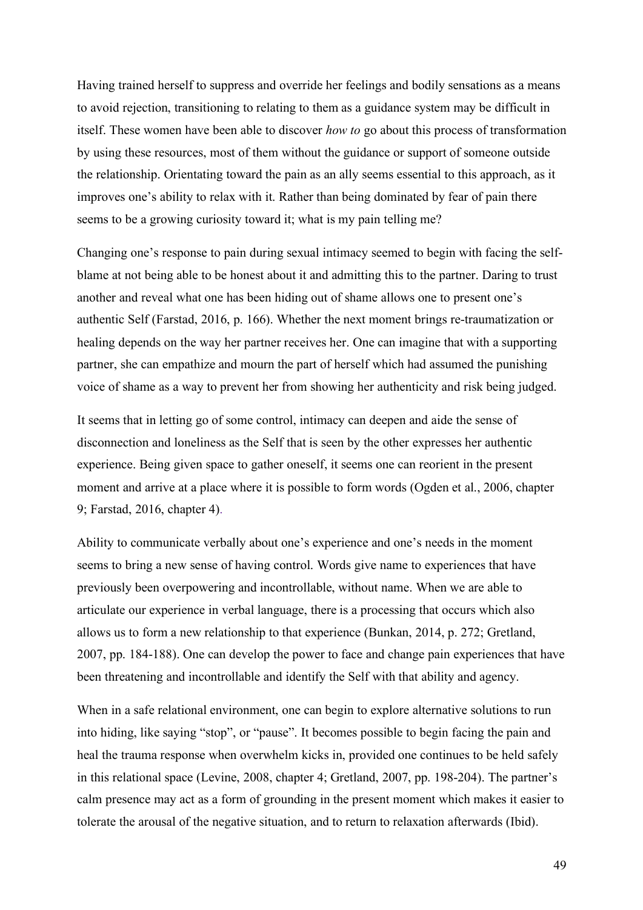Having trained herself to suppress and override her feelings and bodily sensations as a means to avoid rejection, transitioning to relating to them as a guidance system may be difficult in itself. These women have been able to discover *how to* go about this process of transformation by using these resources, most of them without the guidance or support of someone outside the relationship. Orientating toward the pain as an ally seems essential to this approach, as it improves one's ability to relax with it. Rather than being dominated by fear of pain there seems to be a growing curiosity toward it; what is my pain telling me?

Changing one's response to pain during sexual intimacy seemed to begin with facing the self-blame at not being able to be honest about it and admitting this to the partner. Daring to trust another and reveal what one has been hiding out of shame allows one to present one's authentic Self (Farstad, 2016, p. 166). Whether the next moment brings re-traumatization or healing depends on the way her partner receives her. One can imagine that with a supporting partner, she can empathize and mourn the part of herself which had assumed the punishing voice of shame as a way to prevent her from showing her authenticity and risk being judged.

It seems that in letting go of some control, intimacy can deepen and aide the sense of disconnection and loneliness as the Self that is seen by the other expresses her authentic experience. Being given space to gather oneself, it seems one can reorient in the present moment and arrive at a place where it is possible to form words (Ogden et al., 2006, chapter 9; Farstad, 2016, chapter 4).

Ability to communicate verbally about one's experience and one's needs in the moment seems to bring a new sense of having control. Words give name to experiences that have previously been overpowering and incontrollable, without name. When we are able to articulate our experience in verbal language, there is a processing that occurs which also allows us to form a new relationship to that experience (Bunkan, 2014, p. 272; Gretland, 2007, pp. 184-188). One can develop the power to face and change pain experiences that have been threatening and incontrollable and identify the Self with that ability and agency.

When in a safe relational environment, one can begin to explore alternative solutions to run into hiding, like saying "stop", or "pause". It becomes possible to begin facing the pain and heal the trauma response when overwhelm kicks in, provided one continues to be held safely in this relational space (Levine, 2008, chapter 4; Gretland, 2007, pp. 198-204). The partner's calm presence may act as a form of grounding in the present moment which makes it easier to tolerate the arousal of the negative situation, and to return to relaxation afterwards (Ibid).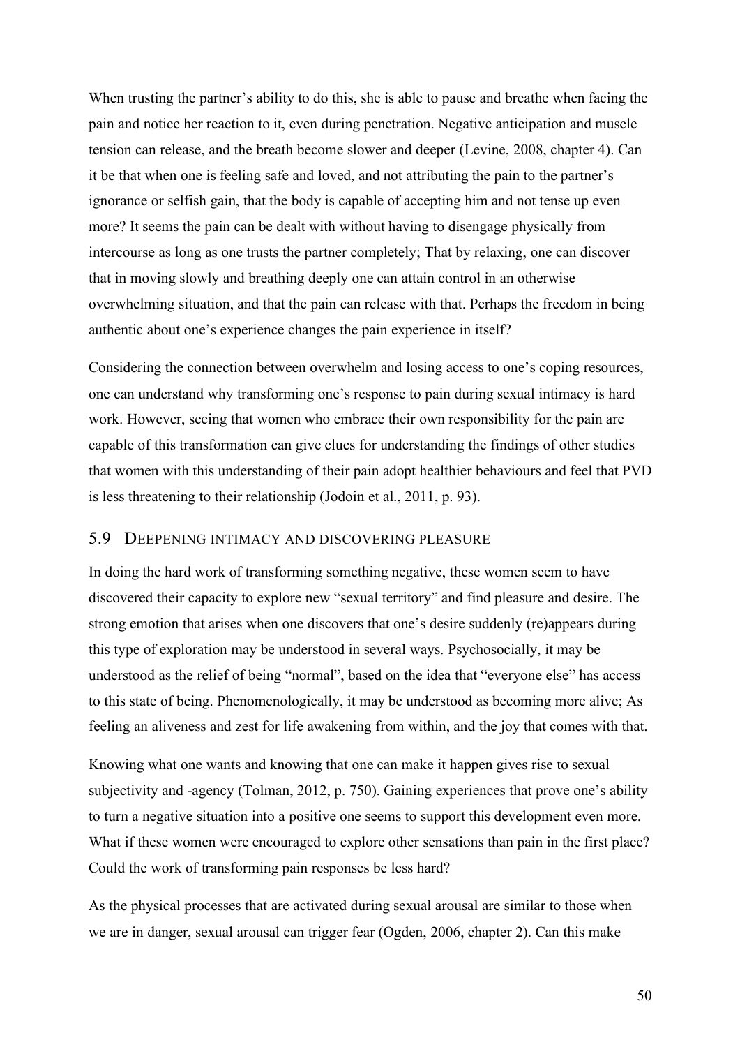When trusting the partner's ability to do this, she is able to pause and breathe when facing the pain and notice her reaction to it, even during penetration. Negative anticipation and muscle tension can release, and the breath become slower and deeper (Levine, 2008, chapter 4). Can it be that when one is feeling safe and loved, and not attributing the pain to the partner's ignorance or selfish gain, that the body is capable of accepting him and not tense up even more? It seems the pain can be dealt with without having to disengage physically from intercourse as long as one trusts the partner completely; That by relaxing, one can discover that in moving slowly and breathing deeply one can attain control in an otherwise overwhelming situation, and that the pain can release with that. Perhaps the freedom in being authentic about one's experience changes the pain experience in itself?

Considering the connection between overwhelm and losing access to one's coping resources, one can understand why transforming one's response to pain during sexual intimacy is hard work. However, seeing that women who embrace their own responsibility for the pain are capable of this transformation can give clues for understanding the findings of other studies that women with this understanding of their pain adopt healthier behaviours and feel that PVD is less threatening to their relationship (Jodoin et al., 2011, p. 93).

## 5.9 Deepening intimacy and discovering pleasure

In doing the hard work of transforming something negative, these women seem to have discovered their capacity to explore new "sexual territory" and find pleasure and desire. The strong emotion that arises when one discovers that one's desire suddenly (re)appears during this type of exploration may be understood in several ways. Psychosocially, it may be understood as the relief of being "normal", based on the idea that "everyone else" has access to this state of being. Phenomenologically, it may be understood as becoming more alive; As feeling an aliveness and zest for life awakening from within, and the joy that comes with that.

Knowing what one wants and knowing that one can make it happen gives rise to sexual subjectivity and -agency (Tolman, 2012, p. 750). Gaining experiences that prove one's ability to turn a negative situation into a positive one seems to support this development even more. What if these women were encouraged to explore other sensations than pain in the first place? Could the work of transforming pain responses be less hard?

As the physical processes that are activated during sexual arousal are similar to those when we are in danger, sexual arousal can trigger fear (Ogden, 2006, chapter 2). Can this make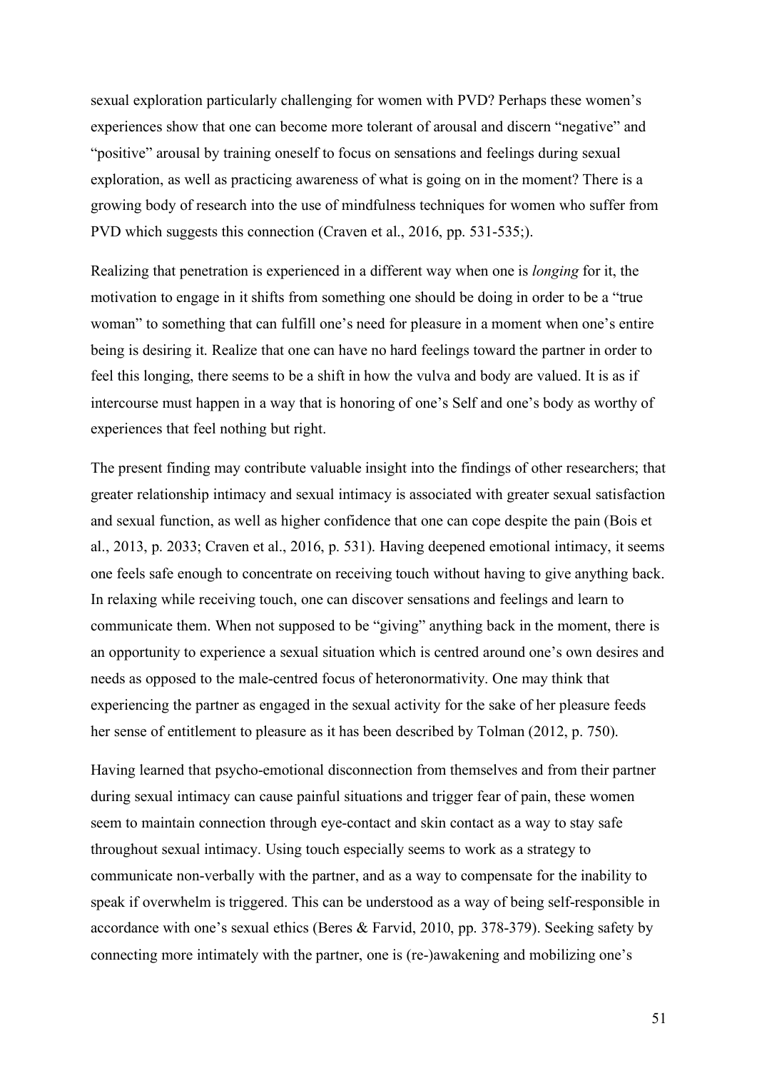sexual exploration particularly challenging for women with PVD? Perhaps these women's experiences show that one can become more tolerant of arousal and discern "negative" and "positive" arousal by training oneself to focus on sensations and feelings during sexual exploration, as well as practicing awareness of what is going on in the moment? There is a growing body of research into the use of mindfulness techniques for women who suffer from PVD which suggests this connection (Craven et al., 2016, pp. 531-535;).

Realizing that penetration is experienced in a different way when one is *longing* for it, the motivation to engage in it shifts from something one should be doing in order to be a "true woman" to something that can fulfill one's need for pleasure in a moment when one's entire being is desiring it. Realize that one can have no hard feelings toward the partner in order to feel this longing, there seems to be a shift in how the vulva and body are valued. It is as if intercourse must happen in a way that is honoring of one's Self and one's body as worthy of experiences that feel nothing but right.

The present finding may contribute valuable insight into the findings of other researchers; that greater relationship intimacy and sexual intimacy is associated with greater sexual satisfaction and sexual function, as well as higher confidence that one can cope despite the pain (Bois et al., 2013, p. 2033; Craven et al., 2016, p. 531). Having deepened emotional intimacy, it seems one feels safe enough to concentrate on receiving touch without having to give anything back. In relaxing while receiving touch, one can discover sensations and feelings and learn to communicate them. When not supposed to be "giving" anything back in the moment, there is an opportunity to experience a sexual situation which is centred around one's own desires and needs as opposed to the male-centred focus of heteronormativity. One may think that experiencing the partner as engaged in the sexual activity for the sake of her pleasure feeds her sense of entitlement to pleasure as it has been described by Tolman (2012, p. 750).

Having learned that psycho-emotional disconnection from themselves and from their partner during sexual intimacy can cause painful situations and trigger fear of pain, these women seem to maintain connection through eye-contact and skin contact as a way to stay safe throughout sexual intimacy. Using touch especially seems to work as a strategy to communicate non-verbally with the partner, and as a way to compensate for the inability to speak if overwhelm is triggered. This can be understood as a way of being self-responsible in accordance with one's sexual ethics (Beres & Farvid, 2010, pp. 378-379). Seeking safety by connecting more intimately with the partner, one is (re-)awakening and mobilizing one's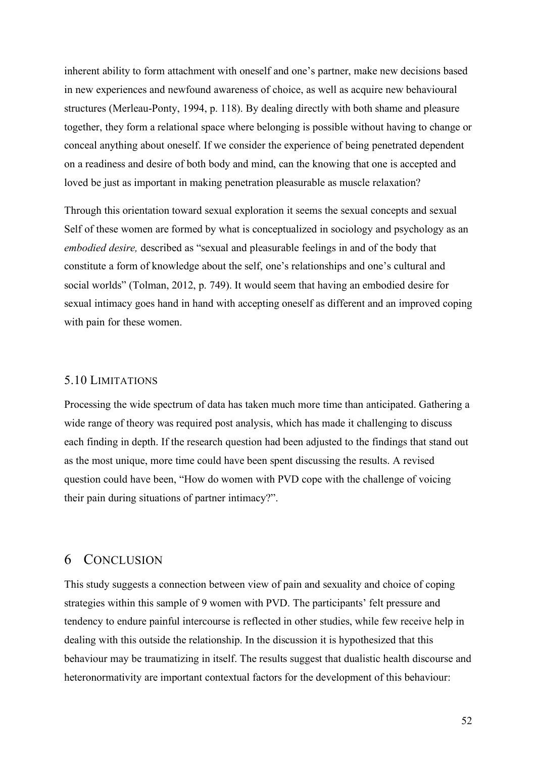inherent ability to form attachment with oneself and one's partner, make new decisions based in new experiences and newfound awareness of choice, as well as acquire new behavioural structures (Merleau-Ponty, 1994, p. 118). By dealing directly with both shame and pleasure together, they form a relational space where belonging is possible without having to change or conceal anything about oneself. If we consider the experience of being penetrated dependent on a readiness and desire of both body and mind, can the knowing that one is accepted and loved be just as important in making penetration pleasurable as muscle relaxation?

Through this orientation toward sexual exploration it seems the sexual concepts and sexual Self of these women are formed by what is conceptualized in sociology and psychology as an *embodied desire,* described as "sexual and pleasurable feelings in and of the body that constitute a form of knowledge about the self, one's relationships and one's cultural and social worlds" (Tolman, 2012, p. 749). It would seem that having an embodied desire for sexual intimacy goes hand in hand with accepting oneself as different and an improved coping with pain for these women.

### 5.10 Limitations

Processing the wide spectrum of data has taken much more time than anticipated. Gathering a wide range of theory was required post analysis, which has made it challenging to discuss each finding in depth. If the research question had been adjusted to the findings that stand out as the most unique, more time could have been spent discussing the results. A revised question could have been, "How do women with PVD cope with the challenge of voicing their pain during situations of partner intimacy?".

# 6 Conclusion

This study suggests a connection between view of pain and sexuality and choice of coping strategies within this sample of 9 women with PVD. The participants' felt pressure and tendency to endure painful intercourse is reflected in other studies, while few receive help in dealing with this outside the relationship. In the discussion it is hypothesized that this behaviour may be traumatizing in itself. The results suggest that dualistic health discourse and heteronormativity are important contextual factors for the development of this behaviour: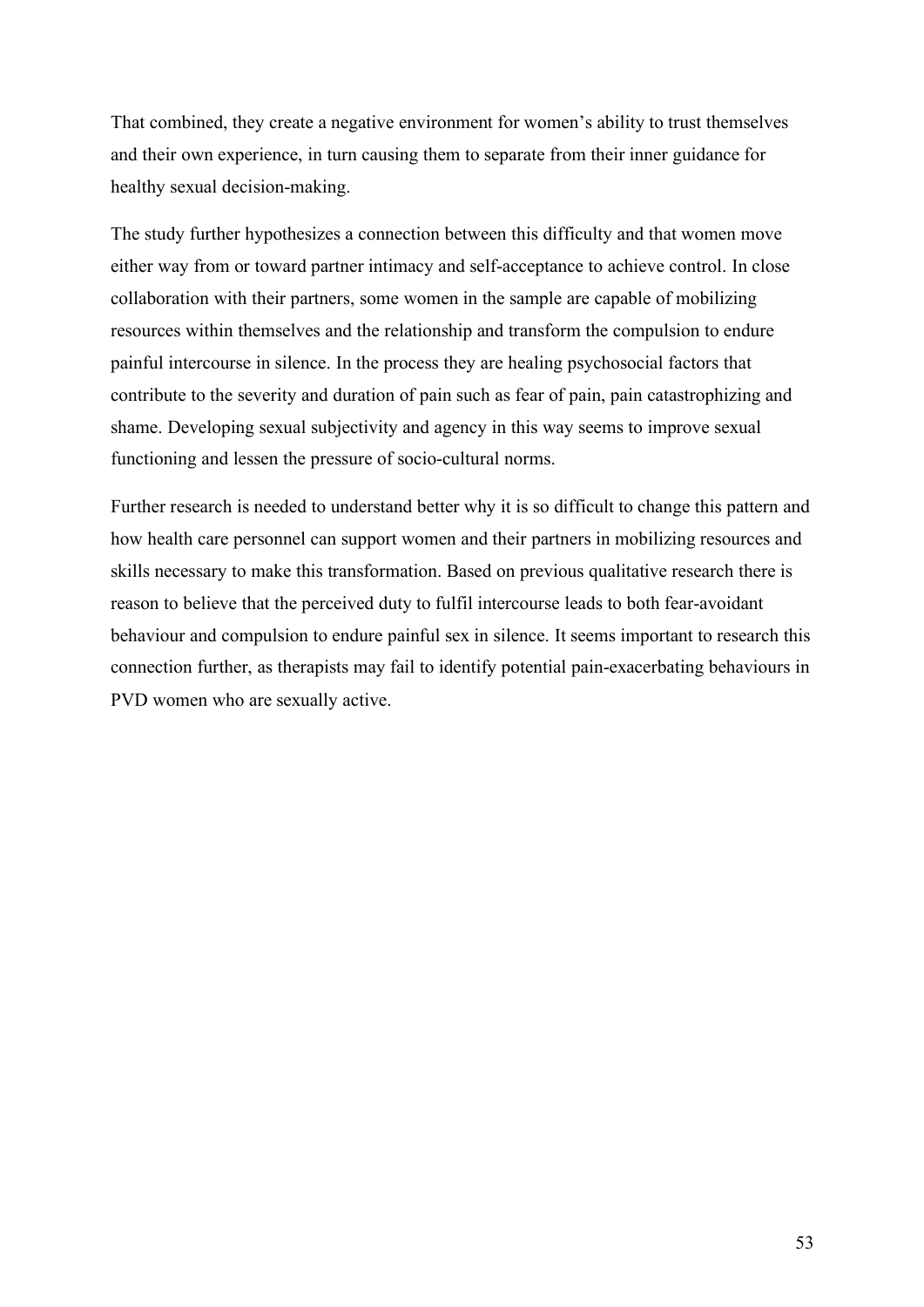That combined, they create a negative environment for women's ability to trust themselves and their own experience, in turn causing them to separate from their inner guidance for healthy sexual decision-making.

The study further hypothesizes a connection between this difficulty and that women move either way from or toward partner intimacy and self-acceptance to achieve control. In close collaboration with their partners, some women in the sample are capable of mobilizing resources within themselves and the relationship and transform the compulsion to endure painful intercourse in silence. In the process they are healing psychosocial factors that contribute to the severity and duration of pain such as fear of pain, pain catastrophizing and shame. Developing sexual subjectivity and agency in this way seems to improve sexual functioning and lessen the pressure of socio-cultural norms.

Further research is needed to understand better why it is so difficult to change this pattern and how health care personnel can support women and their partners in mobilizing resources and skills necessary to make this transformation. Based on previous qualitative research there is reason to believe that the perceived duty to fulfil intercourse leads to both fear-avoidant behaviour and compulsion to endure painful sex in silence. It seems important to research this connection further, as therapists may fail to identify potential pain-exacerbating behaviours in PVD women who are sexually active.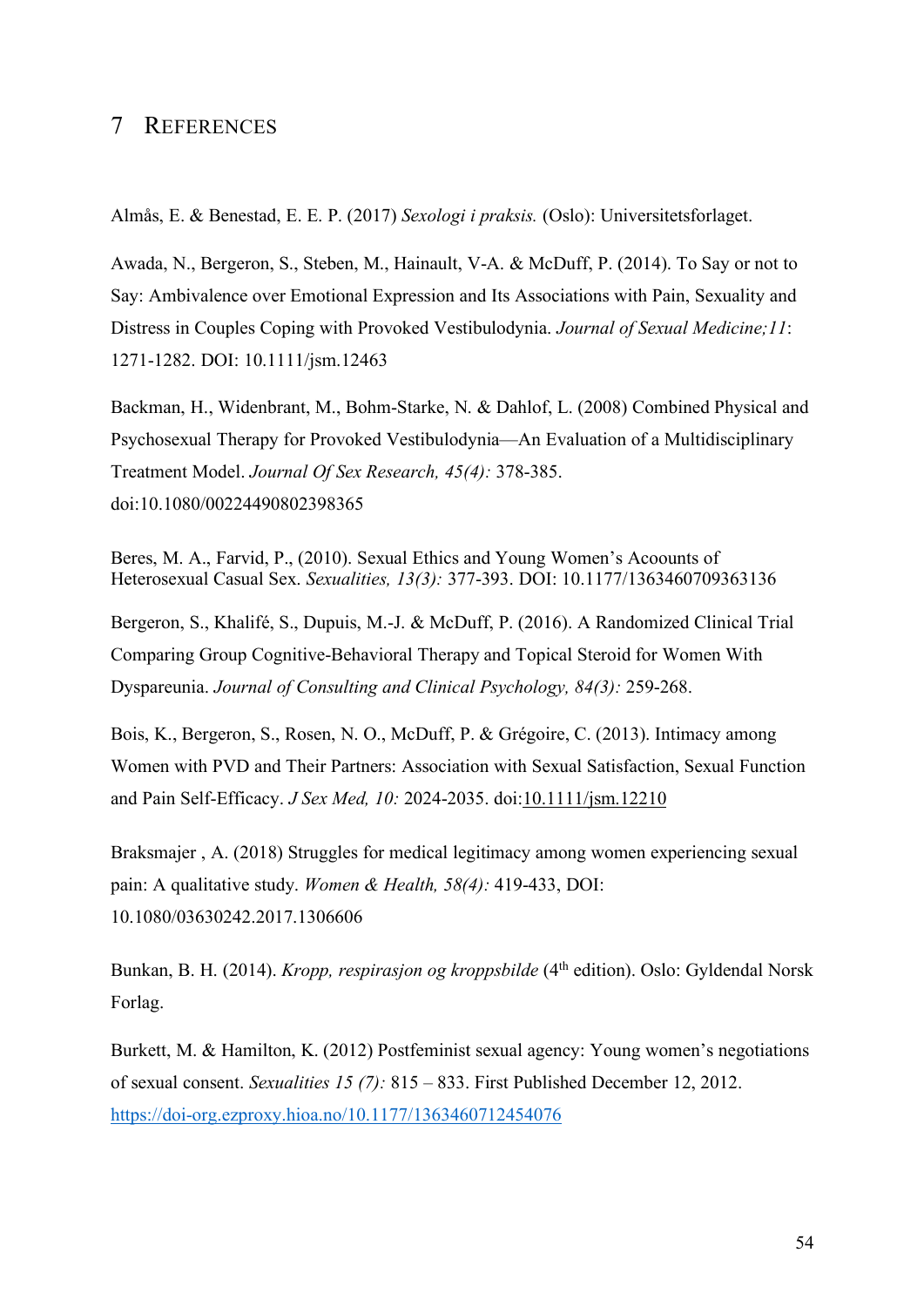# 7 References

Almås, E. & Benestad, E. E. P. (2017) *Sexologi i praksis.* (Oslo): Universitetsforlaget.

Awada, N., Bergeron, S., Steben, M., Hainault, V-A. & McDuff, P. (2014). To Say or not to Say: Ambivalence over Emotional Expression and Its Associations with Pain, Sexuality and Distress in Couples Coping with Provoked Vestibulodynia. *Journal of Sexual Medicine;11*: 1271-1282. DOI: 10.1111/jsm.12463

Backman, H., Widenbrant, M., Bohm-Starke, N. & Dahlof, L. (2008) Combined Physical and Psychosexual Therapy for Provoked Vestibulodynia—An Evaluation of a Multidisciplinary Treatment Model. *Journal Of Sex Research, 45(4):* 378-385. doi:10.1080/00224490802398365

Beres, M. A., Farvid, P., (2010). Sexual Ethics and Young Women's Acoounts of Heterosexual Casual Sex. *Sexualities, 13(3):* 377-393. DOI: 10.1177/1363460709363136

Bergeron, S., Khalifé, S., Dupuis, M.-J. & McDuff, P. (2016). A Randomized Clinical Trial Comparing Group Cognitive-Behavioral Therapy and Topical Steroid for Women With Dyspareunia. *Journal of Consulting and Clinical Psychology, 84(3):* 259-268.

Bois, K., Bergeron, S., Rosen, N. O., McDuff, P. & Grégoire, C. (2013). Intimacy among Women with PVD and Their Partners: Association with Sexual Satisfaction, Sexual Function and Pain Self-Efficacy. *J Sex Med, 10:* 2024-2035. doi:10.1111/jsm.12210

Braksmajer , A. (2018) Struggles for medical legitimacy among women experiencing sexual pain: A qualitative study. *Women & Health, 58(4):* 419-433, DOI: 10.1080/03630242.2017.1306606

Bunkan, B. H. (2014). *Kropp, respirasjon og kroppsbilde* (4th edition). Oslo: Gyldendal Norsk Forlag.

Burkett, M. & Hamilton, K. (2012) Postfeminist sexual agency: Young women's negotiations of sexual consent. *Sexualities 15 (7):* 815 – 833. First Published December 12, 2012. https://doi-org.ezproxy.hioa.no/10.1177/1363460712454076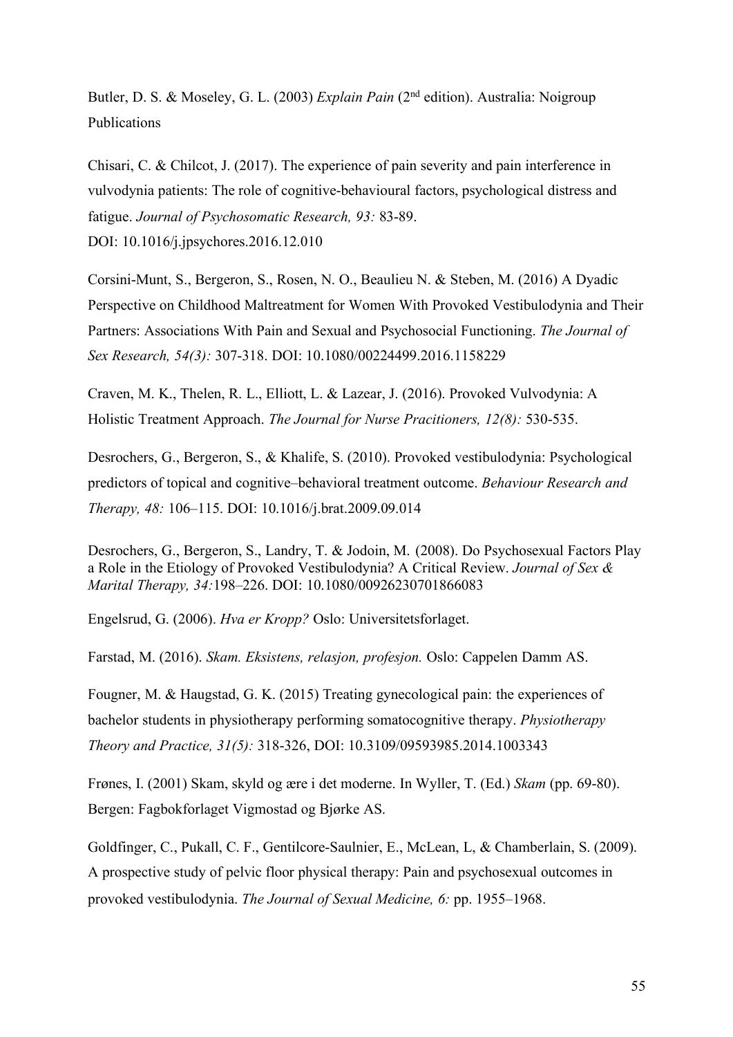Butler, D. S. & Moseley, G. L. (2003) *Explain Pain* (2nd edition). Australia: Noigroup Publications

Chisari, C. & Chilcot, J. (2017). The experience of pain severity and pain interference in vulvodynia patients: The role of cognitive-behavioural factors, psychological distress and fatigue. *Journal of Psychosomatic Research, 93:* 83-89. DOI: 10.1016/j.jpsychores.2016.12.010

Corsini-Munt, S., Bergeron, S., Rosen, N. O., Beaulieu N. & Steben, M. (2016) A Dyadic Perspective on Childhood Maltreatment for Women With Provoked Vestibulodynia and Their Partners: Associations With Pain and Sexual and Psychosocial Functioning. *The Journal of Sex Research, 54(3):* 307-318. DOI: 10.1080/00224499.2016.1158229

Craven, M. K., Thelen, R. L., Elliott, L. & Lazear, J. (2016). Provoked Vulvodynia: A Holistic Treatment Approach. *The Journal for Nurse Pracitioners, 12(8):* 530-535.

Desrochers, G., Bergeron, S., & Khalife, S. (2010). Provoked vestibulodynia: Psychological predictors of topical and cognitive–behavioral treatment outcome. *Behaviour Research and Therapy, 48:* 106–115. DOI: 10.1016/j.brat.2009.09.014

Desrochers, G., Bergeron, S., Landry, T. & Jodoin, M. (2008). Do Psychosexual Factors Play a Role in the Etiology of Provoked Vestibulodynia? A Critical Review. *Journal of Sex & Marital Therapy, 34:*198–226. DOI: 10.1080/00926230701866083

Engelsrud, G. (2006). *Hva er Kropp?* Oslo: Universitetsforlaget.

Farstad, M. (2016). *Skam. Eksistens, relasjon, profesjon.* Oslo: Cappelen Damm AS.

Fougner, M. & Haugstad, G. K. (2015) Treating gynecological pain: the experiences of bachelor students in physiotherapy performing somatocognitive therapy. *Physiotherapy Theory and Practice, 31(5):* 318-326, DOI: 10.3109/09593985.2014.1003343

Frønes, I. (2001) Skam, skyld og ære i det moderne. In Wyller, T. (Ed.) *Skam* (pp. 69-80). Bergen: Fagbokforlaget Vigmostad og Bjørke AS.

Goldfinger, C., Pukall, C. F., Gentilcore-Saulnier, E., McLean, L, & Chamberlain, S. (2009). A prospective study of pelvic floor physical therapy: Pain and psychosexual outcomes in provoked vestibulodynia. *The Journal of Sexual Medicine, 6:* pp. 1955–1968.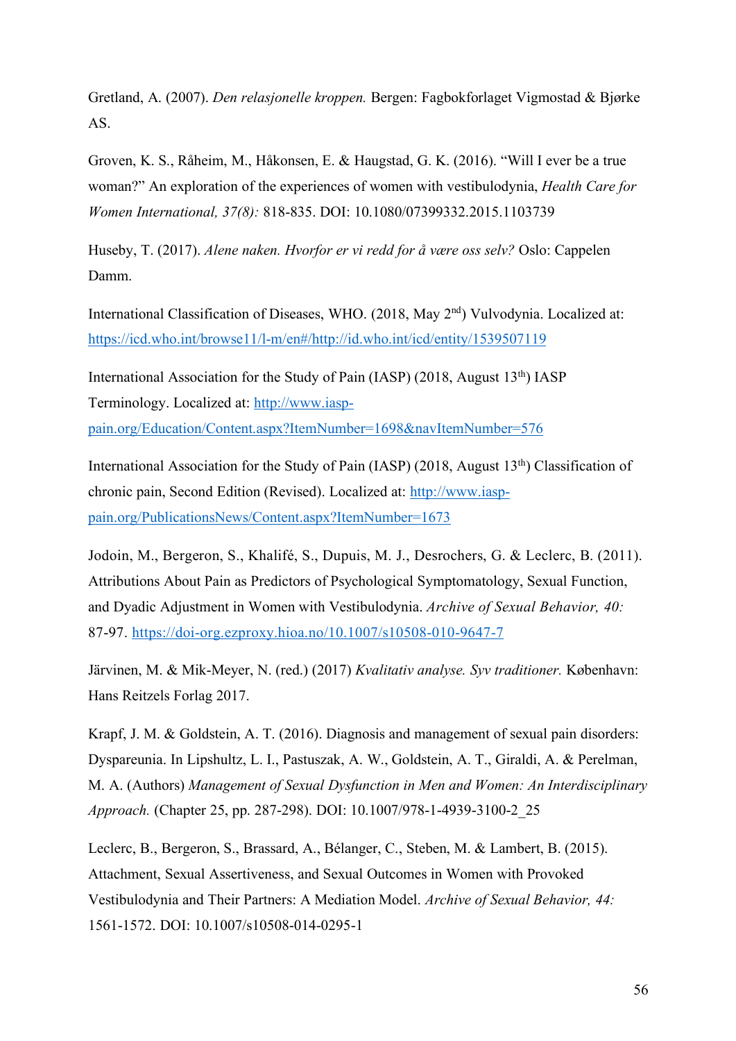Gretland, A. (2007). *Den relasjonelle kroppen.* Bergen: Fagbokforlaget Vigmostad & Bjørke AS.

Groven, K. S., Råheim, M., Håkonsen, E. & Haugstad, G. K. (2016). "Will I ever be a true woman?" An exploration of the experiences of women with vestibulodynia, *Health Care for Women International, 37(8):* 818-835. DOI: 10.1080/07399332.2015.1103739

Huseby, T. (2017). *Alene naken. Hvorfor er vi redd for å være oss selv?* Oslo: Cappelen Damm.

International Classification of Diseases, WHO. (2018, May 2nd) Vulvodynia. Localized at: https://icd.who.int/browse11/l-m/en#/http://id.who.int/icd/entity/1539507119

International Association for the Study of Pain (IASP) (2018, August 13th) IASP Terminology. Localized at: http://www.iasp-pain.org/Education/Content.aspx?ItemNumber=1698&navItemNumber=576

International Association for the Study of Pain (IASP) (2018, August 13th) Classification of chronic pain, Second Edition (Revised). Localized at: http://www.iasp-pain.org/PublicationsNews/Content.aspx?ItemNumber=1673

Jodoin, M., Bergeron, S., Khalifé, S., Dupuis, M. J., Desrochers, G. & Leclerc, B. (2011). Attributions About Pain as Predictors of Psychological Symptomatology, Sexual Function, and Dyadic Adjustment in Women with Vestibulodynia. *Archive of Sexual Behavior, 40:* 87-97. https://doi-org.ezproxy.hioa.no/10.1007/s10508-010-9647-7

Järvinen, M. & Mik-Meyer, N. (red.) (2017) *Kvalitativ analyse. Syv traditioner.* København: Hans Reitzels Forlag 2017.

Krapf, J. M. & Goldstein, A. T. (2016). Diagnosis and management of sexual pain disorders: Dyspareunia. In Lipshultz, L. I., Pastuszak, A. W., Goldstein, A. T., Giraldi, A. & Perelman, M. A. (Authors) *Management of Sexual Dysfunction in Men and Women: An Interdisciplinary Approach.* (Chapter 25, pp. 287-298). DOI: 10.1007/978-1-4939-3100-2_25

Leclerc, B., Bergeron, S., Brassard, A., Bélanger, C., Steben, M. & Lambert, B. (2015). Attachment, Sexual Assertiveness, and Sexual Outcomes in Women with Provoked Vestibulodynia and Their Partners: A Mediation Model. *Archive of Sexual Behavior, 44:* 1561-1572. DOI: 10.1007/s10508-014-0295-1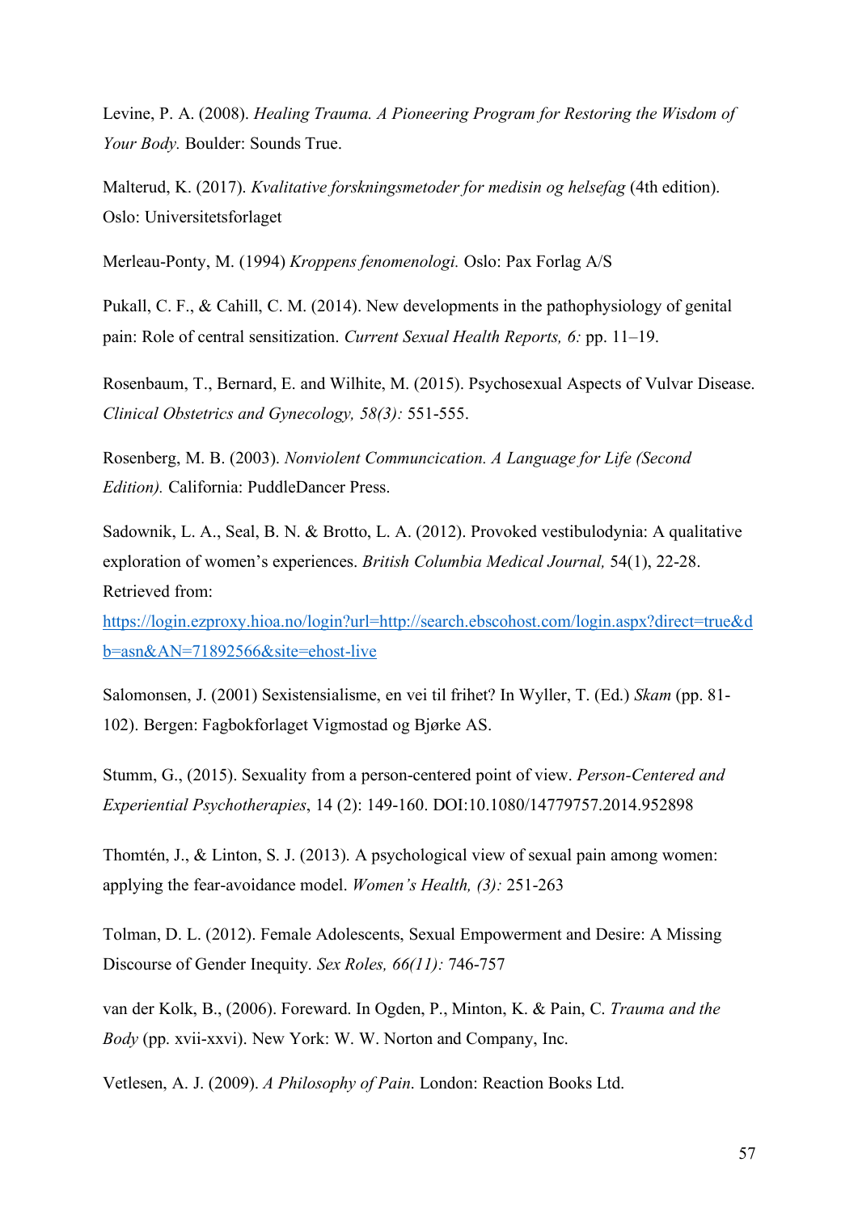Levine, P. A. (2008). *Healing Trauma. A Pioneering Program for Restoring the Wisdom of Your Body.* Boulder: Sounds True.

Malterud, K. (2017). *Kvalitative forskningsmetoder for medisin og helsefag* (4th edition). Oslo: Universitetsforlaget

Merleau-Ponty, M. (1994) *Kroppens fenomenologi.* Oslo: Pax Forlag A/S

Pukall, C. F., & Cahill, C. M. (2014). New developments in the pathophysiology of genital pain: Role of central sensitization. *Current Sexual Health Reports, 6:* pp. 11–19.

Rosenbaum, T., Bernard, E. and Wilhite, M. (2015). Psychosexual Aspects of Vulvar Disease. *Clinical Obstetrics and Gynecology, 58(3):* 551-555.

Rosenberg, M. B. (2003). *Nonviolent Communcication. A Language for Life (Second Edition).* California: PuddleDancer Press.

Sadownik, L. A., Seal, B. N. & Brotto, L. A. (2012). Provoked vestibulodynia: A qualitative exploration of women's experiences. *British Columbia Medical Journal,* 54(1), 22-28. Retrieved from: [https://login.ezproxy.hioa.no/login?url=http://search.ebscohost.com/login.aspx?direct=true&db=asn&AN=71892566&site=ehost-live](https://login.ezproxy.hioa.no/login?url=http://search.ebscohost.com/login.aspx?direct=true&db=asn&AN=71892566&site=ehost-live)

Salomonsen, J. (2001) Sexistensialisme, en vei til frihet? In Wyller, T. (Ed.) *Skam* (pp. 81-102). Bergen: Fagbokforlaget Vigmostad og Bjørke AS.

Stumm, G., (2015). Sexuality from a person-centered point of view. *Person-Centered and Experiential Psychotherapies*, 14 (2): 149-160. DOI:10.1080/14779757.2014.952898

Thomtén, J., & Linton, S. J. (2013). A psychological view of sexual pain among women: applying the fear-avoidance model. *Women's Health, (3):* 251-263

Tolman, D. L. (2012). Female Adolescents, Sexual Empowerment and Desire: A Missing Discourse of Gender Inequity. *Sex Roles, 66(11):* 746-757

van der Kolk, B., (2006). Foreward. In Ogden, P., Minton, K. & Pain, C. *Trauma and the Body* (pp. xvii-xxvi). New York: W. W. Norton and Company, Inc.

Vetlesen, A. J. (2009). *A Philosophy of Pain*. London: Reaction Books Ltd.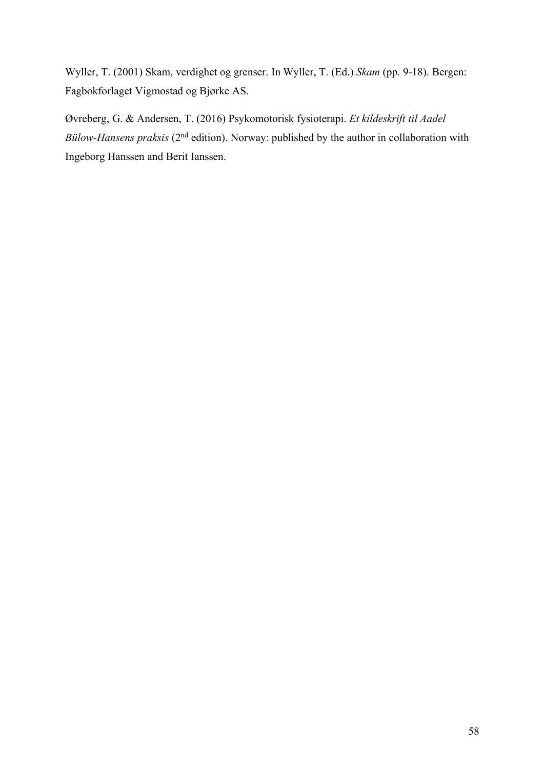Wyller, T. (2001) Skam, verdighet og grenser. In Wyller, T. (Ed.) *Skam* (pp. 9-18). Bergen: Fagbokforlaget Vigmostad og Bjørke AS.

Øvreberg, G. & Andersen, T. (2016) Psykomotorisk fysioterapi. *Et kildeskrift til Aadel Bülow-Hansens praksis* (2nd edition). Norway: published by the author in collaboration with Ingeborg Hanssen and Berit Ianssen.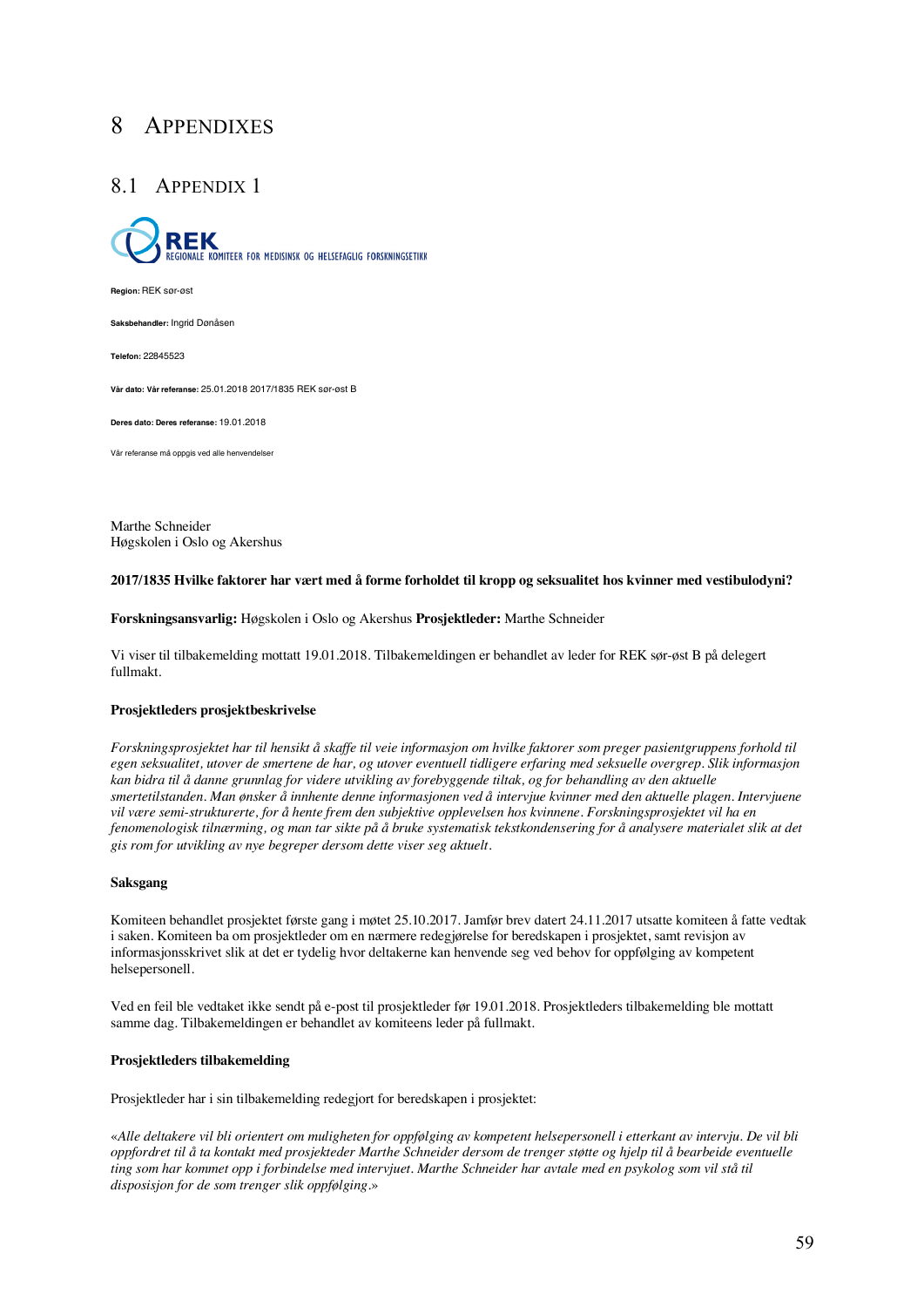# 8 APPENDIXES

## 8.1 APPENDIX 1

REK
REGIONALE KOMITEER FOR MEDISINSK OG HELSEFAGLIG FORSKNINGSETIKK

**Region:** REK sør-øst

**Saksbehandler:** Ingrid Dønåsen

**Telefon:** 22845523

**Vår dato: Vår referanse:** 25.01.2018 2017/1835 REK sør-øst B

**Deres dato: Deres referanse:** 19.01.2018

Vår referanse må oppgis ved alle henvendelser

Marthe Schneider
Høgskolen i Oslo og Akershus

**2017/1835 Hvilke faktorer har vært med å forme forholdet til kropp og seksualitet hos kvinner med vestibulodyni?**

**Forskningsansvarlig:** Høgskolen i Oslo og Akershus **Prosjektleder:** Marthe Schneider

Vi viser til tilbakemelding mottatt 19.01.2018. Tilbakemeldingen er behandlet av leder for REK sør-øst B på delegert fullmakt.

**Prosjektleders prosjektbeskrivelse**

*Forskningsprosjektet har til hensikt å skaffe til veie informasjon om hvilke faktorer som preger pasientgruppens forhold til egen seksualitet, utover de smertene de har, og utover eventuell tidligere erfaring med seksuelle overgrep. Slik informasjon kan bidra til å danne grunnlag for videre utvikling av forebyggende tiltak, og for behandling av den aktuelle smertetilstanden. Man ønsker å innhente denne informasjonen ved å intervjue kvinner med den aktuelle plagen. Intervjuene vil være semi-strukturerte, for å hente frem den subjektive opplevelsen hos kvinnene. Forskningsprosjektet vil ha en fenomenologisk tilnærming, og man tar sikte på å bruke systematisk tekstkondensering for å analysere materialet slik at det gis rom for utvikling av nye begreper dersom dette viser seg aktuelt.*

**Saksgang**

Komiteen behandlet prosjektet første gang i møtet 25.10.2017. Jamfør brev datert 24.11.2017 utsatte komiteen å fatte vedtak i saken. Komiteen ba om prosjektleder om en nærmere redegjørelse for beredskapen i prosjektet, samt revisjon av informasjonsskrivet slik at det er tydelig hvor deltakerne kan henvende seg ved behov for oppfølging av kompetent helsepersonell.

Ved en feil ble vedtaket ikke sendt på e-post til prosjektleder før 19.01.2018. Prosjektleders tilbakemelding ble mottatt samme dag. Tilbakemeldingen er behandlet av komiteens leder på fullmakt.

**Prosjektleders tilbakemelding**

Prosjektleder har i sin tilbakemelding redegjort for beredskapen i prosjektet:

*«Alle deltakere vil bli orientert om muligheten for oppfølging av kompetent helsepersonell i etterkant av intervju. De vil bli oppfordret til å ta kontakt med prosjekteder Marthe Schneider dersom de trenger støtte og hjelp til å bearbeide eventuelle ting som har kommet opp i forbindelse med intervjuet. Marthe Schneider har avtale med en psykolog som vil stå til disposisjon for de som trenger slik oppfølging.»*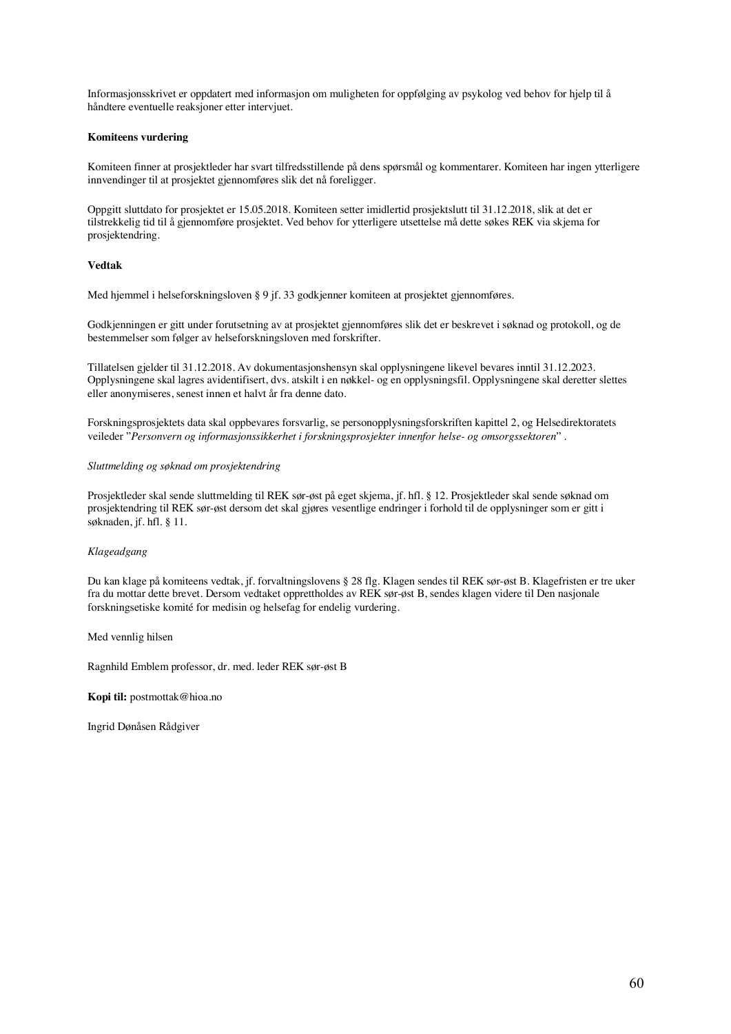Informasjonsskrivet er oppdatert med informasjon om muligheten for oppfølging av psykolog ved behov for hjelp til å håndtere eventuelle reaksjoner etter intervjuet.

**Komiteens vurdering**

Komiteen finner at prosjektleder har svart tilfredsstillende på dens spørsmål og kommentarer. Komiteen har ingen ytterligere innvendinger til at prosjektet gjennomføres slik det nå foreligger.

Oppgitt sluttdato for prosjektet er 15.05.2018. Komiteen setter imidlertid prosjektslutt til 31.12.2018, slik at det er tilstrekkelig tid til å gjennomføre prosjektet. Ved behov for ytterligere utsettelse må dette søkes REK via skjema for prosjektendring.

**Vedtak**

Med hjemmel i helseforskningsloven § 9 jf. 33 godkjenner komiteen at prosjektet gjennomføres.

Godkjenningen er gitt under forutsetning av at prosjektet gjennomføres slik det er beskrevet i søknad og protokoll, og de bestemmelser som følger av helseforskningsloven med forskrifter.

Tillatelsen gjelder til 31.12.2018. Av dokumentasjonshensyn skal opplysningene likevel bevares inntil 31.12.2023. Opplysningene skal lagres avidentifisert, dvs. atskilt i en nøkkel- og en opplysningsfil. Opplysningene skal deretter slettes eller anonymiseres, senest innen et halvt år fra denne dato.

Forskningsprosjektets data skal oppbevares forsvarlig, se personopplysningsforskriften kapittel 2, og Helsedirektoratets veileder "*Personvern og informasjonssikkerhet i forskningsprosjekter innenfor helse- og omsorgssektoren*" .

*Sluttmelding og søknad om prosjektendring*

Prosjektleder skal sende sluttmelding til REK sør-øst på eget skjema, jf. hfl. § 12. Prosjektleder skal sende søknad om prosjektendring til REK sør-øst dersom det skal gjøres vesentlige endringer i forhold til de opplysninger som er gitt i søknaden, jf. hfl. § 11.

*Klageadgang*

Du kan klage på komiteens vedtak, jf. forvaltningslovens § 28 flg. Klagen sendes til REK sør-øst B. Klagefristen er tre uker fra du mottar dette brevet. Dersom vedtaket opprettholdes av REK sør-øst B, sendes klagen videre til Den nasjonale forskningsetiske komité for medisin og helsefag for endelig vurdering.

Med vennlig hilsen

Ragnhild Emblem professor, dr. med. leder REK sør-øst B

**Kopi til:** postmottak@hioa.no

Ingrid Dønåsen Rådgiver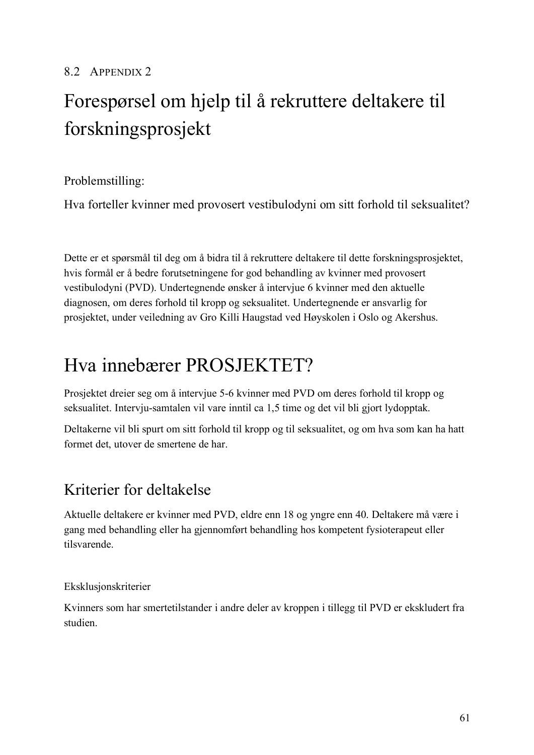### 8.2 Appendix 2

# Forespørsel om hjelp til å rekruttere deltakere til forskningsprosjekt

Problemstilling:

Hva forteller kvinner med provosert vestibulodyni om sitt forhold til seksualitet?

Dette er et spørsmål til deg om å bidra til å rekruttere deltakere til dette forskningsprosjektet, hvis formål er å bedre forutsetningene for god behandling av kvinner med provosert vestibulodyni (PVD). Undertegnende ønsker å intervjue 6 kvinner med den aktuelle diagnosen, om deres forhold til kropp og seksualitet. Undertegnende er ansvarlig for prosjektet, under veiledning av Gro Killi Haugstad ved Høyskolen i Oslo og Akershus.

# Hva innebærer PROSJEKTET?

Prosjektet dreier seg om å intervjue 5-6 kvinner med PVD om deres forhold til kropp og seksualitet. Intervju-samtalen vil vare inntil ca 1,5 time og det vil bli gjort lydopptak.

Deltakerne vil bli spurt om sitt forhold til kropp og til seksualitet, og om hva som kan ha hatt formet det, utover de smertene de har.

## Kriterier for deltakelse

Aktuelle deltakere er kvinner med PVD, eldre enn 18 og yngre enn 40. Deltakere må være i gang med behandling eller ha gjennomført behandling hos kompetent fysioterapeut eller tilsvarende.

### Eksklusjonskriterier

Kvinners som har smertetilstander i andre deler av kroppen i tillegg til PVD er ekskludert fra studien.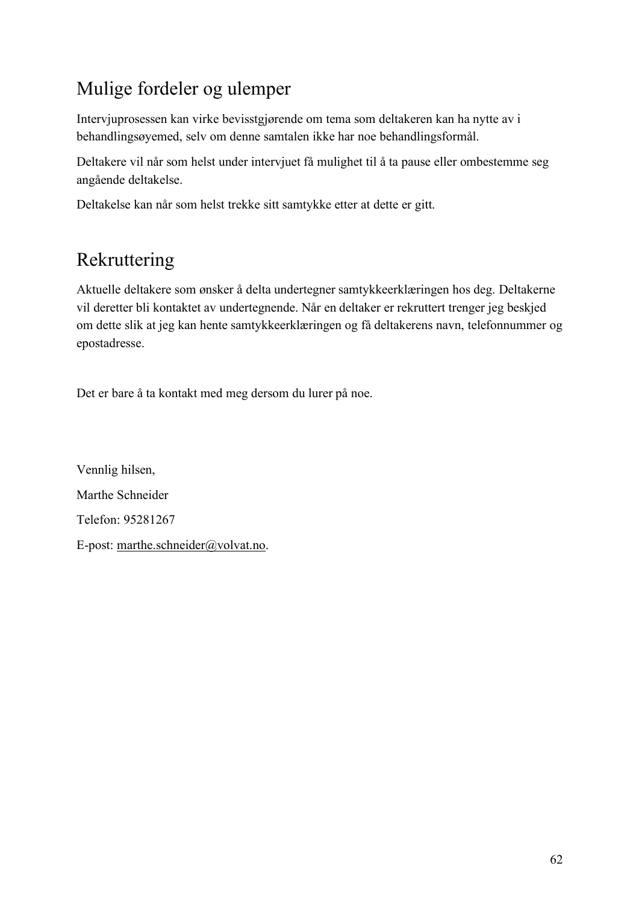## Mulige fordeler og ulemper

Intervjuprosessen kan virke bevisstgjørende om tema som deltakeren kan ha nytte av i behandlingsøyemed, selv om denne samtalen ikke har noe behandlingsformål.

Deltakere vil når som helst under intervjuet få mulighet til å ta pause eller ombestemme seg angående deltakelse.

Deltakelse kan når som helst trekke sitt samtykke etter at dette er gitt.

## Rekruttering

Aktuelle deltakere som ønsker å delta undertegner samtykkeerklæringen hos deg. Deltakerne vil deretter bli kontaktet av undertegnende. Når en deltaker er rekruttert trenger jeg beskjed om dette slik at jeg kan hente samtykkeerklæringen og få deltakerens navn, telefonnummer og epostadresse.

Det er bare å ta kontakt med meg dersom du lurer på noe.

Vennlig hilsen,

Marthe Schneider

Telefon: 95281267

E-post: marthe.schneider@volvat.no.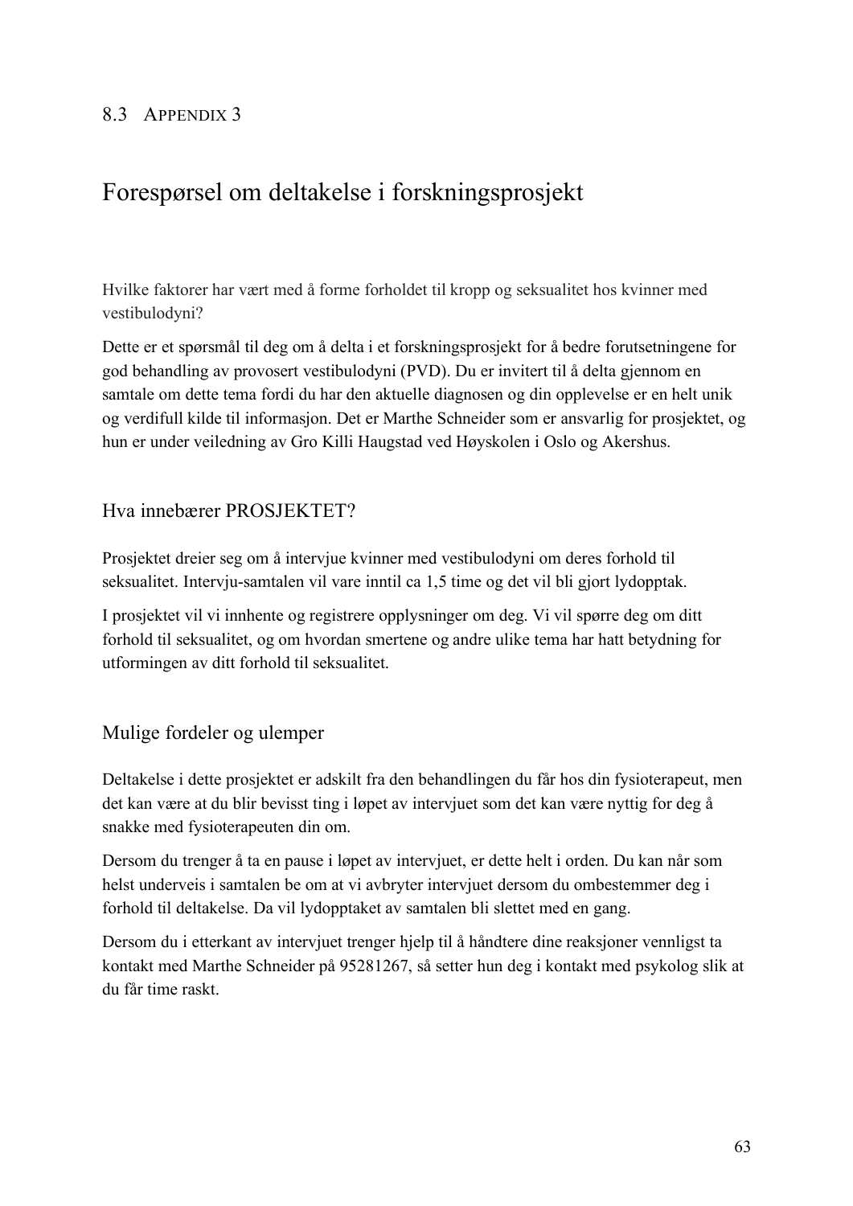## 8.3 Appendix 3

# Forespørsel om deltakelse i forskningsprosjekt

Hvilke faktorer har vært med å forme forholdet til kropp og seksualitet hos kvinner med vestibulodyni?

Dette er et spørsmål til deg om å delta i et forskningsprosjekt for å bedre forutsetningene for god behandling av provosert vestibulodyni (PVD). Du er invitert til å delta gjennom en samtale om dette tema fordi du har den aktuelle diagnosen og din opplevelse er en helt unik og verdifull kilde til informasjon. Det er Marthe Schneider som er ansvarlig for prosjektet, og hun er under veiledning av Gro Killi Haugstad ved Høyskolen i Oslo og Akershus.

## Hva innebærer PROSJEKTET?

Prosjektet dreier seg om å intervjue kvinner med vestibulodyni om deres forhold til seksualitet. Intervju-samtalen vil vare inntil ca 1,5 time og det vil bli gjort lydopptak.

I prosjektet vil vi innhente og registrere opplysninger om deg. Vi vil spørre deg om ditt forhold til seksualitet, og om hvordan smertene og andre ulike tema har hatt betydning for utformingen av ditt forhold til seksualitet.

## Mulige fordeler og ulemper

Deltakelse i dette prosjektet er adskilt fra den behandlingen du får hos din fysioterapeut, men det kan være at du blir bevisst ting i løpet av intervjuet som det kan være nyttig for deg å snakke med fysioterapeuten din om.

Dersom du trenger å ta en pause i løpet av intervjuet, er dette helt i orden. Du kan når som helst underveis i samtalen be om at vi avbryter intervjuet dersom du ombestemmer deg i forhold til deltakelse. Da vil lydopptaket av samtalen bli slettet med en gang.

Dersom du i etterkant av intervjuet trenger hjelp til å håndtere dine reaksjoner vennligst ta kontakt med Marthe Schneider på 95281267, så setter hun deg i kontakt med psykolog slik at du får time raskt.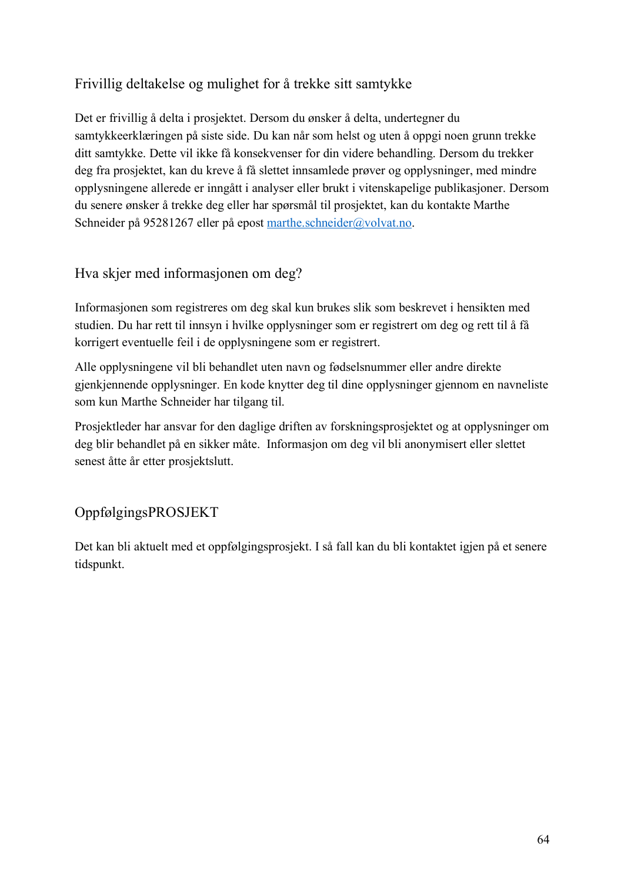## Frivillig deltakelse og mulighet for å trekke sitt samtykke

Det er frivillig å delta i prosjektet. Dersom du ønsker å delta, undertegner du samtykkeerklæringen på siste side. Du kan når som helst og uten å oppgi noen grunn trekke ditt samtykke. Dette vil ikke få konsekvenser for din videre behandling. Dersom du trekker deg fra prosjektet, kan du kreve å få slettet innsamlede prøver og opplysninger, med mindre opplysningene allerede er inngått i analyser eller brukt i vitenskapelige publikasjoner. Dersom du senere ønsker å trekke deg eller har spørsmål til prosjektet, kan du kontakte Marthe Schneider på 95281267 eller på epost marthe.schneider@volvat.no.

## Hva skjer med informasjonen om deg?

Informasjonen som registreres om deg skal kun brukes slik som beskrevet i hensikten med studien. Du har rett til innsyn i hvilke opplysninger som er registrert om deg og rett til å få korrigert eventuelle feil i de opplysningene som er registrert.

Alle opplysningene vil bli behandlet uten navn og fødselsnummer eller andre direkte gjenkjennende opplysninger. En kode knytter deg til dine opplysninger gjennom en navneliste som kun Marthe Schneider har tilgang til.

Prosjektleder har ansvar for den daglige driften av forskningsprosjektet og at opplysninger om deg blir behandlet på en sikker måte. Informasjon om deg vil bli anonymisert eller slettet senest åtte år etter prosjektslutt.

## OppfølgingsPROSJEKT

Det kan bli aktuelt med et oppfølgingsprosjekt. I så fall kan du bli kontaktet igjen på et senere tidspunkt.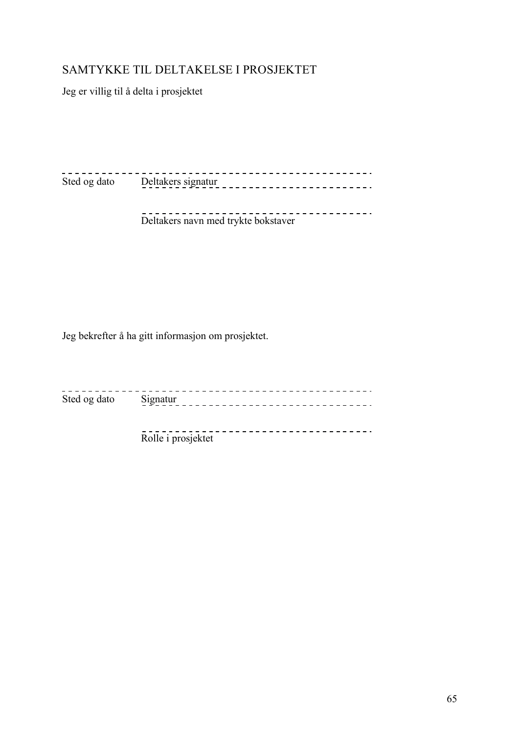## SAMTYKKE TIL DELTAKELSE I PROSJEKTET

Jeg er villig til å delta i prosjektet

- - - - - - - - - - - - - - - - - - - - - - - - - - - - - - - - - - - - - - - - - - - -

Sted og dato  Deltakers signatur

- - - - - - - - - - - - - - - - - - - - - - - - - - - - - - - - - - -

Deltakers navn med trykte bokstaver

Jeg bekrefter å ha gitt informasjon om prosjektet.

- - - - - - - - - - - - - - - - - - - - - - - - - - - - - - - - - - - - - - - - - - - -

Sted og dato  Signatur

- - - - - - - - - - - - - - - - - - - - - - - - - - - - - - - - - - -

Rolle i prosjektet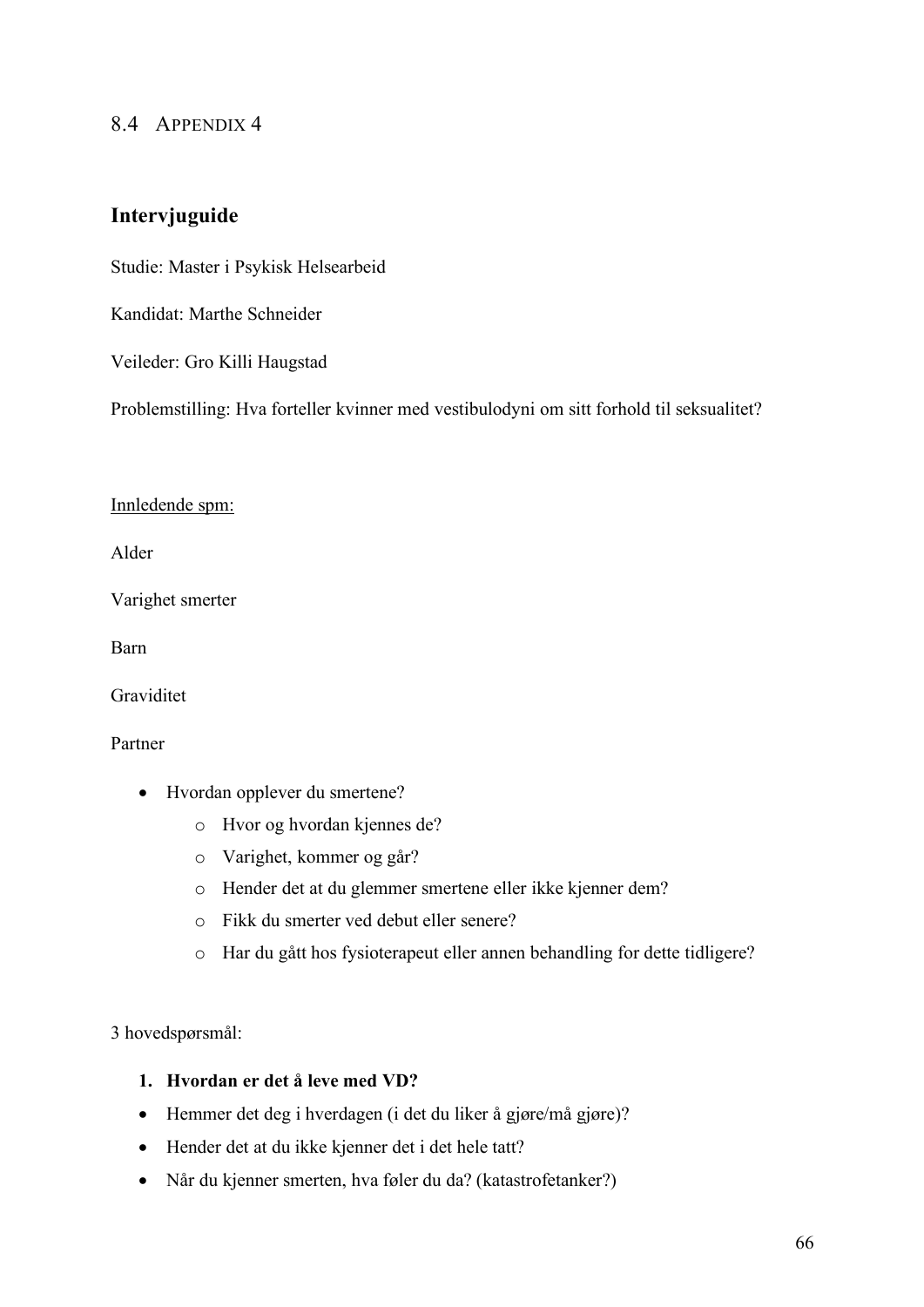## 8.4 Appendix 4

### Intervjuguide

Studie: Master i Psykisk Helsearbeid

Kandidat: Marthe Schneider

Veileder: Gro Killi Haugstad

Problemstilling: Hva forteller kvinner med vestibulodyni om sitt forhold til seksualitet?

<u>Innledende spm:</u>

Alder

Varighet smerter

Barn

Graviditet

Partner

- Hvordan opplever du smertene?
  - Hvor og hvordan kjennes de?
  - Varighet, kommer og går?
  - Hender det at du glemmer smertene eller ikke kjenner dem?
  - Fikk du smerter ved debut eller senere?
  - Har du gått hos fysioterapeut eller annen behandling for dette tidligere?

3 hovedspørsmål:

1. **Hvordan er det å leve med VD?**

- Hemmer det deg i hverdagen (i det du liker å gjøre/må gjøre)?
- Hender det at du ikke kjenner det i det hele tatt?
- Når du kjenner smerten, hva føler du da? (katastrofetanker?)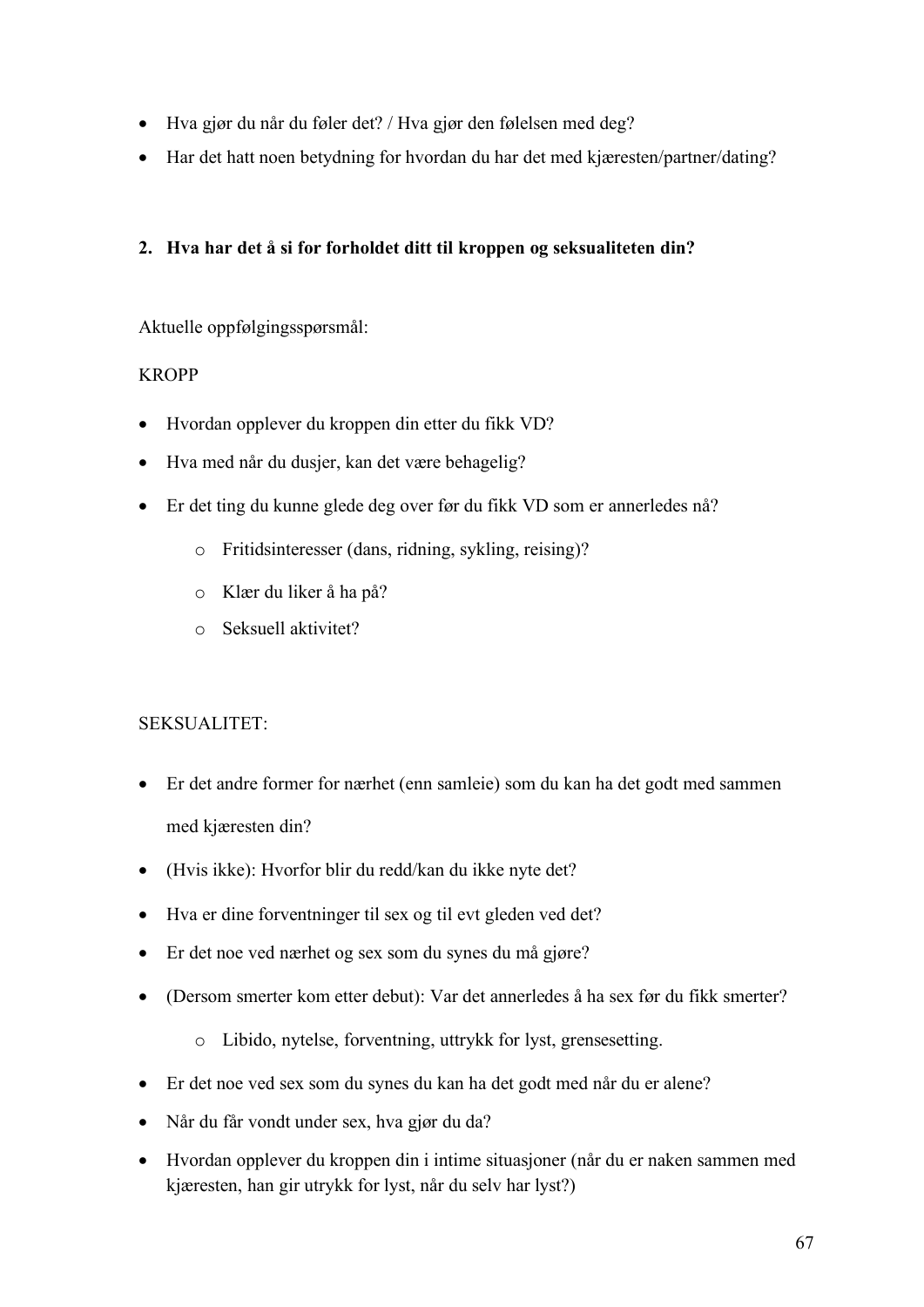- Hva gjør du når du føler det? / Hva gjør den følelsen med deg?
- Har det hatt noen betydning for hvordan du har det med kjæresten/partner/dating?

**2. Hva har det å si for forholdet ditt til kroppen og seksualiteten din?**

Aktuelle oppfølgingsspørsmål:

KROPP

- Hvordan opplever du kroppen din etter du fikk VD?
- Hva med når du dusjer, kan det være behagelig?
- Er det ting du kunne glede deg over før du fikk VD som er annerledes nå?
  - Fritidsinteresser (dans, ridning, sykling, reising)?
  - Klær du liker å ha på?
  - Seksuell aktivitet?

SEKSUALITET:

- Er det andre former for nærhet (enn samleie) som du kan ha det godt med sammen med kjæresten din?
- (Hvis ikke): Hvorfor blir du redd/kan du ikke nyte det?
- Hva er dine forventninger til sex og til evt gleden ved det?
- Er det noe ved nærhet og sex som du synes du må gjøre?
- (Dersom smerter kom etter debut): Var det annerledes å ha sex før du fikk smerter?
  - Libido, nytelse, forventning, uttrykk for lyst, grensesetting.
- Er det noe ved sex som du synes du kan ha det godt med når du er alene?
- Når du får vondt under sex, hva gjør du da?
- Hvordan opplever du kroppen din i intime situasjoner (når du er naken sammen med kjæresten, han gir utrykk for lyst, når du selv har lyst?)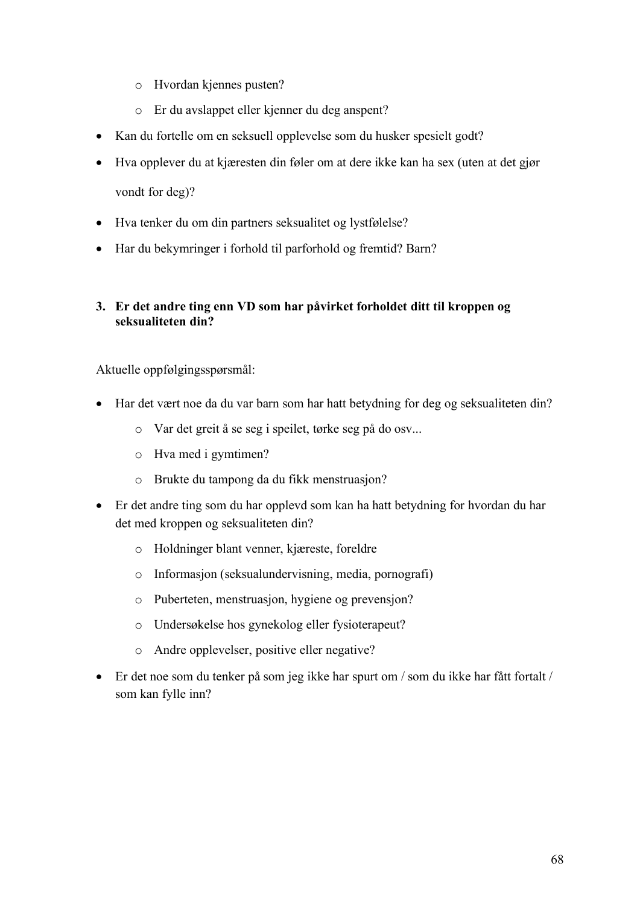- Hvordan kjennes pusten?
  - Er du avslappet eller kjenner du deg anspent?
- Kan du fortelle om en seksuell opplevelse som du husker spesielt godt?
- Hva opplever du at kjæresten din føler om at dere ikke kan ha sex (uten at det gjør vondt for deg)?
- Hva tenker du om din partners seksualitet og lystfølelse?
- Har du bekymringer i forhold til parforhold og fremtid? Barn?

**3. Er det andre ting enn VD som har påvirket forholdet ditt til kroppen og seksualiteten din?**

Aktuelle oppfølgingsspørsmål:

- Har det vært noe da du var barn som har hatt betydning for deg og seksualiteten din?
  - Var det greit å se seg i speilet, tørke seg på do osv...
  - Hva med i gymtimen?
  - Brukte du tampong da du fikk menstruasjon?
- Er det andre ting som du har opplevd som kan ha hatt betydning for hvordan du har det med kroppen og seksualiteten din?
  - Holdninger blant venner, kjæreste, foreldre
  - Informasjon (seksualundervisning, media, pornografi)
  - Puberteten, menstruasjon, hygiene og prevensjon?
  - Undersøkelse hos gynekolog eller fysioterapeut?
  - Andre opplevelser, positive eller negative?
- Er det noe som du tenker på som jeg ikke har spurt om / som du ikke har fått fortalt / som kan fylle inn?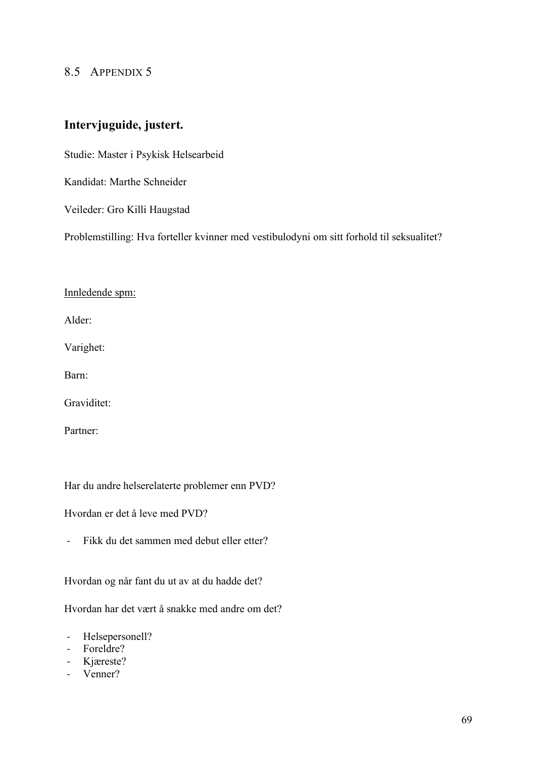## 8.5 APPENDIX 5

### Intervjuguide, justert.

Studie: Master i Psykisk Helsearbeid

Kandidat: Marthe Schneider

Veileder: Gro Killi Haugstad

Problemstilling: Hva forteller kvinner med vestibulodyni om sitt forhold til seksualitet?

<u>Innledende spm:</u>

Alder:

Varighet:

Barn:

Graviditet:

Partner:

Har du andre helserelaterte problemer enn PVD?

Hvordan er det å leve med PVD?

- Fikk du det sammen med debut eller etter?

Hvordan og når fant du ut av at du hadde det?

Hvordan har det vært å snakke med andre om det?

- Helsepersonell?
- Foreldre?
- Kjæreste?
- Venner?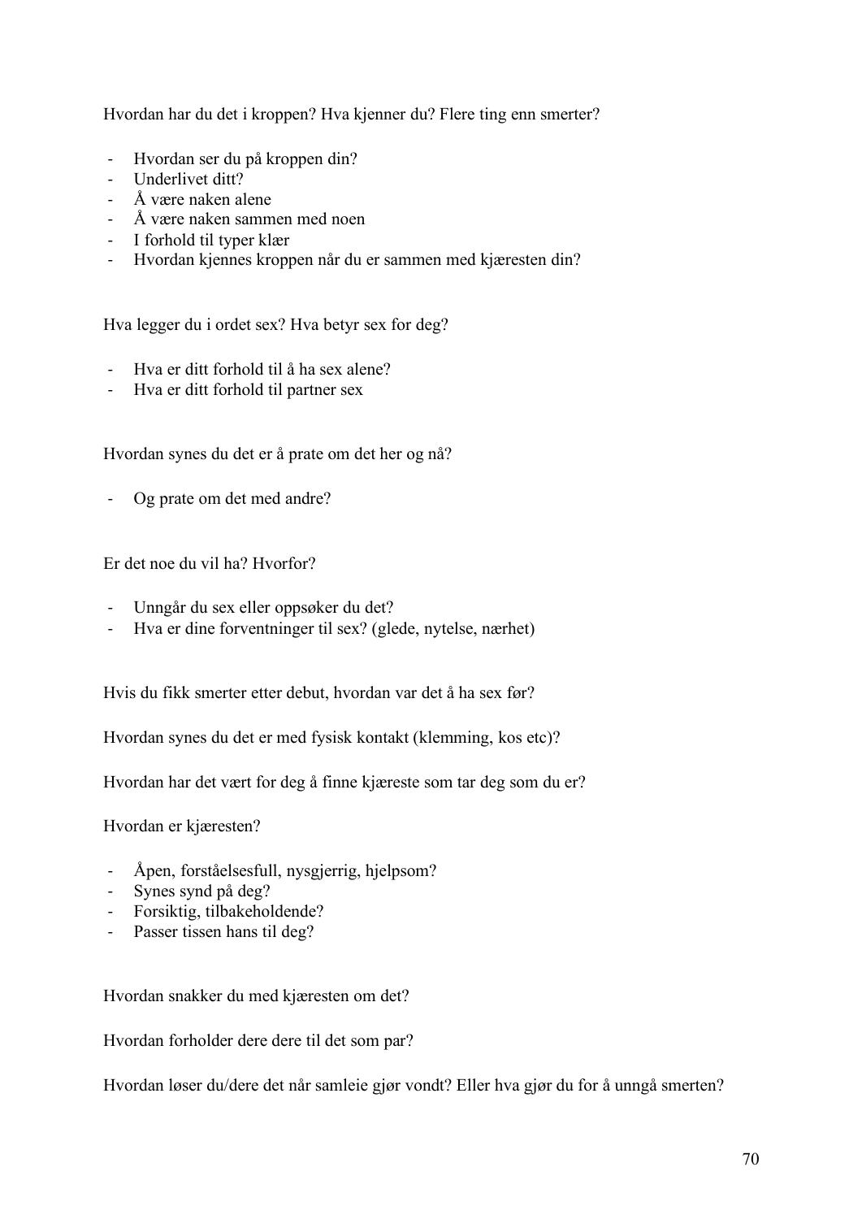Hvordan har du det i kroppen? Hva kjenner du? Flere ting enn smerter?

- Hvordan ser du på kroppen din?
- Underlivet ditt?
- Å være naken alene
- Å være naken sammen med noen
- I forhold til typer klær
- Hvordan kjennes kroppen når du er sammen med kjæresten din?

Hva legger du i ordet sex? Hva betyr sex for deg?

- Hva er ditt forhold til å ha sex alene?
- Hva er ditt forhold til partner sex

Hvordan synes du det er å prate om det her og nå?

- Og prate om det med andre?

Er det noe du vil ha? Hvorfor?

- Unngår du sex eller oppsøker du det?
- Hva er dine forventninger til sex? (glede, nytelse, nærhet)

Hvis du fikk smerter etter debut, hvordan var det å ha sex før?

Hvordan synes du det er med fysisk kontakt (klemming, kos etc)?

Hvordan har det vært for deg å finne kjæreste som tar deg som du er?

Hvordan er kjæresten?

- Åpen, forståelsesfull, nysgjerrig, hjelpsom?
- Synes synd på deg?
- Forsiktig, tilbakeholdende?
- Passer tissen hans til deg?

Hvordan snakker du med kjæresten om det?

Hvordan forholder dere dere til det som par?

Hvordan løser du/dere det når samleie gjør vondt? Eller hva gjør du for å unngå smerten?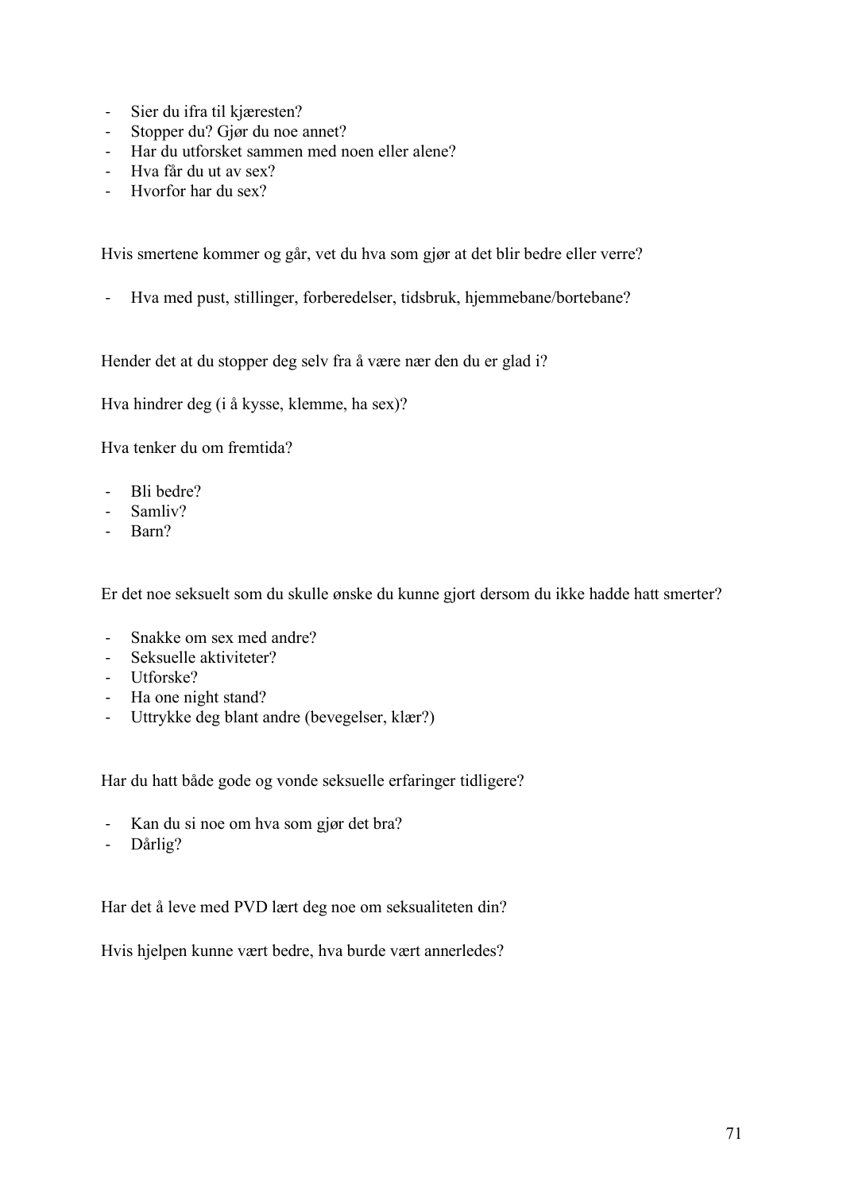- Sier du ifra til kjæresten?
- Stopper du? Gjør du noe annet?
- Har du utforsket sammen med noen eller alene?
- Hva får du ut av sex?
- Hvorfor har du sex?

Hvis smertene kommer og går, vet du hva som gjør at det blir bedre eller verre?

- Hva med pust, stillinger, forberedelser, tidsbruk, hjemmebane/bortebane?

Hender det at du stopper deg selv fra å være nær den du er glad i?

Hva hindrer deg (i å kysse, klemme, ha sex)?

Hva tenker du om fremtida?

- Bli bedre?
- Samliv?
- Barn?

Er det noe seksuelt som du skulle ønske du kunne gjort dersom du ikke hadde hatt smerter?

- Snakke om sex med andre?
- Seksuelle aktiviteter?
- Utforske?
- Ha one night stand?
- Uttrykke deg blant andre (bevegelser, klær?)

Har du hatt både gode og vonde seksuelle erfaringer tidligere?

- Kan du si noe om hva som gjør det bra?
- Dårlig?

Har det å leve med PVD lært deg noe om seksualiteten din?

Hvis hjelpen kunne vært bedre, hva burde vært annerledes?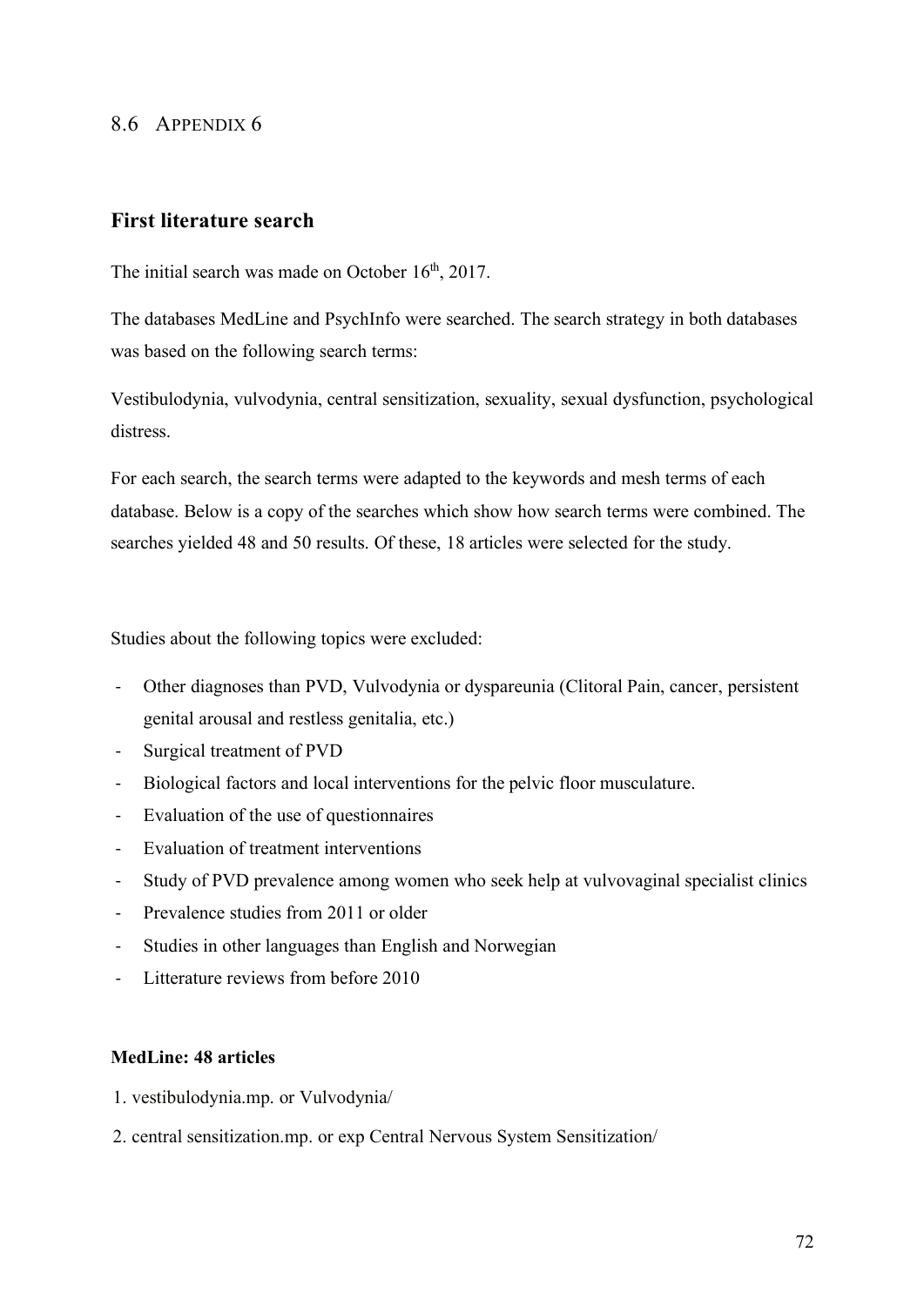## 8.6 Appendix 6

### First literature search

The initial search was made on October 16th, 2017.

The databases MedLine and PsychInfo were searched. The search strategy in both databases was based on the following search terms:

Vestibulodynia, vulvodynia, central sensitization, sexuality, sexual dysfunction, psychological distress.

For each search, the search terms were adapted to the keywords and mesh terms of each database. Below is a copy of the searches which show how search terms were combined. The searches yielded 48 and 50 results. Of these, 18 articles were selected for the study.

Studies about the following topics were excluded:

- Other diagnoses than PVD, Vulvodynia or dyspareunia (Clitoral Pain, cancer, persistent genital arousal and restless genitalia, etc.)
- Surgical treatment of PVD
- Biological factors and local interventions for the pelvic floor musculature.
- Evaluation of the use of questionnaires
- Evaluation of treatment interventions
- Study of PVD prevalence among women who seek help at vulvovaginal specialist clinics
- Prevalence studies from 2011 or older
- Studies in other languages than English and Norwegian
- Litterature reviews from before 2010

**MedLine: 48 articles**

1. vestibulodynia.mp. or Vulvodynia/
2. central sensitization.mp. or exp Central Nervous System Sensitization/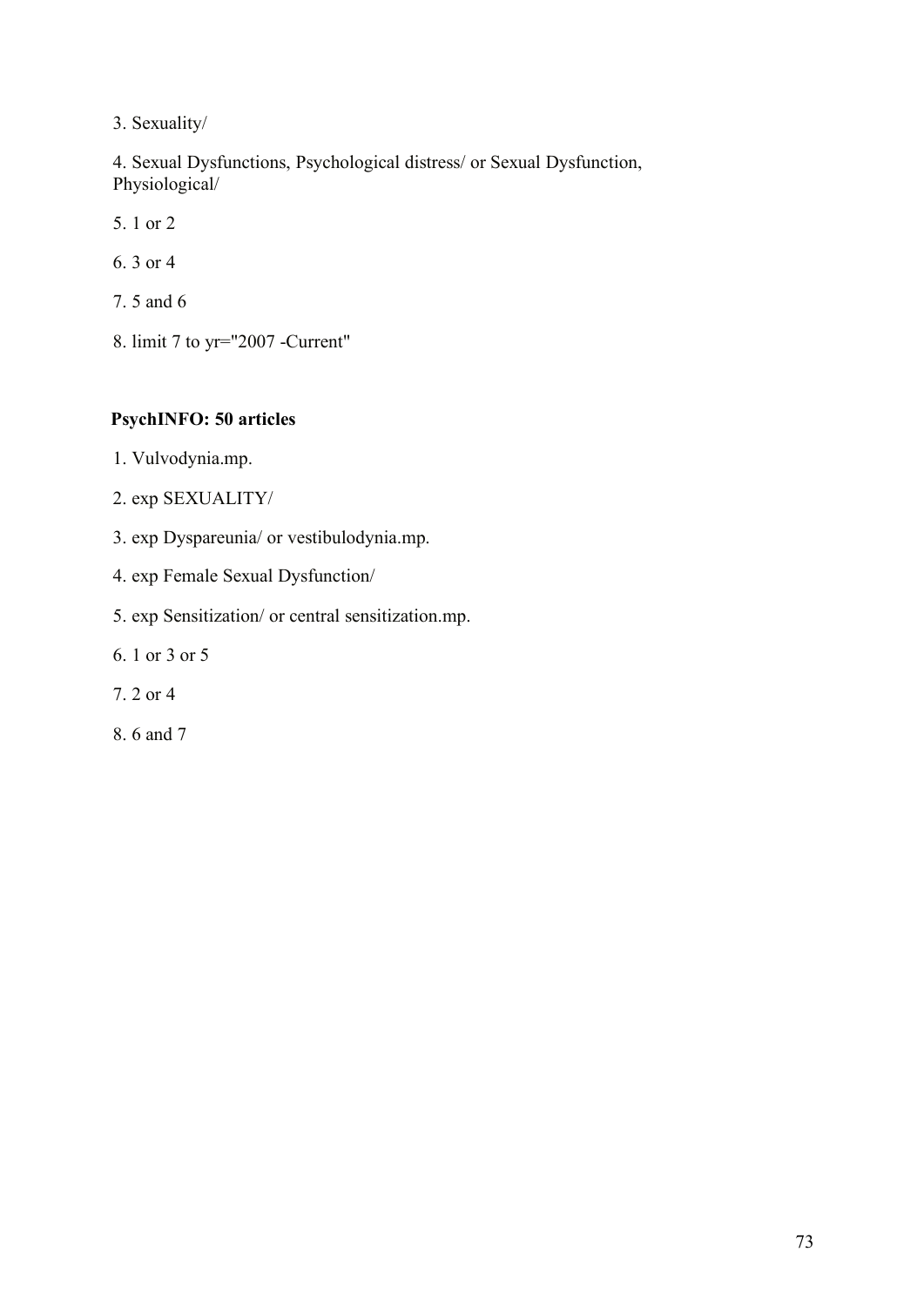3. Sexuality/

4. Sexual Dysfunctions, Psychological distress/ or Sexual Dysfunction, Physiological/

5. 1 or 2

6. 3 or 4

7. 5 and 6

8. limit 7 to yr="2007 -Current"

**PsychINFO: 50 articles**

1. Vulvodynia.mp.

2. exp SEXUALITY/

3. exp Dyspareunia/ or vestibulodynia.mp.

4. exp Female Sexual Dysfunction/

5. exp Sensitization/ or central sensitization.mp.

6. 1 or 3 or 5

7. 2 or 4

8. 6 and 7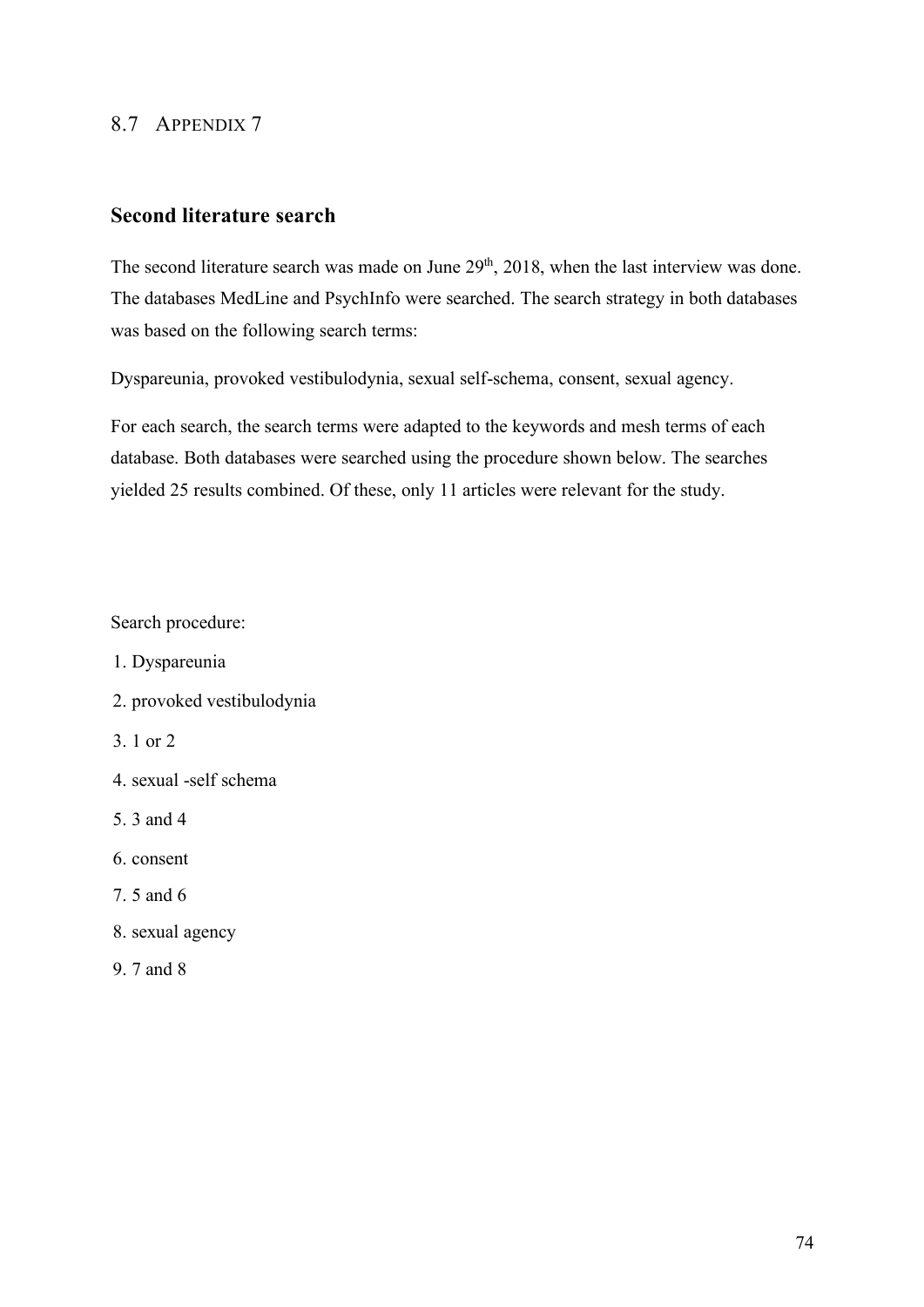## 8.7 Appendix 7

### Second literature search

The second literature search was made on June 29th, 2018, when the last interview was done. The databases MedLine and PsychInfo were searched. The search strategy in both databases was based on the following search terms:

Dyspareunia, provoked vestibulodynia, sexual self-schema, consent, sexual agency.

For each search, the search terms were adapted to the keywords and mesh terms of each database. Both databases were searched using the procedure shown below. The searches yielded 25 results combined. Of these, only 11 articles were relevant for the study.

Search procedure:

1. Dyspareunia
2. provoked vestibulodynia
3. 1 or 2
4. sexual -self schema
5. 3 and 4
6. consent
7. 5 and 6
8. sexual agency
9. 7 and 8